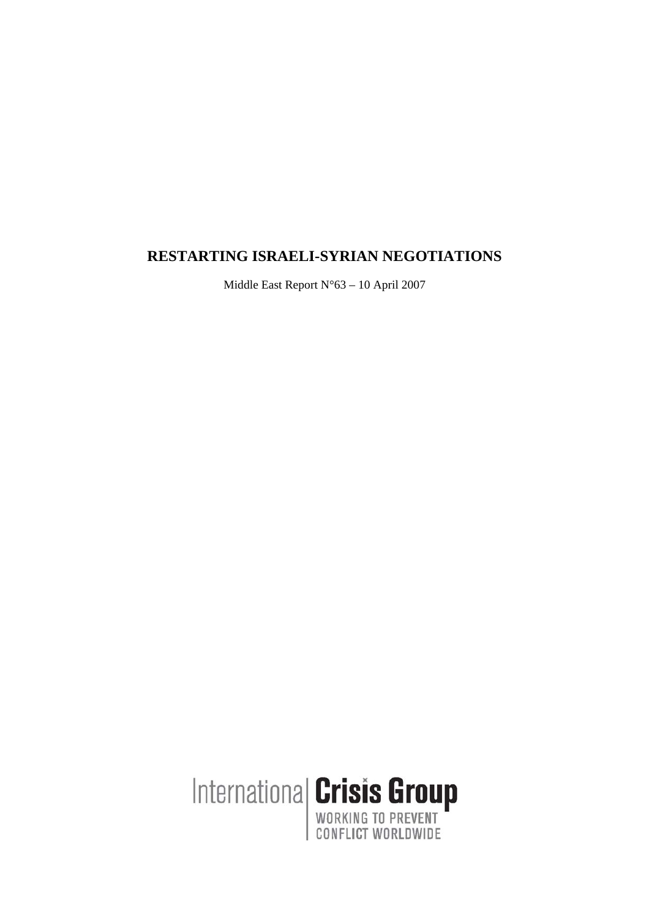# RESTARTING ISRAELI-SYRIAN NEGOTIATIONS

Middle East Report N°63 – 10 April 2007

International **Crisis Group**

WORKING TO PREVENT CONFLICT WORLDWIDE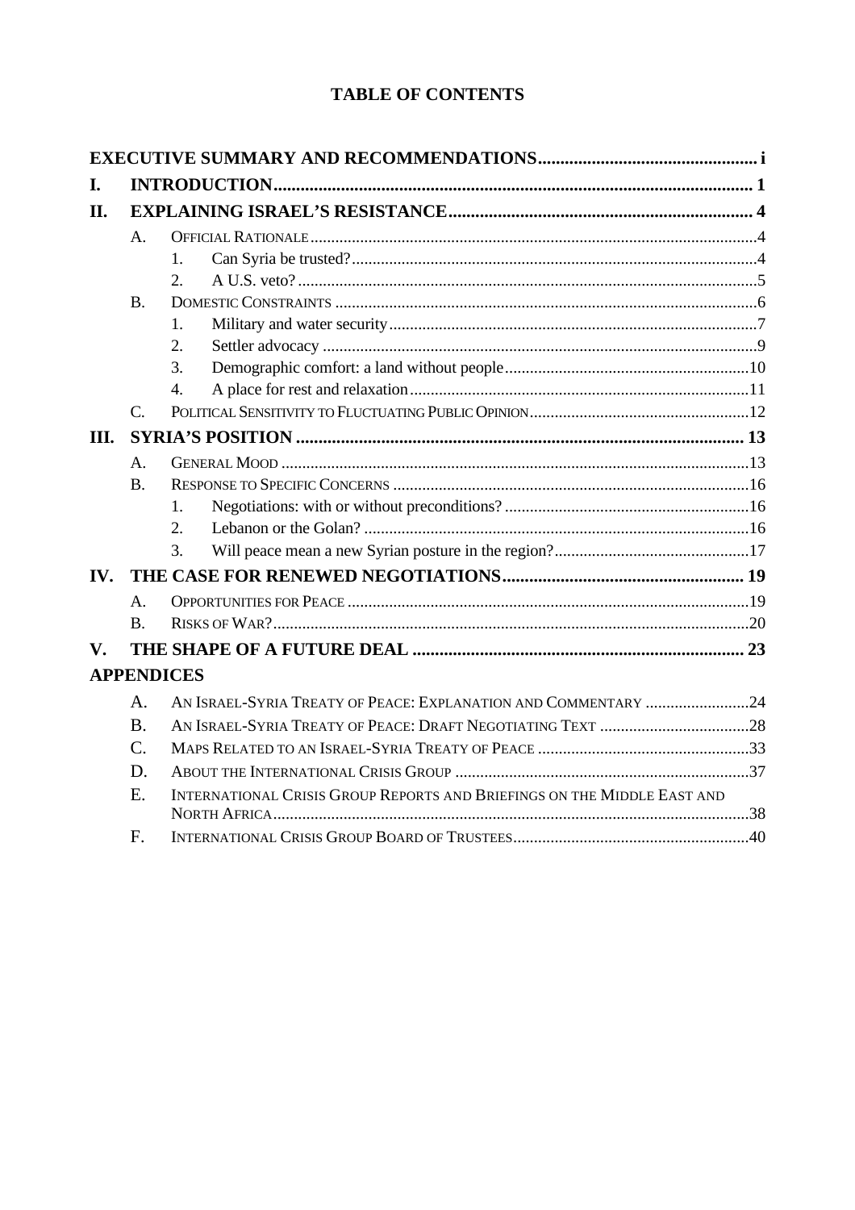# TABLE OF CONTENTS

**EXECUTIVE SUMMARY AND RECOMMENDATIONS** ..... i

**I. INTRODUCTION** ..... 1

**II. EXPLAINING ISRAEL'S RESISTANCE** ..... 4

- A. Official Rationale ..... 4
  - 1. Can Syria be trusted? ..... 4
  - 2. A U.S. veto? ..... 5
- B. Domestic Constraints ..... 6
  - 1. Military and water security ..... 7
  - 2. Settler advocacy ..... 9
  - 3. Demographic comfort: a land without people ..... 10
  - 4. A place for rest and relaxation ..... 11
- C. Political Sensitivity to Fluctuating Public Opinion ..... 12

**III. SYRIA'S POSITION** ..... 13

- A. General Mood ..... 13
- B. Response to Specific Concerns ..... 16
  - 1. Negotiations: with or without preconditions? ..... 16
  - 2. Lebanon or the Golan? ..... 16
  - 3. Will peace mean a new Syrian posture in the region? ..... 17

**IV. THE CASE FOR RENEWED NEGOTIATIONS** ..... 19

- A. Opportunities for Peace ..... 19
- B. Risks of War? ..... 20

**V. THE SHAPE OF A FUTURE DEAL** ..... 23

**APPENDICES**

- A. An Israel-Syria Treaty of Peace: Explanation and Commentary ..... 24
- B. An Israel-Syria Treaty of Peace: Draft Negotiating Text ..... 28
- C. Maps Related to an Israel-Syria Treaty of Peace ..... 33
- D. About the International Crisis Group ..... 37
- E. International Crisis Group Reports and Briefings on the Middle East and North Africa ..... 38
- F. International Crisis Group Board of Trustees ..... 40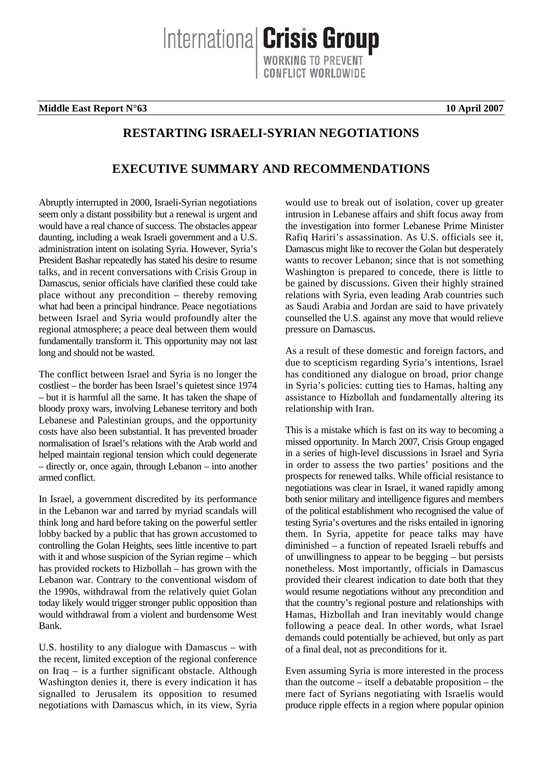**Middle East Report N°63** **10 April 2007**

# RESTARTING ISRAELI-SYRIAN NEGOTIATIONS

## EXECUTIVE SUMMARY AND RECOMMENDATIONS

Abruptly interrupted in 2000, Israeli-Syrian negotiations seem only a distant possibility but a renewal is urgent and would have a real chance of success. The obstacles appear daunting, including a weak Israeli government and a U.S. administration intent on isolating Syria. However, Syria's President Bashar repeatedly has stated his desire to resume talks, and in recent conversations with Crisis Group in Damascus, senior officials have clarified these could take place without any precondition – thereby removing what had been a principal hindrance. Peace negotiations between Israel and Syria would profoundly alter the regional atmosphere; a peace deal between them would fundamentally transform it. This opportunity may not last long and should not be wasted.

The conflict between Israel and Syria is no longer the costliest – the border has been Israel's quietest since 1974 – but it is harmful all the same. It has taken the shape of bloody proxy wars, involving Lebanese territory and both Lebanese and Palestinian groups, and the opportunity costs have also been substantial. It has prevented broader normalisation of Israel's relations with the Arab world and helped maintain regional tension which could degenerate – directly or, once again, through Lebanon – into another armed conflict.

In Israel, a government discredited by its performance in the Lebanon war and tarred by myriad scandals will think long and hard before taking on the powerful settler lobby backed by a public that has grown accustomed to controlling the Golan Heights, sees little incentive to part with it and whose suspicion of the Syrian regime – which has provided rockets to Hizbollah – has grown with the Lebanon war. Contrary to the conventional wisdom of the 1990s, withdrawal from the relatively quiet Golan today likely would trigger stronger public opposition than would withdrawal from a violent and burdensome West Bank.

U.S. hostility to any dialogue with Damascus – with the recent, limited exception of the regional conference on Iraq – is a further significant obstacle. Although Washington denies it, there is every indication it has signalled to Jerusalem its opposition to resumed negotiations with Damascus which, in its view, Syria would use to break out of isolation, cover up greater intrusion in Lebanese affairs and shift focus away from the investigation into former Lebanese Prime Minister Rafiq Hariri's assassination. As U.S. officials see it, Damascus might like to recover the Golan but desperately wants to recover Lebanon; since that is not something Washington is prepared to concede, there is little to be gained by discussions. Given their highly strained relations with Syria, even leading Arab countries such as Saudi Arabia and Jordan are said to have privately counselled the U.S. against any move that would relieve pressure on Damascus.

As a result of these domestic and foreign factors, and due to scepticism regarding Syria's intentions, Israel has conditioned any dialogue on broad, prior change in Syria's policies: cutting ties to Hamas, halting any assistance to Hizbollah and fundamentally altering its relationship with Iran.

This is a mistake which is fast on its way to becoming a missed opportunity. In March 2007, Crisis Group engaged in a series of high-level discussions in Israel and Syria in order to assess the two parties' positions and the prospects for renewed talks. While official resistance to negotiations was clear in Israel, it waned rapidly among both senior military and intelligence figures and members of the political establishment who recognised the value of testing Syria's overtures and the risks entailed in ignoring them. In Syria, appetite for peace talks may have diminished – a function of repeated Israeli rebuffs and of unwillingness to appear to be begging – but persists nonetheless. Most importantly, officials in Damascus provided their clearest indication to date both that they would resume negotiations without any precondition and that the country's regional posture and relationships with Hamas, Hizbollah and Iran inevitably would change following a peace deal. In other words, what Israel demands could potentially be achieved, but only as part of a final deal, not as preconditions for it.

Even assuming Syria is more interested in the process than the outcome – itself a debatable proposition – the mere fact of Syrians negotiating with Israelis would produce ripple effects in a region where popular opinion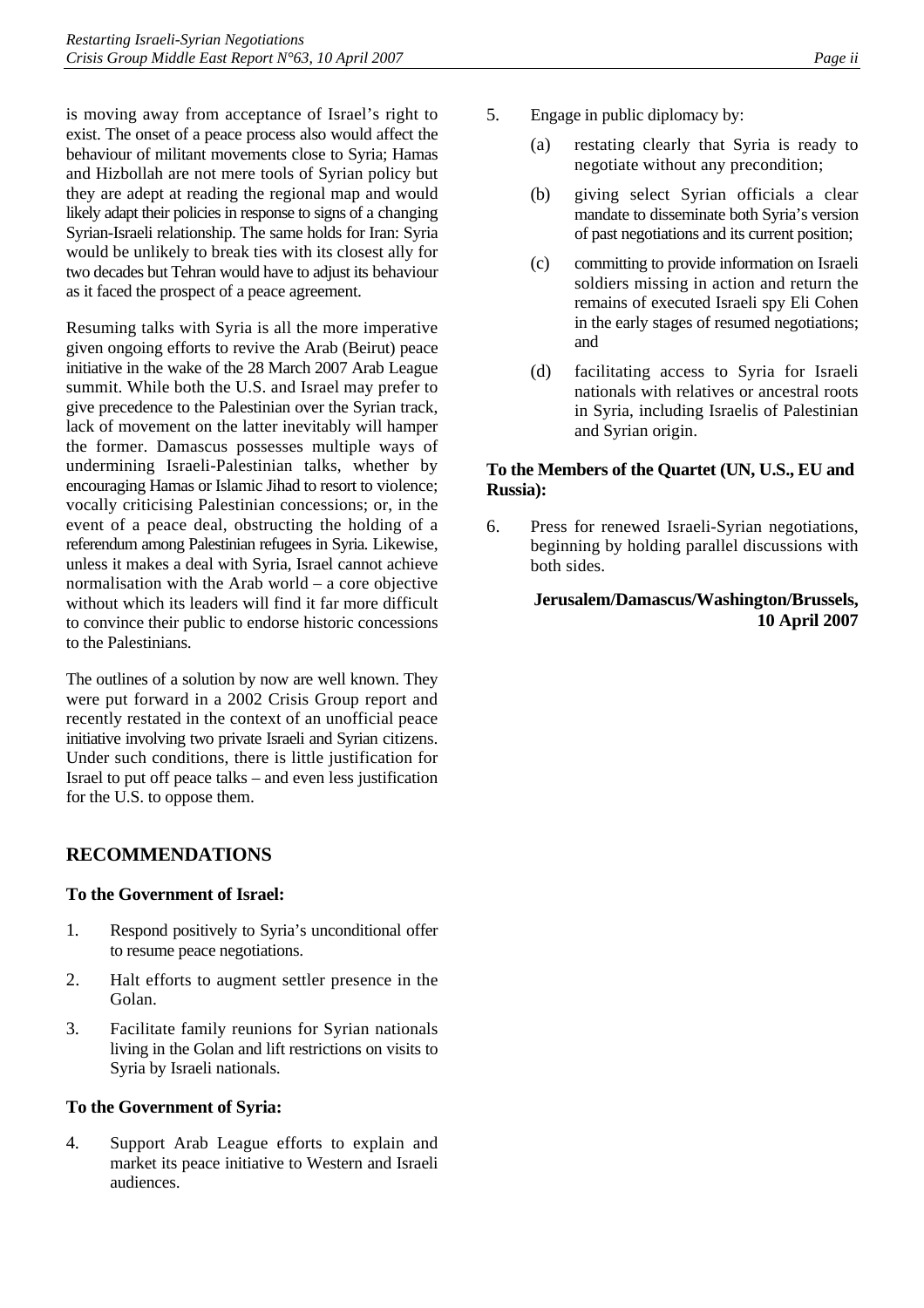is moving away from acceptance of Israel's right to exist. The onset of a peace process also would affect the behaviour of militant movements close to Syria; Hamas and Hizbollah are not mere tools of Syrian policy but they are adept at reading the regional map and would likely adapt their policies in response to signs of a changing Syrian-Israeli relationship. The same holds for Iran: Syria would be unlikely to break ties with its closest ally for two decades but Tehran would have to adjust its behaviour as it faced the prospect of a peace agreement.

Resuming talks with Syria is all the more imperative given ongoing efforts to revive the Arab (Beirut) peace initiative in the wake of the 28 March 2007 Arab League summit. While both the U.S. and Israel may prefer to give precedence to the Palestinian over the Syrian track, lack of movement on the latter inevitably will hamper the former. Damascus possesses multiple ways of undermining Israeli-Palestinian talks, whether by encouraging Hamas or Islamic Jihad to resort to violence; vocally criticising Palestinian concessions; or, in the event of a peace deal, obstructing the holding of a referendum among Palestinian refugees in Syria. Likewise, unless it makes a deal with Syria, Israel cannot achieve normalisation with the Arab world – a core objective without which its leaders will find it far more difficult to convince their public to endorse historic concessions to the Palestinians.

The outlines of a solution by now are well known. They were put forward in a 2002 Crisis Group report and recently restated in the context of an unofficial peace initiative involving two private Israeli and Syrian citizens. Under such conditions, there is little justification for Israel to put off peace talks – and even less justification for the U.S. to oppose them.

## RECOMMENDATIONS

### To the Government of Israel:

1. Respond positively to Syria's unconditional offer to resume peace negotiations.
2. Halt efforts to augment settler presence in the Golan.
3. Facilitate family reunions for Syrian nationals living in the Golan and lift restrictions on visits to Syria by Israeli nationals.

### To the Government of Syria:

4. Support Arab League efforts to explain and market its peace initiative to Western and Israeli audiences.
5. Engage in public diplomacy by:
   (a) restating clearly that Syria is ready to negotiate without any precondition;
   (b) giving select Syrian officials a clear mandate to disseminate both Syria's version of past negotiations and its current position;
   (c) committing to provide information on Israeli soldiers missing in action and return the remains of executed Israeli spy Eli Cohen in the early stages of resumed negotiations; and
   (d) facilitating access to Syria for Israeli nationals with relatives or ancestral roots in Syria, including Israelis of Palestinian and Syrian origin.

### To the Members of the Quartet (UN, U.S., EU and Russia):

6. Press for renewed Israeli-Syrian negotiations, beginning by holding parallel discussions with both sides.

**Jerusalem/Damascus/Washington/Brussels, 10 April 2007**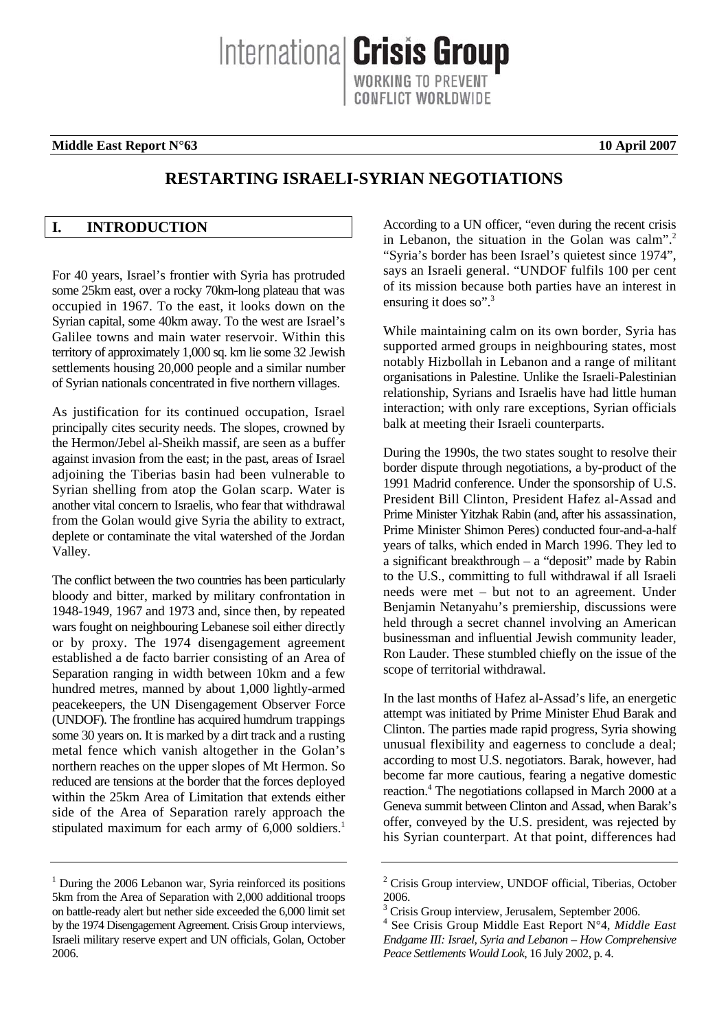**Middle East Report N°63** **10 April 2007**

# RESTARTING ISRAELI-SYRIAN NEGOTIATIONS

## I. INTRODUCTION

For 40 years, Israel's frontier with Syria has protruded some 25km east, over a rocky 70km-long plateau that was occupied in 1967. To the east, it looks down on the Syrian capital, some 40km away. To the west are Israel's Galilee towns and main water reservoir. Within this territory of approximately 1,000 sq. km lie some 32 Jewish settlements housing 20,000 people and a similar number of Syrian nationals concentrated in five northern villages.

As justification for its continued occupation, Israel principally cites security needs. The slopes, crowned by the Hermon/Jebel al-Sheikh massif, are seen as a buffer against invasion from the east; in the past, areas of Israel adjoining the Tiberias basin had been vulnerable to Syrian shelling from atop the Golan scarp. Water is another vital concern to Israelis, who fear that withdrawal from the Golan would give Syria the ability to extract, deplete or contaminate the vital watershed of the Jordan Valley.

The conflict between the two countries has been particularly bloody and bitter, marked by military confrontation in 1948-1949, 1967 and 1973 and, since then, by repeated wars fought on neighbouring Lebanese soil either directly or by proxy. The 1974 disengagement agreement established a de facto barrier consisting of an Area of Separation ranging in width between 10km and a few hundred metres, manned by about 1,000 lightly-armed peacekeepers, the UN Disengagement Observer Force (UNDOF). The frontline has acquired humdrum trappings some 30 years on. It is marked by a dirt track and a rusting metal fence which vanish altogether in the Golan's northern reaches on the upper slopes of Mt Hermon. So reduced are tensions at the border that the forces deployed within the 25km Area of Limitation that extends either side of the Area of Separation rarely approach the stipulated maximum for each army of 6,000 soldiers.[1]

According to a UN officer, "even during the recent crisis in Lebanon, the situation in the Golan was calm".[2] "Syria's border has been Israel's quietest since 1974", says an Israeli general. "UNDOF fulfils 100 per cent of its mission because both parties have an interest in ensuring it does so".[3]

While maintaining calm on its own border, Syria has supported armed groups in neighbouring states, most notably Hizbollah in Lebanon and a range of militant organisations in Palestine. Unlike the Israeli-Palestinian relationship, Syrians and Israelis have had little human interaction; with only rare exceptions, Syrian officials balk at meeting their Israeli counterparts.

During the 1990s, the two states sought to resolve their border dispute through negotiations, a by-product of the 1991 Madrid conference. Under the sponsorship of U.S. President Bill Clinton, President Hafez al-Assad and Prime Minister Yitzhak Rabin (and, after his assassination, Prime Minister Shimon Peres) conducted four-and-a-half years of talks, which ended in March 1996. They led to a significant breakthrough – a "deposit" made by Rabin to the U.S., committing to full withdrawal if all Israeli needs were met – but not to an agreement. Under Benjamin Netanyahu's premiership, discussions were held through a secret channel involving an American businessman and influential Jewish community leader, Ron Lauder. These stumbled chiefly on the issue of the scope of territorial withdrawal.

In the last months of Hafez al-Assad's life, an energetic attempt was initiated by Prime Minister Ehud Barak and Clinton. The parties made rapid progress, Syria showing unusual flexibility and eagerness to conclude a deal; according to most U.S. negotiators. Barak, however, had become far more cautious, fearing a negative domestic reaction.[4] The negotiations collapsed in March 2000 at a Geneva summit between Clinton and Assad, when Barak's offer, conveyed by the U.S. president, was rejected by his Syrian counterpart. At that point, differences had

---

[1] During the 2006 Lebanon war, Syria reinforced its positions 5km from the Area of Separation with 2,000 additional troops on battle-ready alert but nether side exceeded the 6,000 limit set by the 1974 Disengagement Agreement. Crisis Group interviews, Israeli military reserve expert and UN officials, Golan, October 2006.

[2] Crisis Group interview, UNDOF official, Tiberias, October 2006.

[3] Crisis Group interview, Jerusalem, September 2006.

[4] See Crisis Group Middle East Report N°4, *Middle East Endgame III: Israel, Syria and Lebanon – How Comprehensive Peace Settlements Would Look*, 16 July 2002, p. 4.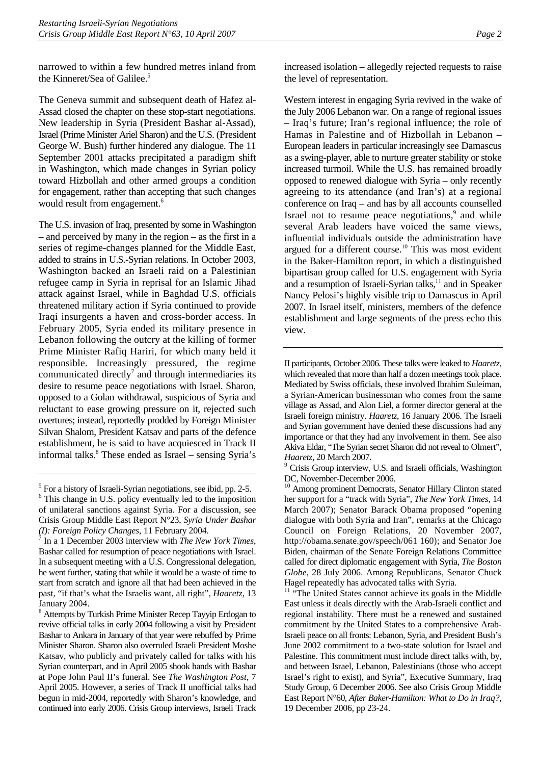narrowed to within a few hundred metres inland from the Kinneret/Sea of Galilee.[5]

The Geneva summit and subsequent death of Hafez al-Assad closed the chapter on these stop-start negotiations. New leadership in Syria (President Bashar al-Assad), Israel (Prime Minister Ariel Sharon) and the U.S. (President George W. Bush) further hindered any dialogue. The 11 September 2001 attacks precipitated a paradigm shift in Washington, which made changes in Syrian policy toward Hizbollah and other armed groups a condition for engagement, rather than accepting that such changes would result from engagement.[6]

The U.S. invasion of Iraq, presented by some in Washington – and perceived by many in the region – as the first in a series of regime-changes planned for the Middle East, added to strains in U.S.-Syrian relations. In October 2003, Washington backed an Israeli raid on a Palestinian refugee camp in Syria in reprisal for an Islamic Jihad attack against Israel, while in Baghdad U.S. officials threatened military action if Syria continued to provide Iraqi insurgents a haven and cross-border access. In February 2005, Syria ended its military presence in Lebanon following the outcry at the killing of former Prime Minister Rafiq Hariri, for which many held it responsible. Increasingly pressured, the regime communicated directly[7] and through intermediaries its desire to resume peace negotiations with Israel. Sharon, opposed to a Golan withdrawal, suspicious of Syria and reluctant to ease growing pressure on it, rejected such overtures; instead, reportedly prodded by Foreign Minister Silvan Shalom, President Katsav and parts of the defence establishment, he is said to have acquiesced in Track II informal talks.[8] These ended as Israel – sensing Syria's increased isolation – allegedly rejected requests to raise the level of representation.

Western interest in engaging Syria revived in the wake of the July 2006 Lebanon war. On a range of regional issues – Iraq's future; Iran's regional influence; the role of Hamas in Palestine and of Hizbollah in Lebanon – European leaders in particular increasingly see Damascus as a swing-player, able to nurture greater stability or stoke increased turmoil. While the U.S. has remained broadly opposed to renewed dialogue with Syria – only recently agreeing to its attendance (and Iran's) at a regional conference on Iraq – and has by all accounts counselled Israel not to resume peace negotiations,[9] and while several Arab leaders have voiced the same views, influential individuals outside the administration have argued for a different course.[10] This was most evident in the Baker-Hamilton report, in which a distinguished bipartisan group called for U.S. engagement with Syria and a resumption of Israeli-Syrian talks,[11] and in Speaker Nancy Pelosi's highly visible trip to Damascus in April 2007. In Israel itself, ministers, members of the defence establishment and large segments of the press echo this view.

---

[5] For a history of Israeli-Syrian negotiations, see ibid, pp. 2-5.

[6] This change in U.S. policy eventually led to the imposition of unilateral sanctions against Syria. For a discussion, see Crisis Group Middle East Report N°23, *Syria Under Bashar (I): Foreign Policy Changes*, 11 February 2004.

[7] In a 1 December 2003 interview with *The New York Times*, Bashar called for resumption of peace negotiations with Israel. In a subsequent meeting with a U.S. Congressional delegation, he went further, stating that while it would be a waste of time to start from scratch and ignore all that had been achieved in the past, "if that's what the Israelis want, all right", *Haaretz*, 13 January 2004.

[8] Attempts by Turkish Prime Minister Recep Tayyip Erdogan to revive official talks in early 2004 following a visit by President Bashar to Ankara in January of that year were rebuffed by Prime Minister Sharon. Sharon also overruled Israeli President Moshe Katsav, who publicly and privately called for talks with his Syrian counterpart, and in April 2005 shook hands with Bashar at Pope John Paul II's funeral. See *The Washington Post*, 7 April 2005. However, a series of Track II unofficial talks had begun in mid-2004, reportedly with Sharon's knowledge, and continued into early 2006. Crisis Group interviews, Israeli Track II participants, October 2006. These talks were leaked to *Haaretz*, which revealed that more than half a dozen meetings took place. Mediated by Swiss officials, these involved Ibrahim Suleiman, a Syrian-American businessman who comes from the same village as Assad, and Alon Liel, a former director general at the Israeli foreign ministry. *Haaretz*, 16 January 2006. The Israeli and Syrian government have denied these discussions had any importance or that they had any involvement in them. See also Akiva Eldar, "The Syrian secret Sharon did not reveal to Olmert", *Haaretz*, 20 March 2007.

[9] Crisis Group interview, U.S. and Israeli officials, Washington DC, November-December 2006.

[10] Among prominent Democrats, Senator Hillary Clinton stated her support for a "track with Syria", *The New York Times*, 14 March 2007); Senator Barack Obama proposed "opening dialogue with both Syria and Iran", remarks at the Chicago Council on Foreign Relations, 20 November 2007, http://obama.senate.gov/speech/061 160); and Senator Joe Biden, chairman of the Senate Foreign Relations Committee called for direct diplomatic engagement with Syria, *The Boston Globe*, 28 July 2006. Among Republicans, Senator Chuck Hagel repeatedly has advocated talks with Syria.

[11] "The United States cannot achieve its goals in the Middle East unless it deals directly with the Arab-Israeli conflict and regional instability. There must be a renewed and sustained commitment by the United States to a comprehensive Arab-Israeli peace on all fronts: Lebanon, Syria, and President Bush's June 2002 commitment to a two-state solution for Israel and Palestine. This commitment must include direct talks with, by, and between Israel, Lebanon, Palestinians (those who accept Israel's right to exist), and Syria", Executive Summary, Iraq Study Group, 6 December 2006. See also Crisis Group Middle East Report N°60, *After Baker-Hamilton: What to Do in Iraq?*, 19 December 2006, pp 23-24.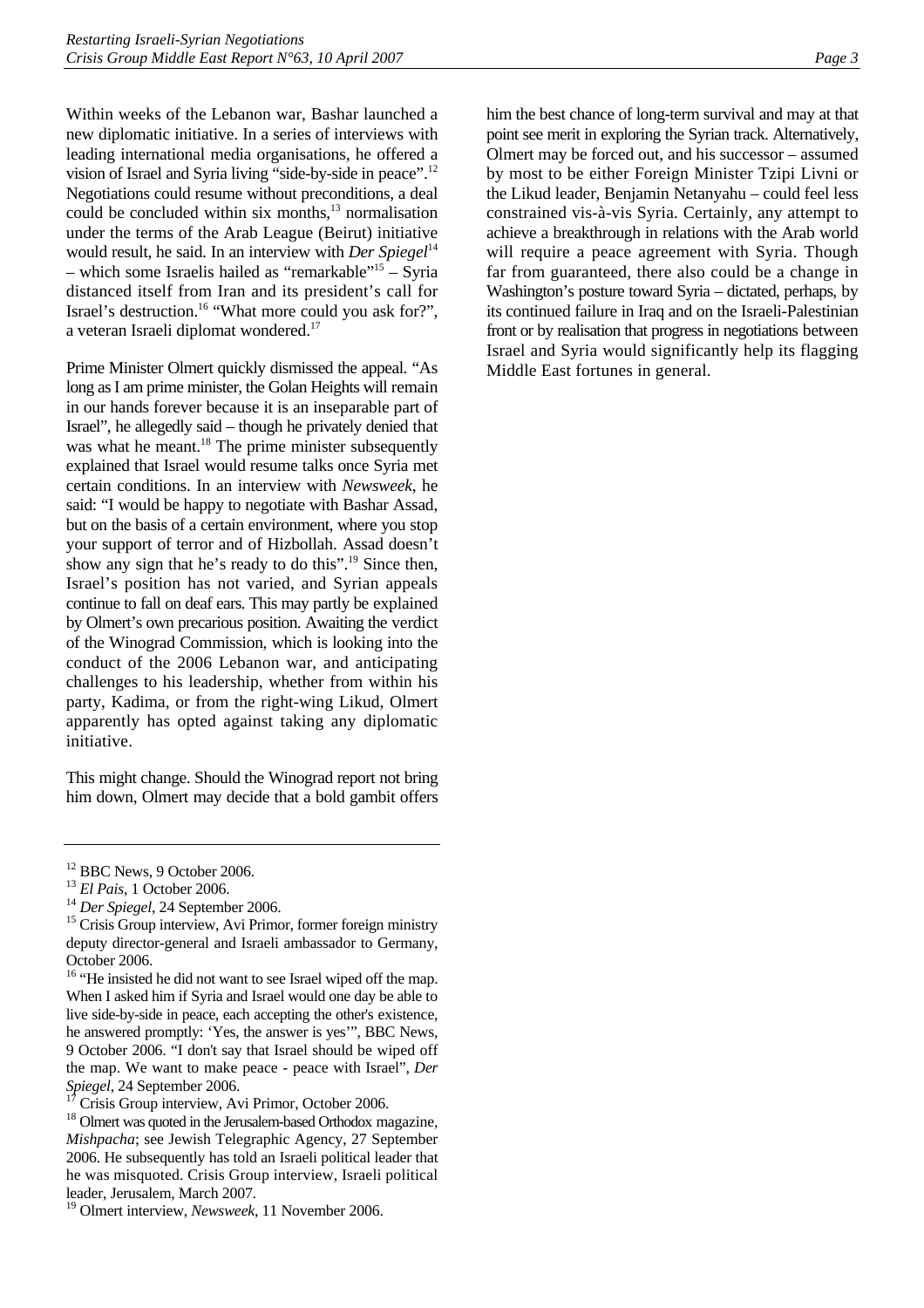Within weeks of the Lebanon war, Bashar launched a new diplomatic initiative. In a series of interviews with leading international media organisations, he offered a vision of Israel and Syria living "side-by-side in peace".[12] Negotiations could resume without preconditions, a deal could be concluded within six months,[13] normalisation under the terms of the Arab League (Beirut) initiative would result, he said. In an interview with *Der Spiegel*[14] – which some Israelis hailed as "remarkable"[15] – Syria distanced itself from Iran and its president's call for Israel's destruction.[16] "What more could you ask for?", a veteran Israeli diplomat wondered.[17]

Prime Minister Olmert quickly dismissed the appeal. "As long as I am prime minister, the Golan Heights will remain in our hands forever because it is an inseparable part of Israel", he allegedly said – though he privately denied that was what he meant.[18] The prime minister subsequently explained that Israel would resume talks once Syria met certain conditions. In an interview with *Newsweek*, he said: "I would be happy to negotiate with Bashar Assad, but on the basis of a certain environment, where you stop your support of terror and of Hizbollah. Assad doesn't show any sign that he's ready to do this".[19] Since then, Israel's position has not varied, and Syrian appeals continue to fall on deaf ears. This may partly be explained by Olmert's own precarious position. Awaiting the verdict of the Winograd Commission, which is looking into the conduct of the 2006 Lebanon war, and anticipating challenges to his leadership, whether from within his party, Kadima, or from the right-wing Likud, Olmert apparently has opted against taking any diplomatic initiative.

This might change. Should the Winograd report not bring him down, Olmert may decide that a bold gambit offers him the best chance of long-term survival and may at that point see merit in exploring the Syrian track. Alternatively, Olmert may be forced out, and his successor – assumed by most to be either Foreign Minister Tzipi Livni or the Likud leader, Benjamin Netanyahu – could feel less constrained vis-à-vis Syria. Certainly, any attempt to achieve a breakthrough in relations with the Arab world will require a peace agreement with Syria. Though far from guaranteed, there also could be a change in Washington's posture toward Syria – dictated, perhaps, by its continued failure in Iraq and on the Israeli-Palestinian front or by realisation that progress in negotiations between Israel and Syria would significantly help its flagging Middle East fortunes in general.

---

[12] BBC News, 9 October 2006.

[13] *El Pais*, 1 October 2006.

[14] *Der Spiegel*, 24 September 2006.

[15] Crisis Group interview, Avi Primor, former foreign ministry deputy director-general and Israeli ambassador to Germany, October 2006.

[16] "He insisted he did not want to see Israel wiped off the map. When I asked him if Syria and Israel would one day be able to live side-by-side in peace, each accepting the other's existence, he answered promptly: 'Yes, the answer is yes'", BBC News, 9 October 2006. "I don't say that Israel should be wiped off the map. We want to make peace - peace with Israel", *Der Spiegel*, 24 September 2006.

[17] Crisis Group interview, Avi Primor, October 2006.

[18] Olmert was quoted in the Jerusalem-based Orthodox magazine, *Mishpacha*; see Jewish Telegraphic Agency, 27 September 2006. He subsequently has told an Israeli political leader that he was misquoted. Crisis Group interview, Israeli political leader, Jerusalem, March 2007.

[19] Olmert interview, *Newsweek*, 11 November 2006.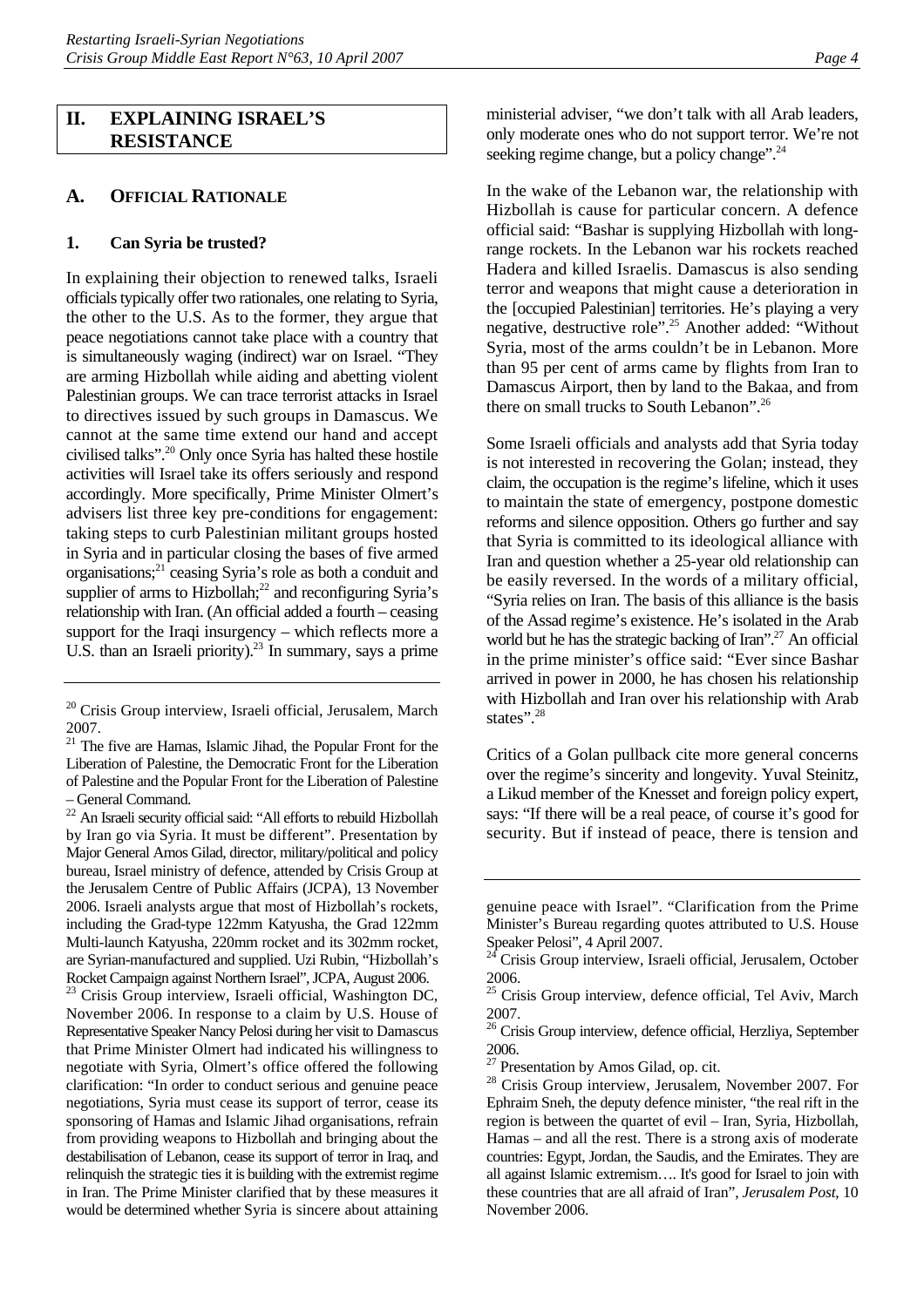## II. EXPLAINING ISRAEL'S RESISTANCE

### A. OFFICIAL RATIONALE

#### 1. Can Syria be trusted?

In explaining their objection to renewed talks, Israeli officials typically offer two rationales, one relating to Syria, the other to the U.S. As to the former, they argue that peace negotiations cannot take place with a country that is simultaneously waging (indirect) war on Israel. "They are arming Hizbollah while aiding and abetting violent Palestinian groups. We can trace terrorist attacks in Israel to directives issued by such groups in Damascus. We cannot at the same time extend our hand and accept civilised talks".[20] Only once Syria has halted these hostile activities will Israel take its offers seriously and respond accordingly. More specifically, Prime Minister Olmert's advisers list three key pre-conditions for engagement: taking steps to curb Palestinian militant groups hosted in Syria and in particular closing the bases of five armed organisations;[21] ceasing Syria's role as both a conduit and supplier of arms to Hizbollah;[22] and reconfiguring Syria's relationship with Iran. (An official added a fourth – ceasing support for the Iraqi insurgency – which reflects more a U.S. than an Israeli priority).[23] In summary, says a prime ministerial adviser, "we don't talk with all Arab leaders, only moderate ones who do not support terror. We're not seeking regime change, but a policy change".[24]

In the wake of the Lebanon war, the relationship with Hizbollah is cause for particular concern. A defence official said: "Bashar is supplying Hizbollah with long-range rockets. In the Lebanon war his rockets reached Hadera and killed Israelis. Damascus is also sending terror and weapons that might cause a deterioration in the [occupied Palestinian] territories. He's playing a very negative, destructive role".[25] Another added: "Without Syria, most of the arms couldn't be in Lebanon. More than 95 per cent of arms came by flights from Iran to Damascus Airport, then by land to the Bakaa, and from there on small trucks to South Lebanon".[26]

Some Israeli officials and analysts add that Syria today is not interested in recovering the Golan; instead, they claim, the occupation is the regime's lifeline, which it uses to maintain the state of emergency, postpone domestic reforms and silence opposition. Others go further and say that Syria is committed to its ideological alliance with Iran and question whether a 25-year old relationship can be easily reversed. In the words of a military official, "Syria relies on Iran. The basis of this alliance is the basis of the Assad regime's existence. He's isolated in the Arab world but he has the strategic backing of Iran".[27] An official in the prime minister's office said: "Ever since Bashar arrived in power in 2000, he has chosen his relationship with Hizbollah and Iran over his relationship with Arab states".[28]

Critics of a Golan pullback cite more general concerns over the regime's sincerity and longevity. Yuval Steinitz, a Likud member of the Knesset and foreign policy expert, says: "If there will be a real peace, of course it's good for security. But if instead of peace, there is tension and

---

[20] Crisis Group interview, Israeli official, Jerusalem, March 2007.

[21] The five are Hamas, Islamic Jihad, the Popular Front for the Liberation of Palestine, the Democratic Front for the Liberation of Palestine and the Popular Front for the Liberation of Palestine – General Command.

[22] An Israeli security official said: "All efforts to rebuild Hizbollah by Iran go via Syria. It must be different". Presentation by Major General Amos Gilad, director, military/political and policy bureau, Israel ministry of defence, attended by Crisis Group at the Jerusalem Centre of Public Affairs (JCPA), 13 November 2006. Israeli analysts argue that most of Hizbollah's rockets, including the Grad-type 122mm Katyusha, the Grad 122mm Multi-launch Katyusha, 220mm rocket and its 302mm rocket, are Syrian-manufactured and supplied. Uzi Rubin, "Hizbollah's Rocket Campaign against Northern Israel", JCPA, August 2006.

[23] Crisis Group interview, Israeli official, Washington DC, November 2006. In response to a claim by U.S. House of Representative Speaker Nancy Pelosi during her visit to Damascus that Prime Minister Olmert had indicated his willingness to negotiate with Syria, Olmert's office offered the following clarification: "In order to conduct serious and genuine peace negotiations, Syria must cease its support of terror, cease its sponsoring of Hamas and Islamic Jihad organisations, refrain from providing weapons to Hizbollah and bringing about the destabilisation of Lebanon, cease its support of terror in Iraq, and relinquish the strategic ties it is building with the extremist regime in Iran. The Prime Minister clarified that by these measures it would be determined whether Syria is sincere about attaining genuine peace with Israel". "Clarification from the Prime Minister's Bureau regarding quotes attributed to U.S. House Speaker Pelosi", 4 April 2007.

[24] Crisis Group interview, Israeli official, Jerusalem, October 2006.

[25] Crisis Group interview, defence official, Tel Aviv, March 2007.

[26] Crisis Group interview, defence official, Herzliya, September 2006.

[27] Presentation by Amos Gilad, op. cit.

[28] Crisis Group interview, Jerusalem, November 2007. For Ephraim Sneh, the deputy defence minister, "the real rift in the region is between the quartet of evil – Iran, Syria, Hizbollah, Hamas – and all the rest. There is a strong axis of moderate countries: Egypt, Jordan, the Saudis, and the Emirates. They are all against Islamic extremism…. It's good for Israel to join with these countries that are all afraid of Iran", *Jerusalem Post*, 10 November 2006.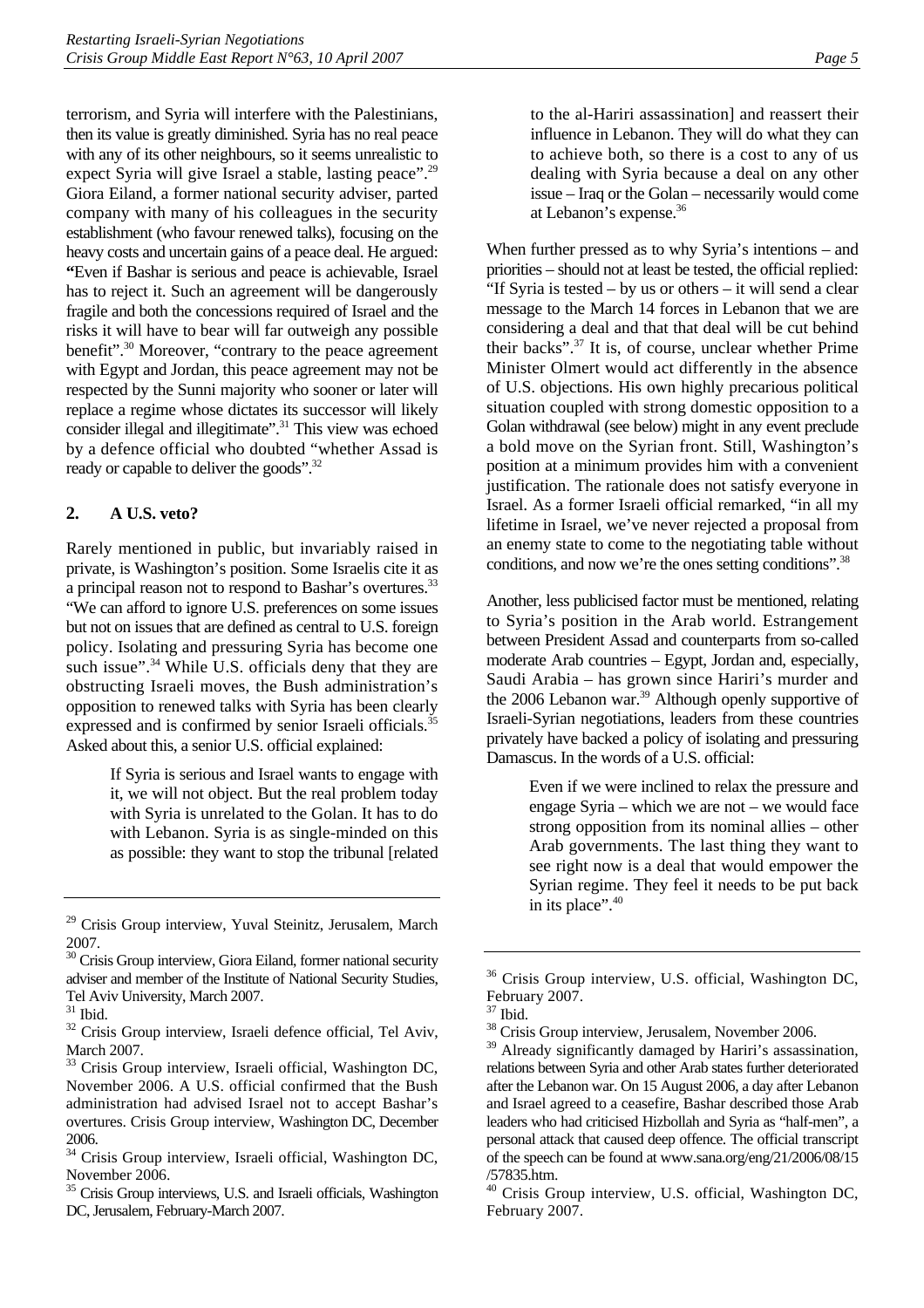terrorism, and Syria will interfere with the Palestinians, then its value is greatly diminished. Syria has no real peace with any of its other neighbours, so it seems unrealistic to expect Syria will give Israel a stable, lasting peace".[29] Giora Eiland, a former national security adviser, parted company with many of his colleagues in the security establishment (who favour renewed talks), focusing on the heavy costs and uncertain gains of a peace deal. He argued: **"**Even if Bashar is serious and peace is achievable, Israel has to reject it. Such an agreement will be dangerously fragile and both the concessions required of Israel and the risks it will have to bear will far outweigh any possible benefit".[30] Moreover, "contrary to the peace agreement with Egypt and Jordan, this peace agreement may not be respected by the Sunni majority who sooner or later will replace a regime whose dictates its successor will likely consider illegal and illegitimate".[31] This view was echoed by a defence official who doubted "whether Assad is ready or capable to deliver the goods".[32]

### 2. A U.S. veto?

Rarely mentioned in public, but invariably raised in private, is Washington's position. Some Israelis cite it as a principal reason not to respond to Bashar's overtures.[33] "We can afford to ignore U.S. preferences on some issues but not on issues that are defined as central to U.S. foreign policy. Isolating and pressuring Syria has become one such issue".[34] While U.S. officials deny that they are obstructing Israeli moves, the Bush administration's opposition to renewed talks with Syria has been clearly expressed and is confirmed by senior Israeli officials.[35] Asked about this, a senior U.S. official explained:

> If Syria is serious and Israel wants to engage with it, we will not object. But the real problem today with Syria is unrelated to the Golan. It has to do with Lebanon. Syria is as single-minded on this as possible: they want to stop the tribunal [related to the al-Hariri assassination] and reassert their influence in Lebanon. They will do what they can to achieve both, so there is a cost to any of us dealing with Syria because a deal on any other issue – Iraq or the Golan – necessarily would come at Lebanon's expense.[36]

When further pressed as to why Syria's intentions – and priorities – should not at least be tested, the official replied: "If Syria is tested – by us or others – it will send a clear message to the March 14 forces in Lebanon that we are considering a deal and that that deal will be cut behind their backs".[37] It is, of course, unclear whether Prime Minister Olmert would act differently in the absence of U.S. objections. His own highly precarious political situation coupled with strong domestic opposition to a Golan withdrawal (see below) might in any event preclude a bold move on the Syrian front. Still, Washington's position at a minimum provides him with a convenient justification. The rationale does not satisfy everyone in Israel. As a former Israeli official remarked, "in all my lifetime in Israel, we've never rejected a proposal from an enemy state to come to the negotiating table without conditions, and now we're the ones setting conditions".[38]

Another, less publicised factor must be mentioned, relating to Syria's position in the Arab world. Estrangement between President Assad and counterparts from so-called moderate Arab countries – Egypt, Jordan and, especially, Saudi Arabia – has grown since Hariri's murder and the 2006 Lebanon war.[39] Although openly supportive of Israeli-Syrian negotiations, leaders from these countries privately have backed a policy of isolating and pressuring Damascus. In the words of a U.S. official:

> Even if we were inclined to relax the pressure and engage Syria – which we are not – we would face strong opposition from its nominal allies – other Arab governments. The last thing they want to see right now is a deal that would empower the Syrian regime. They feel it needs to be put back in its place".[40]

---

[29] Crisis Group interview, Yuval Steinitz, Jerusalem, March 2007.

[30] Crisis Group interview, Giora Eiland, former national security adviser and member of the Institute of National Security Studies, Tel Aviv University, March 2007.

[31] Ibid.

[32] Crisis Group interview, Israeli defence official, Tel Aviv, March 2007.

[33] Crisis Group interview, Israeli official, Washington DC, November 2006. A U.S. official confirmed that the Bush administration had advised Israel not to accept Bashar's overtures. Crisis Group interview, Washington DC, December 2006.

[34] Crisis Group interview, Israeli official, Washington DC, November 2006.

[35] Crisis Group interviews, U.S. and Israeli officials, Washington DC, Jerusalem, February-March 2007.

[36] Crisis Group interview, U.S. official, Washington DC, February 2007.

[37] Ibid.

[38] Crisis Group interview, Jerusalem, November 2006.

[39] Already significantly damaged by Hariri's assassination, relations between Syria and other Arab states further deteriorated after the Lebanon war. On 15 August 2006, a day after Lebanon and Israel agreed to a ceasefire, Bashar described those Arab leaders who had criticised Hizbollah and Syria as "half-men", a personal attack that caused deep offence. The official transcript of the speech can be found at www.sana.org/eng/21/2006/08/15/57835.htm.

[40] Crisis Group interview, U.S. official, Washington DC, February 2007.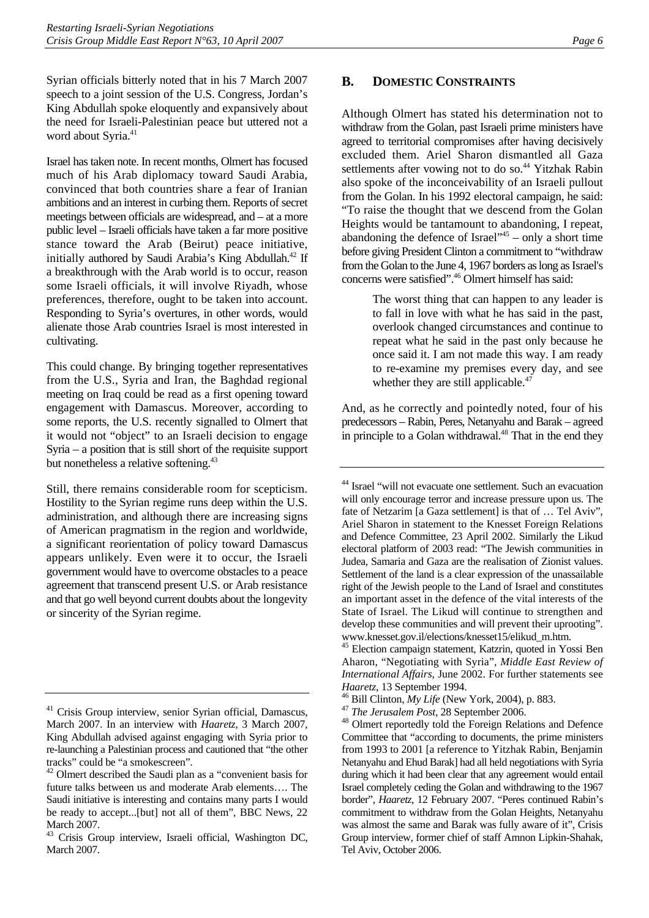Syrian officials bitterly noted that in his 7 March 2007 speech to a joint session of the U.S. Congress, Jordan's King Abdullah spoke eloquently and expansively about the need for Israeli-Palestinian peace but uttered not a word about Syria.[41]

Israel has taken note. In recent months, Olmert has focused much of his Arab diplomacy toward Saudi Arabia, convinced that both countries share a fear of Iranian ambitions and an interest in curbing them. Reports of secret meetings between officials are widespread, and – at a more public level – Israeli officials have taken a far more positive stance toward the Arab (Beirut) peace initiative, initially authored by Saudi Arabia's King Abdullah.[42] If a breakthrough with the Arab world is to occur, reason some Israeli officials, it will involve Riyadh, whose preferences, therefore, ought to be taken into account. Responding to Syria's overtures, in other words, would alienate those Arab countries Israel is most interested in cultivating.

This could change. By bringing together representatives from the U.S., Syria and Iran, the Baghdad regional meeting on Iraq could be read as a first opening toward engagement with Damascus. Moreover, according to some reports, the U.S. recently signalled to Olmert that it would not "object" to an Israeli decision to engage Syria – a position that is still short of the requisite support but nonetheless a relative softening.[43]

Still, there remains considerable room for scepticism. Hostility to the Syrian regime runs deep within the U.S. administration, and although there are increasing signs of American pragmatism in the region and worldwide, a significant reorientation of policy toward Damascus appears unlikely. Even were it to occur, the Israeli government would have to overcome obstacles to a peace agreement that transcend present U.S. or Arab resistance and that go well beyond current doubts about the longevity or sincerity of the Syrian regime.

## B. Domestic Constraints

Although Olmert has stated his determination not to withdraw from the Golan, past Israeli prime ministers have agreed to territorial compromises after having decisively excluded them. Ariel Sharon dismantled all Gaza settlements after vowing not to do so.[44] Yitzhak Rabin also spoke of the inconceivability of an Israeli pullout from the Golan. In his 1992 electoral campaign, he said: "To raise the thought that we descend from the Golan Heights would be tantamount to abandoning, I repeat, abandoning the defence of Israel"[45] – only a short time before giving President Clinton a commitment to "withdraw from the Golan to the June 4, 1967 borders as long as Israel's concerns were satisfied".[46] Olmert himself has said:

> The worst thing that can happen to any leader is to fall in love with what he has said in the past, overlook changed circumstances and continue to repeat what he said in the past only because he once said it. I am not made this way. I am ready to re-examine my premises every day, and see whether they are still applicable.[47]

And, as he correctly and pointedly noted, four of his predecessors – Rabin, Peres, Netanyahu and Barak – agreed in principle to a Golan withdrawal.[48] That in the end they

---

[41] Crisis Group interview, senior Syrian official, Damascus, March 2007. In an interview with *Haaretz*, 3 March 2007, King Abdullah advised against engaging with Syria prior to re-launching a Palestinian process and cautioned that "the other tracks" could be "a smokescreen".

[42] Olmert described the Saudi plan as a "convenient basis for future talks between us and moderate Arab elements…. The Saudi initiative is interesting and contains many parts I would be ready to accept...[but] not all of them", BBC News, 22 March 2007.

[43] Crisis Group interview, Israeli official, Washington DC, March 2007.

[44] Israel "will not evacuate one settlement. Such an evacuation will only encourage terror and increase pressure upon us. The fate of Netzarim [a Gaza settlement] is that of … Tel Aviv", Ariel Sharon in statement to the Knesset Foreign Relations and Defence Committee, 23 April 2002. Similarly the Likud electoral platform of 2003 read: "The Jewish communities in Judea, Samaria and Gaza are the realisation of Zionist values. Settlement of the land is a clear expression of the unassailable right of the Jewish people to the Land of Israel and constitutes an important asset in the defence of the vital interests of the State of Israel. The Likud will continue to strengthen and develop these communities and will prevent their uprooting". www.knesset.gov.il/elections/knesset15/elikud_m.htm.

[45] Election campaign statement, Katzrin, quoted in Yossi Ben Aharon, "Negotiating with Syria", *Middle East Review of International Affairs*, June 2002. For further statements see *Haaretz*, 13 September 1994.

[46] Bill Clinton, *My Life* (New York, 2004), p. 883.

[47] *The Jerusalem Post*, 28 September 2006.

[48] Olmert reportedly told the Foreign Relations and Defence Committee that "according to documents, the prime ministers from 1993 to 2001 [a reference to Yitzhak Rabin, Benjamin Netanyahu and Ehud Barak] had all held negotiations with Syria during which it had been clear that any agreement would entail Israel completely ceding the Golan and withdrawing to the 1967 border", *Haaretz*, 12 February 2007. "Peres continued Rabin's commitment to withdraw from the Golan Heights, Netanyahu was almost the same and Barak was fully aware of it", Crisis Group interview, former chief of staff Amnon Lipkin-Shahak, Tel Aviv, October 2006.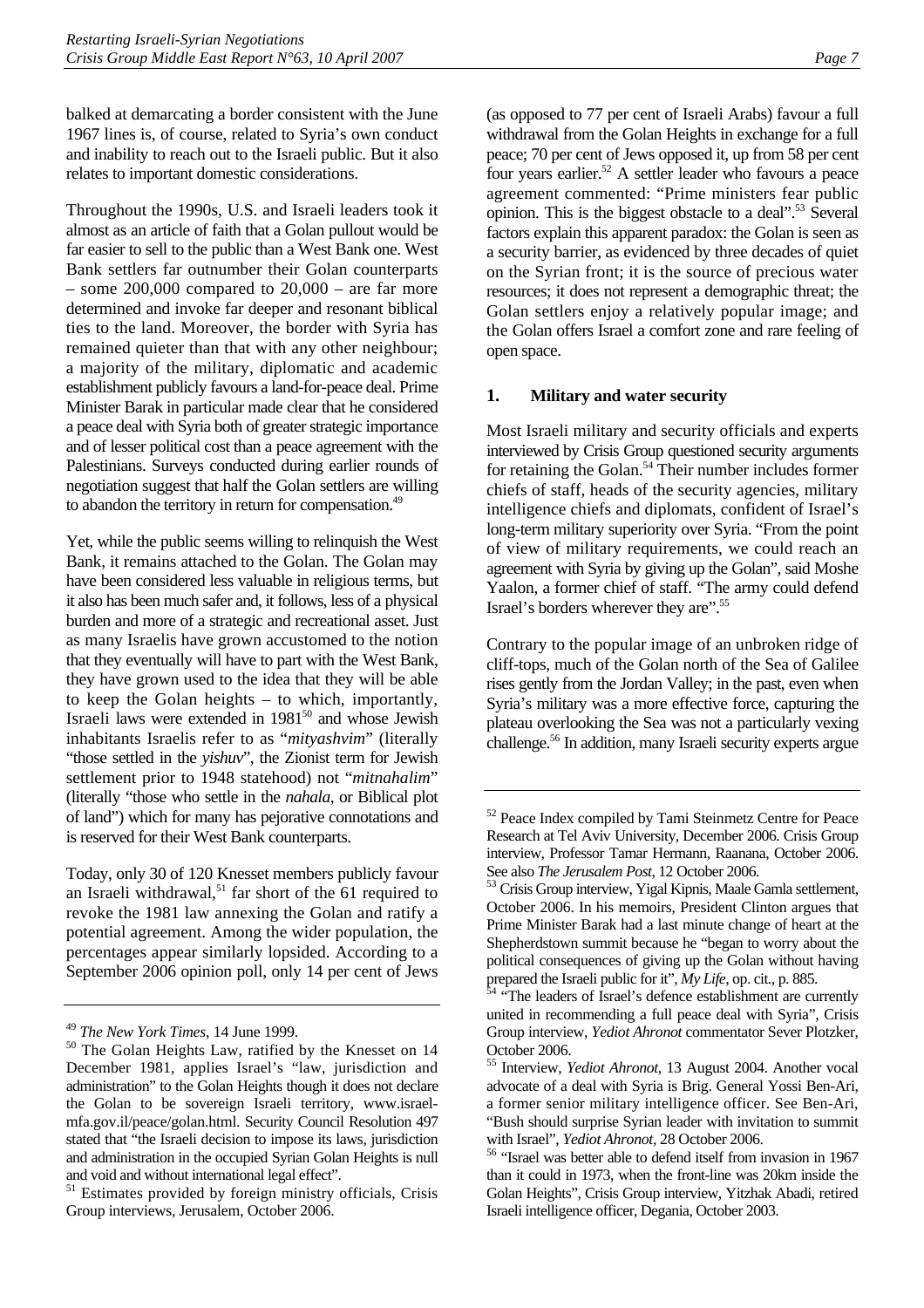balked at demarcating a border consistent with the June 1967 lines is, of course, related to Syria's own conduct and inability to reach out to the Israeli public. But it also relates to important domestic considerations.

Throughout the 1990s, U.S. and Israeli leaders took it almost as an article of faith that a Golan pullout would be far easier to sell to the public than a West Bank one. West Bank settlers far outnumber their Golan counterparts – some 200,000 compared to 20,000 – are far more determined and invoke far deeper and resonant biblical ties to the land. Moreover, the border with Syria has remained quieter than that with any other neighbour; a majority of the military, diplomatic and academic establishment publicly favours a land-for-peace deal. Prime Minister Barak in particular made clear that he considered a peace deal with Syria both of greater strategic importance and of lesser political cost than a peace agreement with the Palestinians. Surveys conducted during earlier rounds of negotiation suggest that half the Golan settlers are willing to abandon the territory in return for compensation.[49]

Yet, while the public seems willing to relinquish the West Bank, it remains attached to the Golan. The Golan may have been considered less valuable in religious terms, but it also has been much safer and, it follows, less of a physical burden and more of a strategic and recreational asset. Just as many Israelis have grown accustomed to the notion that they eventually will have to part with the West Bank, they have grown used to the idea that they will be able to keep the Golan heights – to which, importantly, Israeli laws were extended in 1981[50] and whose Jewish inhabitants Israelis refer to as "*mityashvim*" (literally "those settled in the *yishuv*", the Zionist term for Jewish settlement prior to 1948 statehood) not "*mitnahalim*" (literally "those who settle in the *nahala*, or Biblical plot of land") which for many has pejorative connotations and is reserved for their West Bank counterparts.

Today, only 30 of 120 Knesset members publicly favour an Israeli withdrawal,[51] far short of the 61 required to revoke the 1981 law annexing the Golan and ratify a potential agreement. Among the wider population, the percentages appear similarly lopsided. According to a September 2006 opinion poll, only 14 per cent of Jews (as opposed to 77 per cent of Israeli Arabs) favour a full withdrawal from the Golan Heights in exchange for a full peace; 70 per cent of Jews opposed it, up from 58 per cent four years earlier.[52] A settler leader who favours a peace agreement commented: "Prime ministers fear public opinion. This is the biggest obstacle to a deal".[53] Several factors explain this apparent paradox: the Golan is seen as a security barrier, as evidenced by three decades of quiet on the Syrian front; it is the source of precious water resources; it does not represent a demographic threat; the Golan settlers enjoy a relatively popular image; and the Golan offers Israel a comfort zone and rare feeling of open space.

### 1. Military and water security

Most Israeli military and security officials and experts interviewed by Crisis Group questioned security arguments for retaining the Golan.[54] Their number includes former chiefs of staff, heads of the security agencies, military intelligence chiefs and diplomats, confident of Israel's long-term military superiority over Syria. "From the point of view of military requirements, we could reach an agreement with Syria by giving up the Golan", said Moshe Yaalon, a former chief of staff. "The army could defend Israel's borders wherever they are".[55]

Contrary to the popular image of an unbroken ridge of cliff-tops, much of the Golan north of the Sea of Galilee rises gently from the Jordan Valley; in the past, even when Syria's military was a more effective force, capturing the plateau overlooking the Sea was not a particularly vexing challenge.[56] In addition, many Israeli security experts argue

---

[49] *The New York Times*, 14 June 1999.

[50] The Golan Heights Law, ratified by the Knesset on 14 December 1981, applies Israel's "law, jurisdiction and administration" to the Golan Heights though it does not declare the Golan to be sovereign Israeli territory, www.israel-mfa.gov.il/peace/golan.html. Security Council Resolution 497 stated that "the Israeli decision to impose its laws, jurisdiction and administration in the occupied Syrian Golan Heights is null and void and without international legal effect".

[51] Estimates provided by foreign ministry officials, Crisis Group interviews, Jerusalem, October 2006.

[52] Peace Index compiled by Tami Steinmetz Centre for Peace Research at Tel Aviv University, December 2006. Crisis Group interview, Professor Tamar Hermann, Raanana, October 2006. See also *The Jerusalem Post*, 12 October 2006.

[53] Crisis Group interview, Yigal Kipnis, Maale Gamla settlement, October 2006. In his memoirs, President Clinton argues that Prime Minister Barak had a last minute change of heart at the Shepherdstown summit because he "began to worry about the political consequences of giving up the Golan without having prepared the Israeli public for it", *My Life*, op. cit., p. 885.

[54] "The leaders of Israel's defence establishment are currently united in recommending a full peace deal with Syria", Crisis Group interview, *Yediot Ahronot* commentator Sever Plotzker, October 2006.

[55] Interview, *Yediot Ahronot*, 13 August 2004. Another vocal advocate of a deal with Syria is Brig. General Yossi Ben-Ari, a former senior military intelligence officer. See Ben-Ari, "Bush should surprise Syrian leader with invitation to summit with Israel", *Yediot Ahronot*, 28 October 2006.

[56] "Israel was better able to defend itself from invasion in 1967 than it could in 1973, when the front-line was 20km inside the Golan Heights", Crisis Group interview, Yitzhak Abadi, retired Israeli intelligence officer, Degania, October 2003.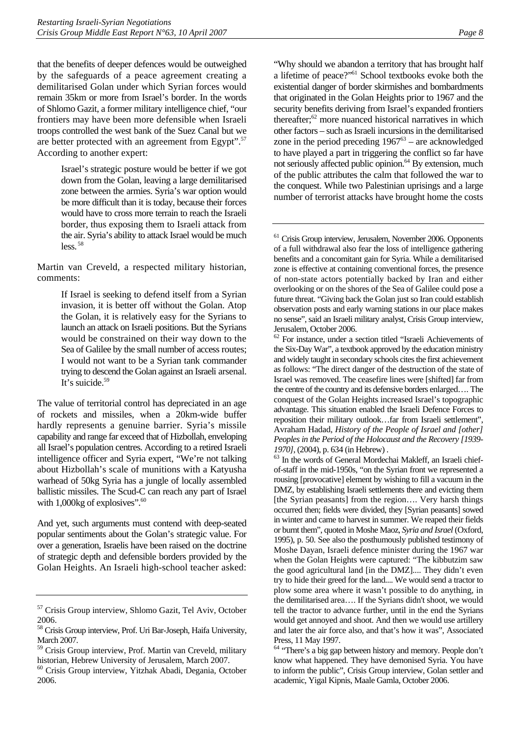that the benefits of deeper defences would be outweighed by the safeguards of a peace agreement creating a demilitarised Golan under which Syrian forces would remain 35km or more from Israel's border. In the words of Shlomo Gazit, a former military intelligence chief, "our frontiers may have been more defensible when Israeli troops controlled the west bank of the Suez Canal but we are better protected with an agreement from Egypt".[57] According to another expert:

> Israel's strategic posture would be better if we got down from the Golan, leaving a large demilitarised zone between the armies. Syria's war option would be more difficult than it is today, because their forces would have to cross more terrain to reach the Israeli border, thus exposing them to Israeli attack from the air. Syria's ability to attack Israel would be much less.[58]

Martin van Creveld, a respected military historian, comments:

> If Israel is seeking to defend itself from a Syrian invasion, it is better off without the Golan. Atop the Golan, it is relatively easy for the Syrians to launch an attack on Israeli positions. But the Syrians would be constrained on their way down to the Sea of Galilee by the small number of access routes; I would not want to be a Syrian tank commander trying to descend the Golan against an Israeli arsenal. It's suicide.[59]

The value of territorial control has depreciated in an age of rockets and missiles, when a 20km-wide buffer hardly represents a genuine barrier. Syria's missile capability and range far exceed that of Hizbollah, enveloping all Israel's population centres. According to a retired Israeli intelligence officer and Syria expert, "We're not talking about Hizbollah's scale of munitions with a Katyusha warhead of 50kg Syria has a jungle of locally assembled ballistic missiles. The Scud-C can reach any part of Israel with 1,000kg of explosives".[60]

And yet, such arguments must contend with deep-seated popular sentiments about the Golan's strategic value. For over a generation, Israelis have been raised on the doctrine of strategic depth and defensible borders provided by the Golan Heights. An Israeli high-school teacher asked: "Why should we abandon a territory that has brought half a lifetime of peace?"[61] School textbooks evoke both the existential danger of border skirmishes and bombardments that originated in the Golan Heights prior to 1967 and the security benefits deriving from Israel's expanded frontiers thereafter;[62] more nuanced historical narratives in which other factors – such as Israeli incursions in the demilitarised zone in the period preceding 1967[63] – are acknowledged to have played a part in triggering the conflict so far have not seriously affected public opinion.[64] By extension, much of the public attributes the calm that followed the war to the conquest. While two Palestinian uprisings and a large number of terrorist attacks have brought home the costs

---

[57] Crisis Group interview, Shlomo Gazit, Tel Aviv, October 2006.

[58] Crisis Group interview, Prof. Uri Bar-Joseph, Haifa University, March 2007.

[59] Crisis Group interview, Prof. Martin van Creveld, military historian, Hebrew University of Jerusalem, March 2007.

[60] Crisis Group interview, Yitzhak Abadi, Degania, October 2006.

[61] Crisis Group interview, Jerusalem, November 2006. Opponents of a full withdrawal also fear the loss of intelligence gathering benefits and a concomitant gain for Syria. While a demilitarised zone is effective at containing conventional forces, the presence of non-state actors potentially backed by Iran and either overlooking or on the shores of the Sea of Galilee could pose a future threat. "Giving back the Golan just so Iran could establish observation posts and early warning stations in our place makes no sense", said an Israeli military analyst, Crisis Group interview, Jerusalem, October 2006.

[62] For instance, under a section titled "Israeli Achievements of the Six-Day War", a textbook approved by the education ministry and widely taught in secondary schools cites the first achievement as follows: "The direct danger of the destruction of the state of Israel was removed. The ceasefire lines were [shifted] far from the centre of the country and its defensive borders enlarged…. The conquest of the Golan Heights increased Israel's topographic advantage. This situation enabled the Israeli Defence Forces to reposition their military outlook…far from Israeli settlement", Avraham Hadad, *History of the People of Israel and [other] Peoples in the Period of the Holocaust and the Recovery [1939-1970]*, (2004), p. 634 (in Hebrew) .

[63] In the words of General Mordechai Makleff, an Israeli chief-of-staff in the mid-1950s, "on the Syrian front we represented a rousing [provocative] element by wishing to fill a vacuum in the DMZ, by establishing Israeli settlements there and evicting them [the Syrian peasants] from the region…. Very harsh things occurred then; fields were divided, they [Syrian peasants] sowed in winter and came to harvest in summer. We reaped their fields or burnt them", quoted in Moshe Maoz, *Syria and Israel* (Oxford, 1995), p. 50. See also the posthumously published testimony of Moshe Dayan, Israeli defence minister during the 1967 war when the Golan Heights were captured: "The kibbutzim saw the good agricultural land [in the DMZ].... They didn't even try to hide their greed for the land.... We would send a tractor to plow some area where it wasn't possible to do anything, in the demilitarised area…. If the Syrians didn't shoot, we would tell the tractor to advance further, until in the end the Syrians would get annoyed and shoot. And then we would use artillery and later the air force also, and that's how it was", Associated Press, 11 May 1997.

[64] "There's a big gap between history and memory. People don't know what happened. They have demonised Syria. You have to inform the public", Crisis Group interview, Golan settler and academic, Yigal Kipnis, Maale Gamla, October 2006.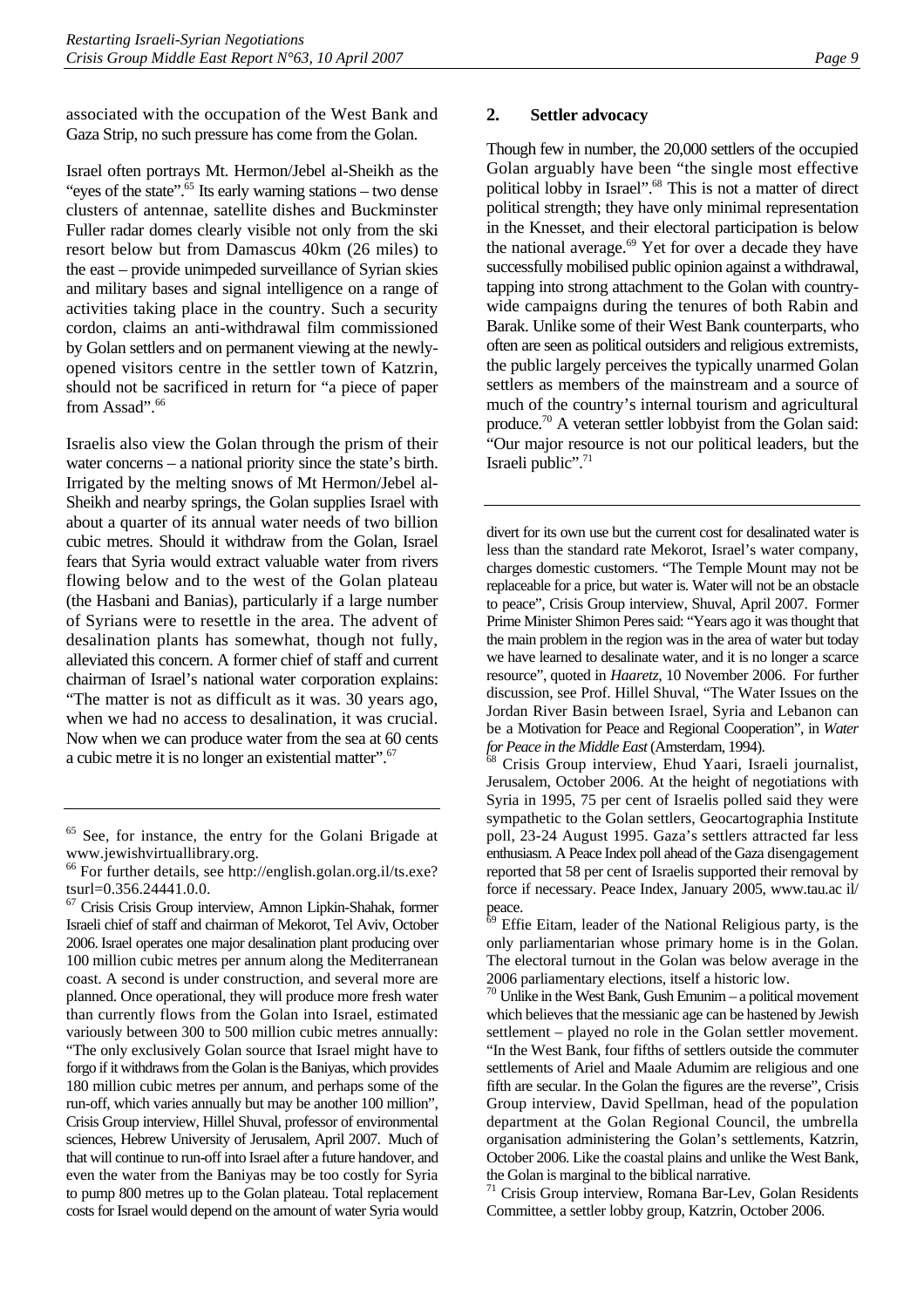associated with the occupation of the West Bank and Gaza Strip, no such pressure has come from the Golan.

Israel often portrays Mt. Hermon/Jebel al-Sheikh as the "eyes of the state".[65] Its early warning stations – two dense clusters of antennae, satellite dishes and Buckminster Fuller radar domes clearly visible not only from the ski resort below but from Damascus 40km (26 miles) to the east – provide unimpeded surveillance of Syrian skies and military bases and signal intelligence on a range of activities taking place in the country. Such a security cordon, claims an anti-withdrawal film commissioned by Golan settlers and on permanent viewing at the newly-opened visitors centre in the settler town of Katzrin, should not be sacrificed in return for "a piece of paper from Assad".[66]

Israelis also view the Golan through the prism of their water concerns – a national priority since the state's birth. Irrigated by the melting snows of Mt Hermon/Jebel al-Sheikh and nearby springs, the Golan supplies Israel with about a quarter of its annual water needs of two billion cubic metres. Should it withdraw from the Golan, Israel fears that Syria would extract valuable water from rivers flowing below and to the west of the Golan plateau (the Hasbani and Banias), particularly if a large number of Syrians were to resettle in the area. The advent of desalination plants has somewhat, though not fully, alleviated this concern. A former chief of staff and current chairman of Israel's national water corporation explains: "The matter is not as difficult as it was. 30 years ago, when we had no access to desalination, it was crucial. Now when we can produce water from the sea at 60 cents a cubic metre it is no longer an existential matter".[67]

### 2. Settler advocacy

Though few in number, the 20,000 settlers of the occupied Golan arguably have been "the single most effective political lobby in Israel".[68] This is not a matter of direct political strength; they have only minimal representation in the Knesset, and their electoral participation is below the national average.[69] Yet for over a decade they have successfully mobilised public opinion against a withdrawal, tapping into strong attachment to the Golan with country-wide campaigns during the tenures of both Rabin and Barak. Unlike some of their West Bank counterparts, who often are seen as political outsiders and religious extremists, the public largely perceives the typically unarmed Golan settlers as members of the mainstream and a source of much of the country's internal tourism and agricultural produce.[70] A veteran settler lobbyist from the Golan said: "Our major resource is not our political leaders, but the Israeli public".[71]

---

[65] See, for instance, the entry for the Golani Brigade at www.jewishvirtuallibrary.org.

[66] For further details, see http://english.golan.org.il/ts.exe?tsurl=0.356.24441.0.0.

[67] Crisis Crisis Group interview, Amnon Lipkin-Shahak, former Israeli chief of staff and chairman of Mekorot, Tel Aviv, October 2006. Israel operates one major desalination plant producing over 100 million cubic metres per annum along the Mediterranean coast. A second is under construction, and several more are planned. Once operational, they will produce more fresh water than currently flows from the Golan into Israel, estimated variously between 300 to 500 million cubic metres annually: "The only exclusively Golan source that Israel might have to forgo if it withdraws from the Golan is the Baniyas, which provides 180 million cubic metres per annum, and perhaps some of the run-off, which varies annually but may be another 100 million", Crisis Group interview, Hillel Shuval, professor of environmental sciences, Hebrew University of Jerusalem, April 2007. Much of that will continue to run-off into Israel after a future handover, and even the water from the Baniyas may be too costly for Syria to pump 800 metres up to the Golan plateau. Total replacement costs for Israel would depend on the amount of water Syria would divert for its own use but the current cost for desalinated water is less than the standard rate Mekorot, Israel's water company, charges domestic customers. "The Temple Mount may not be replaceable for a price, but water is. Water will not be an obstacle to peace", Crisis Group interview, Shuval, April 2007. Former Prime Minister Shimon Peres said: "Years ago it was thought that the main problem in the region was in the area of water but today we have learned to desalinate water, and it is no longer a scarce resource", quoted in *Haaretz*, 10 November 2006. For further discussion, see Prof. Hillel Shuval, "The Water Issues on the Jordan River Basin between Israel, Syria and Lebanon can be a Motivation for Peace and Regional Cooperation", in *Water for Peace in the Middle East* (Amsterdam, 1994).

[68] Crisis Group interview, Ehud Yaari, Israeli journalist, Jerusalem, October 2006. At the height of negotiations with Syria in 1995, 75 per cent of Israelis polled said they were sympathetic to the Golan settlers, Geocartographia Institute poll, 23-24 August 1995. Gaza's settlers attracted far less enthusiasm. A Peace Index poll ahead of the Gaza disengagement reported that 58 per cent of Israelis supported their removal by force if necessary. Peace Index, January 2005, www.tau.ac il/peace.

[69] Effie Eitam, leader of the National Religious party, is the only parliamentarian whose primary home is in the Golan. The electoral turnout in the Golan was below average in the 2006 parliamentary elections, itself a historic low.

[70] Unlike in the West Bank, Gush Emunim – a political movement which believes that the messianic age can be hastened by Jewish settlement – played no role in the Golan settler movement. "In the West Bank, four fifths of settlers outside the commuter settlements of Ariel and Maale Adumim are religious and one fifth are secular. In the Golan the figures are the reverse", Crisis Group interview, David Spellman, head of the population department at the Golan Regional Council, the umbrella organisation administering the Golan's settlements, Katzrin, October 2006. Like the coastal plains and unlike the West Bank, the Golan is marginal to the biblical narrative.

[71] Crisis Group interview, Romana Bar-Lev, Golan Residents Committee, a settler lobby group, Katzrin, October 2006.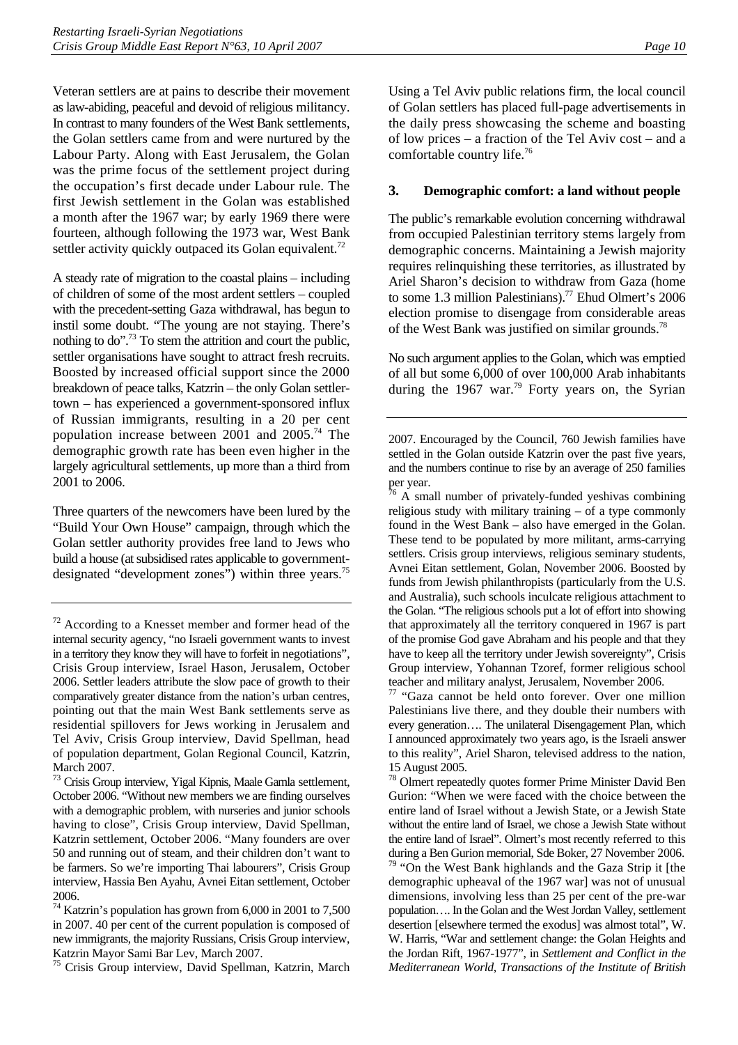Veteran settlers are at pains to describe their movement as law-abiding, peaceful and devoid of religious militancy. In contrast to many founders of the West Bank settlements, the Golan settlers came from and were nurtured by the Labour Party. Along with East Jerusalem, the Golan was the prime focus of the settlement project during the occupation's first decade under Labour rule. The first Jewish settlement in the Golan was established a month after the 1967 war; by early 1969 there were fourteen, although following the 1973 war, West Bank settler activity quickly outpaced its Golan equivalent.[72]

A steady rate of migration to the coastal plains – including of children of some of the most ardent settlers – coupled with the precedent-setting Gaza withdrawal, has begun to instil some doubt. "The young are not staying. There's nothing to do".[73] To stem the attrition and court the public, settler organisations have sought to attract fresh recruits. Boosted by increased official support since the 2000 breakdown of peace talks, Katzrin – the only Golan settler-town – has experienced a government-sponsored influx of Russian immigrants, resulting in a 20 per cent population increase between 2001 and 2005.[74] The demographic growth rate has been even higher in the largely agricultural settlements, up more than a third from 2001 to 2006.

Three quarters of the newcomers have been lured by the "Build Your Own House" campaign, through which the Golan settler authority provides free land to Jews who build a house (at subsidised rates applicable to government-designated "development zones") within three years.[75] Using a Tel Aviv public relations firm, the local council of Golan settlers has placed full-page advertisements in the daily press showcasing the scheme and boasting of low prices – a fraction of the Tel Aviv cost – and a comfortable country life.[76]

### 3. Demographic comfort: a land without people

The public's remarkable evolution concerning withdrawal from occupied Palestinian territory stems largely from demographic concerns. Maintaining a Jewish majority requires relinquishing these territories, as illustrated by Ariel Sharon's decision to withdraw from Gaza (home to some 1.3 million Palestinians).[77] Ehud Olmert's 2006 election promise to disengage from considerable areas of the West Bank was justified on similar grounds.[78]

No such argument applies to the Golan, which was emptied of all but some 6,000 of over 100,000 Arab inhabitants during the 1967 war.[79] Forty years on, the Syrian

---

[72] According to a Knesset member and former head of the internal security agency, "no Israeli government wants to invest in a territory they know they will have to forfeit in negotiations", Crisis Group interview, Israel Hason, Jerusalem, October 2006. Settler leaders attribute the slow pace of growth to their comparatively greater distance from the nation's urban centres, pointing out that the main West Bank settlements serve as residential spillovers for Jews working in Jerusalem and Tel Aviv, Crisis Group interview, David Spellman, head of population department, Golan Regional Council, Katzrin, March 2007.

[73] Crisis Group interview, Yigal Kipnis, Maale Gamla settlement, October 2006. "Without new members we are finding ourselves with a demographic problem, with nurseries and junior schools having to close", Crisis Group interview, David Spellman, Katzrin settlement, October 2006. "Many founders are over 50 and running out of steam, and their children don't want to be farmers. So we're importing Thai labourers", Crisis Group interview, Hassia Ben Ayahu, Avnei Eitan settlement, October 2006.

[74] Katzrin's population has grown from 6,000 in 2001 to 7,500 in 2007. 40 per cent of the current population is composed of new immigrants, the majority Russians, Crisis Group interview, Katzrin Mayor Sami Bar Lev, March 2007.

[75] Crisis Group interview, David Spellman, Katzrin, March 2007. Encouraged by the Council, 760 Jewish families have settled in the Golan outside Katzrin over the past five years, and the numbers continue to rise by an average of 250 families per year.

[76] A small number of privately-funded yeshivas combining religious study with military training – of a type commonly found in the West Bank – also have emerged in the Golan. These tend to be populated by more militant, arms-carrying settlers. Crisis group interviews, religious seminary students, Avnei Eitan settlement, Golan, November 2006. Boosted by funds from Jewish philanthropists (particularly from the U.S. and Australia), such schools inculcate religious attachment to the Golan. "The religious schools put a lot of effort into showing that approximately all the territory conquered in 1967 is part of the promise God gave Abraham and his people and that they have to keep all the territory under Jewish sovereignty", Crisis Group interview, Yohannan Tzoref, former religious school teacher and military analyst, Jerusalem, November 2006.

[77] "Gaza cannot be held onto forever. Over one million Palestinians live there, and they double their numbers with every generation…. The unilateral Disengagement Plan, which I announced approximately two years ago, is the Israeli answer to this reality", Ariel Sharon, televised address to the nation, 15 August 2005.

[78] Olmert repeatedly quotes former Prime Minister David Ben Gurion: "When we were faced with the choice between the entire land of Israel without a Jewish State, or a Jewish State without the entire land of Israel, we chose a Jewish State without the entire land of Israel". Olmert's most recently referred to this during a Ben Gurion memorial, Sde Boker, 27 November 2006.

[79] "On the West Bank highlands and the Gaza Strip it [the demographic upheaval of the 1967 war] was not of unusual dimensions, involving less than 25 per cent of the pre-war population…. In the Golan and the West Jordan Valley, settlement desertion [elsewhere termed the exodus] was almost total", W. W. Harris, "War and settlement change: the Golan Heights and the Jordan Rift, 1967-1977", in *Settlement and Conflict in the Mediterranean World, Transactions of the Institute of British*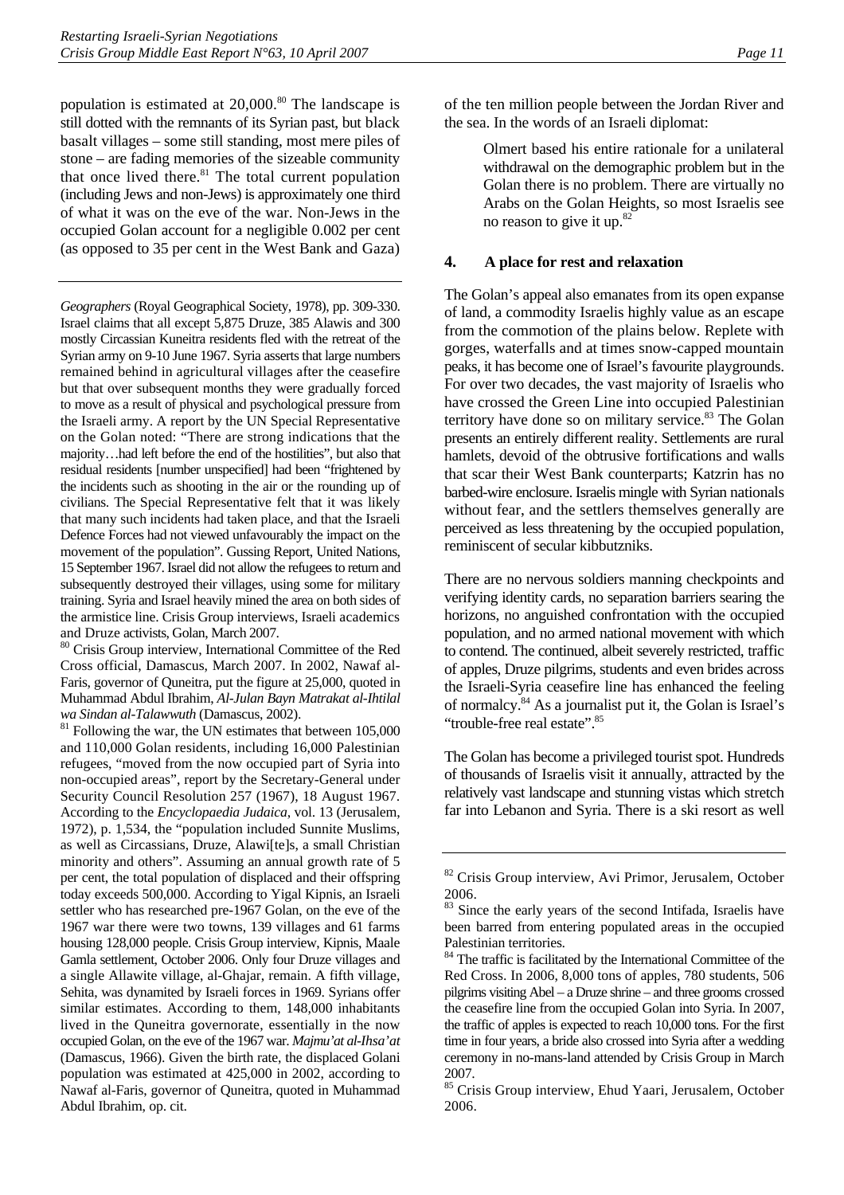population is estimated at 20,000.[80] The landscape is still dotted with the remnants of its Syrian past, but black basalt villages – some still standing, most mere piles of stone – are fading memories of the sizeable community that once lived there.[81] The total current population (including Jews and non-Jews) is approximately one third of what it was on the eve of the war. Non-Jews in the occupied Golan account for a negligible 0.002 per cent (as opposed to 35 per cent in the West Bank and Gaza) of the ten million people between the Jordan River and the sea. In the words of an Israeli diplomat:

> Olmert based his entire rationale for a unilateral withdrawal on the demographic problem but in the Golan there is no problem. There are virtually no Arabs on the Golan Heights, so most Israelis see no reason to give it up.[82]

### 4. A place for rest and relaxation

The Golan's appeal also emanates from its open expanse of land, a commodity Israelis highly value as an escape from the commotion of the plains below. Replete with gorges, waterfalls and at times snow-capped mountain peaks, it has become one of Israel's favourite playgrounds. For over two decades, the vast majority of Israelis who have crossed the Green Line into occupied Palestinian territory have done so on military service.[83] The Golan presents an entirely different reality. Settlements are rural hamlets, devoid of the obtrusive fortifications and walls that scar their West Bank counterparts; Katzrin has no barbed-wire enclosure. Israelis mingle with Syrian nationals without fear, and the settlers themselves generally are perceived as less threatening by the occupied population, reminiscent of secular kibbutzniks.

There are no nervous soldiers manning checkpoints and verifying identity cards, no separation barriers searing the horizons, no anguished confrontation with the occupied population, and no armed national movement with which to contend. The continued, albeit severely restricted, traffic of apples, Druze pilgrims, students and even brides across the Israeli-Syria ceasefire line has enhanced the feeling of normalcy.[84] As a journalist put it, the Golan is Israel's "trouble-free real estate".[85]

The Golan has become a privileged tourist spot. Hundreds of thousands of Israelis visit it annually, attracted by the relatively vast landscape and stunning vistas which stretch far into Lebanon and Syria. There is a ski resort as well

---

*Geographers* (Royal Geographical Society, 1978), pp. 309-330. Israel claims that all except 5,875 Druze, 385 Alawis and 300 mostly Circassian Kuneitra residents fled with the retreat of the Syrian army on 9-10 June 1967. Syria asserts that large numbers remained behind in agricultural villages after the ceasefire but that over subsequent months they were gradually forced to move as a result of physical and psychological pressure from the Israeli army. A report by the UN Special Representative on the Golan noted: "There are strong indications that the majority…had left before the end of the hostilities", but also that residual residents [number unspecified] had been "frightened by the incidents such as shooting in the air or the rounding up of civilians. The Special Representative felt that it was likely that many such incidents had taken place, and that the Israeli Defence Forces had not viewed unfavourably the impact on the movement of the population". Gussing Report, United Nations, 15 September 1967. Israel did not allow the refugees to return and subsequently destroyed their villages, using some for military training. Syria and Israel heavily mined the area on both sides of the armistice line. Crisis Group interviews, Israeli academics and Druze activists, Golan, March 2007.

[80] Crisis Group interview, International Committee of the Red Cross official, Damascus, March 2007. In 2002, Nawaf al-Faris, governor of Quneitra, put the figure at 25,000, quoted in Muhammad Abdul Ibrahim, *Al-Julan Bayn Matrakat al-Ihtilal wa Sindan al-Talawwuth* (Damascus, 2002).

[81] Following the war, the UN estimates that between 105,000 and 110,000 Golan residents, including 16,000 Palestinian refugees, "moved from the now occupied part of Syria into non-occupied areas", report by the Secretary-General under Security Council Resolution 257 (1967), 18 August 1967. According to the *Encyclopaedia Judaica*, vol. 13 (Jerusalem, 1972), p. 1,534, the "population included Sunnite Muslims, as well as Circassians, Druze, Alawi[te]s, a small Christian minority and others". Assuming an annual growth rate of 5 per cent, the total population of displaced and their offspring today exceeds 500,000. According to Yigal Kipnis, an Israeli settler who has researched pre-1967 Golan, on the eve of the 1967 war there were two towns, 139 villages and 61 farms housing 128,000 people. Crisis Group interview, Kipnis, Maale Gamla settlement, October 2006. Only four Druze villages and a single Allawite village, al-Ghajar, remain. A fifth village, Sehita, was dynamited by Israeli forces in 1969. Syrians offer similar estimates. According to them, 148,000 inhabitants lived in the Quneitra governorate, essentially in the now occupied Golan, on the eve of the 1967 war. *Majmu'at al-Ihsa'at* (Damascus, 1966). Given the birth rate, the displaced Golani population was estimated at 425,000 in 2002, according to Nawaf al-Faris, governor of Quneitra, quoted in Muhammad Abdul Ibrahim, op. cit.

[82] Crisis Group interview, Avi Primor, Jerusalem, October 2006.

[83] Since the early years of the second Intifada, Israelis have been barred from entering populated areas in the occupied Palestinian territories.

[84] The traffic is facilitated by the International Committee of the Red Cross. In 2006, 8,000 tons of apples, 780 students, 506 pilgrims visiting Abel – a Druze shrine – and three grooms crossed the ceasefire line from the occupied Golan into Syria. In 2007, the traffic of apples is expected to reach 10,000 tons. For the first time in four years, a bride also crossed into Syria after a wedding ceremony in no-mans-land attended by Crisis Group in March 2007.

[85] Crisis Group interview, Ehud Yaari, Jerusalem, October 2006.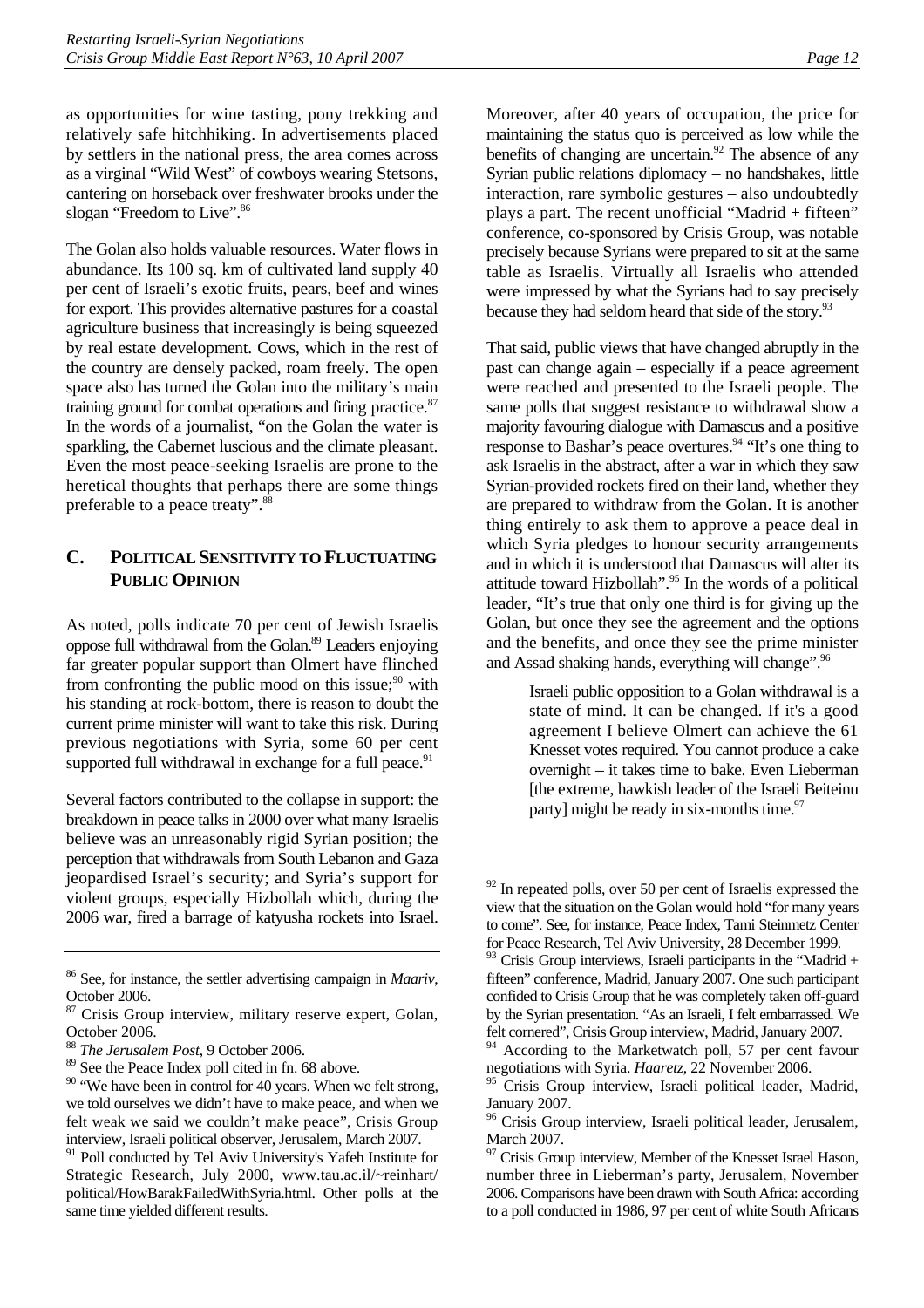as opportunities for wine tasting, pony trekking and relatively safe hitchhiking. In advertisements placed by settlers in the national press, the area comes across as a virginal "Wild West" of cowboys wearing Stetsons, cantering on horseback over freshwater brooks under the slogan "Freedom to Live".[86]

The Golan also holds valuable resources. Water flows in abundance. Its 100 sq. km of cultivated land supply 40 per cent of Israeli's exotic fruits, pears, beef and wines for export. This provides alternative pastures for a coastal agriculture business that increasingly is being squeezed by real estate development. Cows, which in the rest of the country are densely packed, roam freely. The open space also has turned the Golan into the military's main training ground for combat operations and firing practice.[87] In the words of a journalist, "on the Golan the water is sparkling, the Cabernet luscious and the climate pleasant. Even the most peace-seeking Israelis are prone to the heretical thoughts that perhaps there are some things preferable to a peace treaty".[88]

## C. POLITICAL SENSITIVITY TO FLUCTUATING PUBLIC OPINION

As noted, polls indicate 70 per cent of Jewish Israelis oppose full withdrawal from the Golan.[89] Leaders enjoying far greater popular support than Olmert have flinched from confronting the public mood on this issue;[90] with his standing at rock-bottom, there is reason to doubt the current prime minister will want to take this risk. During previous negotiations with Syria, some 60 per cent supported full withdrawal in exchange for a full peace.[91]

Several factors contributed to the collapse in support: the breakdown in peace talks in 2000 over what many Israelis believe was an unreasonably rigid Syrian position; the perception that withdrawals from South Lebanon and Gaza jeopardised Israel's security; and Syria's support for violent groups, especially Hizbollah which, during the 2006 war, fired a barrage of katyusha rockets into Israel.

Moreover, after 40 years of occupation, the price for maintaining the status quo is perceived as low while the benefits of changing are uncertain.[92] The absence of any Syrian public relations diplomacy – no handshakes, little interaction, rare symbolic gestures – also undoubtedly plays a part. The recent unofficial "Madrid + fifteen" conference, co-sponsored by Crisis Group, was notable precisely because Syrians were prepared to sit at the same table as Israelis. Virtually all Israelis who attended were impressed by what the Syrians had to say precisely because they had seldom heard that side of the story.[93]

That said, public views that have changed abruptly in the past can change again – especially if a peace agreement were reached and presented to the Israeli people. The same polls that suggest resistance to withdrawal show a majority favouring dialogue with Damascus and a positive response to Bashar's peace overtures.[94] "It's one thing to ask Israelis in the abstract, after a war in which they saw Syrian-provided rockets fired on their land, whether they are prepared to withdraw from the Golan. It is another thing entirely to ask them to approve a peace deal in which Syria pledges to honour security arrangements and in which it is understood that Damascus will alter its attitude toward Hizbollah".[95] In the words of a political leader, "It's true that only one third is for giving up the Golan, but once they see the agreement and the options and the benefits, and once they see the prime minister and Assad shaking hands, everything will change".[96]

> Israeli public opposition to a Golan withdrawal is a state of mind. It can be changed. If it's a good agreement I believe Olmert can achieve the 61 Knesset votes required. You cannot produce a cake overnight – it takes time to bake. Even Lieberman [the extreme, hawkish leader of the Israeli Beiteinu party] might be ready in six-months time.[97]

---

[86] See, for instance, the settler advertising campaign in *Maariv*, October 2006.

[87] Crisis Group interview, military reserve expert, Golan, October 2006.

[88] *The Jerusalem Post*, 9 October 2006.

[89] See the Peace Index poll cited in fn. 68 above.

[90] "We have been in control for 40 years. When we felt strong, we told ourselves we didn't have to make peace, and when we felt weak we said we couldn't make peace", Crisis Group interview, Israeli political observer, Jerusalem, March 2007.

[91] Poll conducted by Tel Aviv University's Yafeh Institute for Strategic Research, July 2000, www.tau.ac.il/~reinhart/political/HowBarakFailedWithSyria.html. Other polls at the same time yielded different results.

[92] In repeated polls, over 50 per cent of Israelis expressed the view that the situation on the Golan would hold "for many years to come". See, for instance, Peace Index, Tami Steinmetz Center for Peace Research, Tel Aviv University, 28 December 1999.

[93] Crisis Group interviews, Israeli participants in the "Madrid + fifteen" conference, Madrid, January 2007. One such participant confided to Crisis Group that he was completely taken off-guard by the Syrian presentation. "As an Israeli, I felt embarrassed. We felt cornered", Crisis Group interview, Madrid, January 2007.

[94] According to the Marketwatch poll, 57 per cent favour negotiations with Syria. *Haaretz*, 22 November 2006.

[95] Crisis Group interview, Israeli political leader, Madrid, January 2007.

[96] Crisis Group interview, Israeli political leader, Jerusalem, March 2007.

[97] Crisis Group interview, Member of the Knesset Israel Hason, number three in Lieberman's party, Jerusalem, November 2006. Comparisons have been drawn with South Africa: according to a poll conducted in 1986, 97 per cent of white South Africans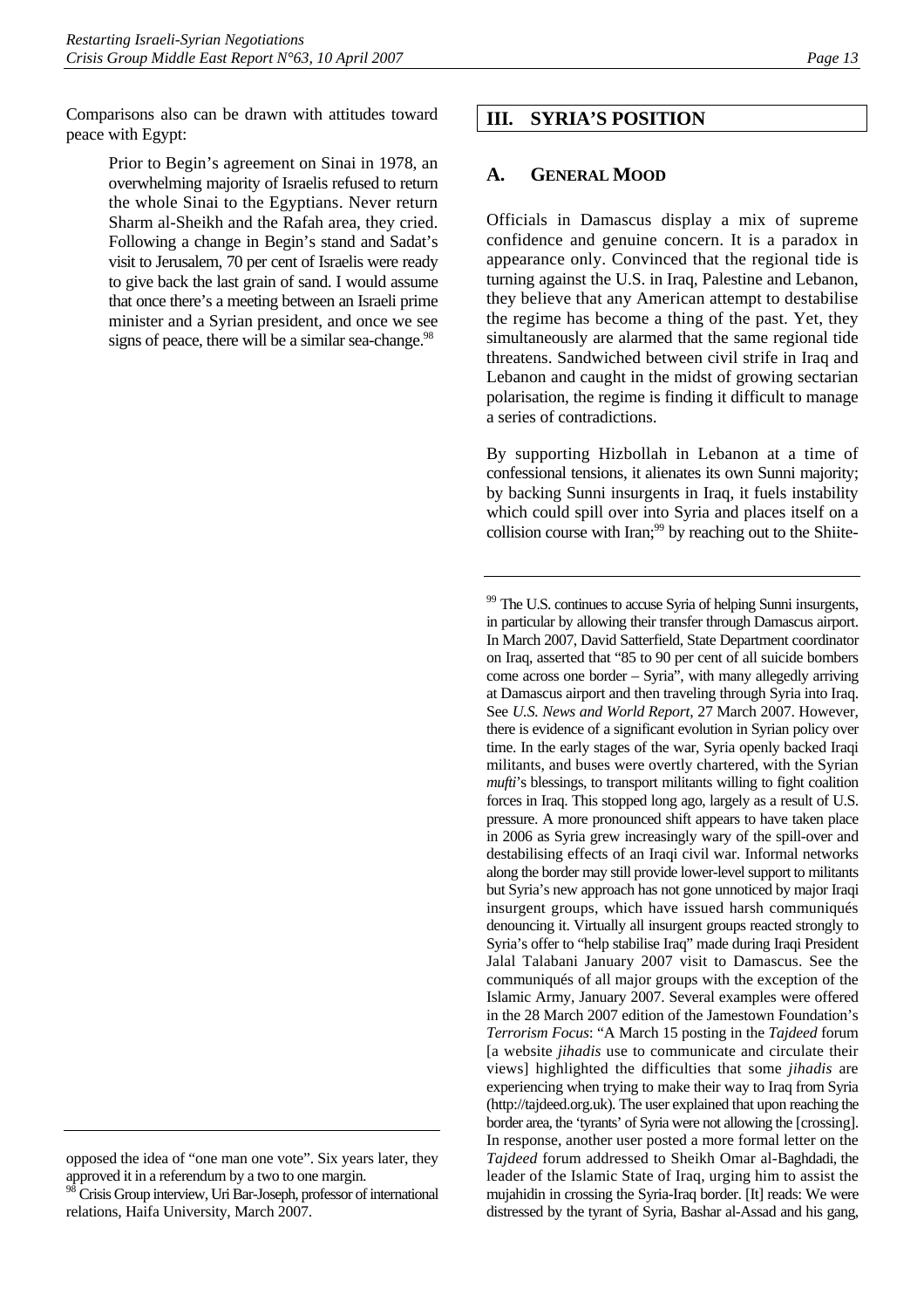Comparisons also can be drawn with attitudes toward peace with Egypt:

> Prior to Begin's agreement on Sinai in 1978, an overwhelming majority of Israelis refused to return the whole Sinai to the Egyptians. Never return Sharm al-Sheikh and the Rafah area, they cried. Following a change in Begin's stand and Sadat's visit to Jerusalem, 70 per cent of Israelis were ready to give back the last grain of sand. I would assume that once there's a meeting between an Israeli prime minister and a Syrian president, and once we see signs of peace, there will be a similar sea-change.[98]

## III. SYRIA'S POSITION

### A. GENERAL MOOD

Officials in Damascus display a mix of supreme confidence and genuine concern. It is a paradox in appearance only. Convinced that the regional tide is turning against the U.S. in Iraq, Palestine and Lebanon, they believe that any American attempt to destabilise the regime has become a thing of the past. Yet, they simultaneously are alarmed that the same regional tide threatens. Sandwiched between civil strife in Iraq and Lebanon and caught in the midst of growing sectarian polarisation, the regime is finding it difficult to manage a series of contradictions.

By supporting Hizbollah in Lebanon at a time of confessional tensions, it alienates its own Sunni majority; by backing Sunni insurgents in Iraq, it fuels instability which could spill over into Syria and places itself on a collision course with Iran;[99] by reaching out to the Shiite-

---

opposed the idea of "one man one vote". Six years later, they approved it in a referendum by a two to one margin.

[98] Crisis Group interview, Uri Bar-Joseph, professor of international relations, Haifa University, March 2007.

[99] The U.S. continues to accuse Syria of helping Sunni insurgents, in particular by allowing their transfer through Damascus airport. In March 2007, David Satterfield, State Department coordinator on Iraq, asserted that "85 to 90 per cent of all suicide bombers come across one border – Syria", with many allegedly arriving at Damascus airport and then traveling through Syria into Iraq. See *U.S. News and World Report*, 27 March 2007. However, there is evidence of a significant evolution in Syrian policy over time. In the early stages of the war, Syria openly backed Iraqi militants, and buses were overtly chartered, with the Syrian *mufti*'s blessings, to transport militants willing to fight coalition forces in Iraq. This stopped long ago, largely as a result of U.S. pressure. A more pronounced shift appears to have taken place in 2006 as Syria grew increasingly wary of the spill-over and destabilising effects of an Iraqi civil war. Informal networks along the border may still provide lower-level support to militants but Syria's new approach has not gone unnoticed by major Iraqi insurgent groups, which have issued harsh communiqués denouncing it. Virtually all insurgent groups reacted strongly to Syria's offer to "help stabilise Iraq" made during Iraqi President Jalal Talabani January 2007 visit to Damascus. See the communiqués of all major groups with the exception of the Islamic Army, January 2007. Several examples were offered in the 28 March 2007 edition of the Jamestown Foundation's *Terrorism Focus*: "A March 15 posting in the *Tajdeed* forum [a website *jihadis* use to communicate and circulate their views] highlighted the difficulties that some *jihadis* are experiencing when trying to make their way to Iraq from Syria (http://tajdeed.org.uk). The user explained that upon reaching the border area, the 'tyrants' of Syria were not allowing the [crossing]. In response, another user posted a more formal letter on the *Tajdeed* forum addressed to Sheikh Omar al-Baghdadi, the leader of the Islamic State of Iraq, urging him to assist the mujahidin in crossing the Syria-Iraq border. [It] reads: We were distressed by the tyrant of Syria, Bashar al-Assad and his gang,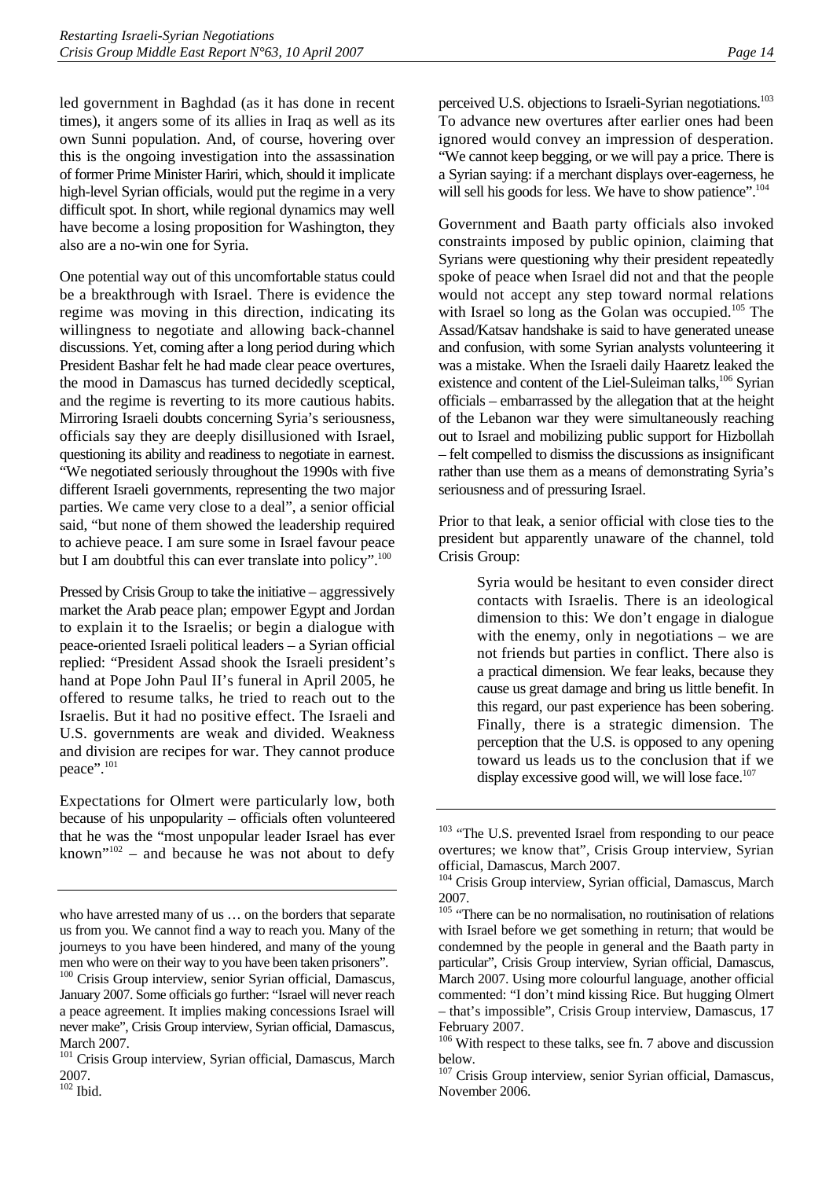led government in Baghdad (as it has done in recent times), it angers some of its allies in Iraq as well as its own Sunni population. And, of course, hovering over this is the ongoing investigation into the assassination of former Prime Minister Hariri, which, should it implicate high-level Syrian officials, would put the regime in a very difficult spot. In short, while regional dynamics may well have become a losing proposition for Washington, they also are a no-win one for Syria.

One potential way out of this uncomfortable status could be a breakthrough with Israel. There is evidence the regime was moving in this direction, indicating its willingness to negotiate and allowing back-channel discussions. Yet, coming after a long period during which President Bashar felt he had made clear peace overtures, the mood in Damascus has turned decidedly sceptical, and the regime is reverting to its more cautious habits. Mirroring Israeli doubts concerning Syria's seriousness, officials say they are deeply disillusioned with Israel, questioning its ability and readiness to negotiate in earnest. "We negotiated seriously throughout the 1990s with five different Israeli governments, representing the two major parties. We came very close to a deal", a senior official said, "but none of them showed the leadership required to achieve peace. I am sure some in Israel favour peace but I am doubtful this can ever translate into policy".[100]

Pressed by Crisis Group to take the initiative – aggressively market the Arab peace plan; empower Egypt and Jordan to explain it to the Israelis; or begin a dialogue with peace-oriented Israeli political leaders – a Syrian official replied: "President Assad shook the Israeli president's hand at Pope John Paul II's funeral in April 2005, he offered to resume talks, he tried to reach out to the Israelis. But it had no positive effect. The Israeli and U.S. governments are weak and divided. Weakness and division are recipes for war. They cannot produce peace".[101]

Expectations for Olmert were particularly low, both because of his unpopularity – officials often volunteered that he was the "most unpopular leader Israel has ever known"[102] – and because he was not about to defy perceived U.S. objections to Israeli-Syrian negotiations.[103] To advance new overtures after earlier ones had been ignored would convey an impression of desperation. "We cannot keep begging, or we will pay a price. There is a Syrian saying: if a merchant displays over-eagerness, he will sell his goods for less. We have to show patience".[104]

Government and Baath party officials also invoked constraints imposed by public opinion, claiming that Syrians were questioning why their president repeatedly spoke of peace when Israel did not and that the people would not accept any step toward normal relations with Israel so long as the Golan was occupied.[105] The Assad/Katsav handshake is said to have generated unease and confusion, with some Syrian analysts volunteering it was a mistake. When the Israeli daily Haaretz leaked the existence and content of the Liel-Suleiman talks,[106] Syrian officials – embarrassed by the allegation that at the height of the Lebanon war they were simultaneously reaching out to Israel and mobilizing public support for Hizbollah – felt compelled to dismiss the discussions as insignificant rather than use them as a means of demonstrating Syria's seriousness and of pressuring Israel.

Prior to that leak, a senior official with close ties to the president but apparently unaware of the channel, told Crisis Group:

> Syria would be hesitant to even consider direct contacts with Israelis. There is an ideological dimension to this: We don't engage in dialogue with the enemy, only in negotiations – we are not friends but parties in conflict. There also is a practical dimension. We fear leaks, because they cause us great damage and bring us little benefit. In this regard, our past experience has been sobering. Finally, there is a strategic dimension. The perception that the U.S. is opposed to any opening toward us leads us to the conclusion that if we display excessive good will, we will lose face.[107]

---

who have arrested many of us … on the borders that separate us from you. We cannot find a way to reach you. Many of the journeys to you have been hindered, and many of the young men who were on their way to you have been taken prisoners".

[100] Crisis Group interview, senior Syrian official, Damascus, January 2007. Some officials go further: "Israel will never reach a peace agreement. It implies making concessions Israel will never make", Crisis Group interview, Syrian official, Damascus, March 2007.

[101] Crisis Group interview, Syrian official, Damascus, March 2007.

[102] Ibid.

[103] "The U.S. prevented Israel from responding to our peace overtures; we know that", Crisis Group interview, Syrian official, Damascus, March 2007.

[104] Crisis Group interview, Syrian official, Damascus, March 2007.

[105] "There can be no normalisation, no routinisation of relations with Israel before we get something in return; that would be condemned by the people in general and the Baath party in particular", Crisis Group interview, Syrian official, Damascus, March 2007. Using more colourful language, another official commented: "I don't mind kissing Rice. But hugging Olmert – that's impossible", Crisis Group interview, Damascus, 17 February 2007.

[106] With respect to these talks, see fn. 7 above and discussion below.

[107] Crisis Group interview, senior Syrian official, Damascus, November 2006.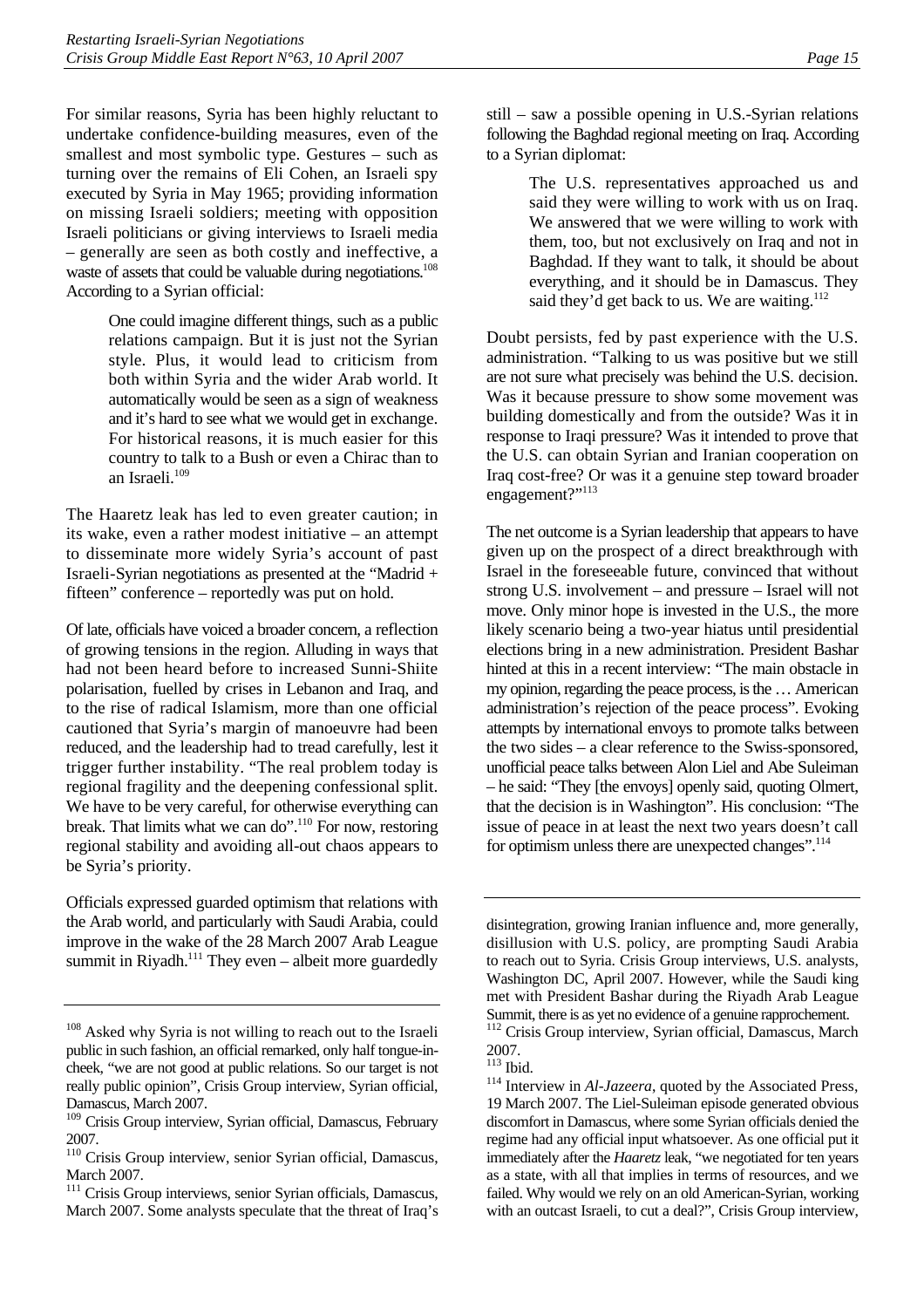For similar reasons, Syria has been highly reluctant to undertake confidence-building measures, even of the smallest and most symbolic type. Gestures – such as turning over the remains of Eli Cohen, an Israeli spy executed by Syria in May 1965; providing information on missing Israeli soldiers; meeting with opposition Israeli politicians or giving interviews to Israeli media – generally are seen as both costly and ineffective, a waste of assets that could be valuable during negotiations.[108] According to a Syrian official:

> One could imagine different things, such as a public relations campaign. But it is just not the Syrian style. Plus, it would lead to criticism from both within Syria and the wider Arab world. It automatically would be seen as a sign of weakness and it's hard to see what we would get in exchange. For historical reasons, it is much easier for this country to talk to a Bush or even a Chirac than to an Israeli.[109]

The Haaretz leak has led to even greater caution; in its wake, even a rather modest initiative – an attempt to disseminate more widely Syria's account of past Israeli-Syrian negotiations as presented at the "Madrid + fifteen" conference – reportedly was put on hold.

Of late, officials have voiced a broader concern, a reflection of growing tensions in the region. Alluding in ways that had not been heard before to increased Sunni-Shiite polarisation, fuelled by crises in Lebanon and Iraq, and to the rise of radical Islamism, more than one official cautioned that Syria's margin of manoeuvre had been reduced, and the leadership had to tread carefully, lest it trigger further instability. "The real problem today is regional fragility and the deepening confessional split. We have to be very careful, for otherwise everything can break. That limits what we can do".[110] For now, restoring regional stability and avoiding all-out chaos appears to be Syria's priority.

Officials expressed guarded optimism that relations with the Arab world, and particularly with Saudi Arabia, could improve in the wake of the 28 March 2007 Arab League summit in Riyadh.[111] They even – albeit more guardedly still – saw a possible opening in U.S.-Syrian relations following the Baghdad regional meeting on Iraq. According to a Syrian diplomat:

> The U.S. representatives approached us and said they were willing to work with us on Iraq. We answered that we were willing to work with them, too, but not exclusively on Iraq and not in Baghdad. If they want to talk, it should be about everything, and it should be in Damascus. They said they'd get back to us. We are waiting.[112]

Doubt persists, fed by past experience with the U.S. administration. "Talking to us was positive but we still are not sure what precisely was behind the U.S. decision. Was it because pressure to show some movement was building domestically and from the outside? Was it in response to Iraqi pressure? Was it intended to prove that the U.S. can obtain Syrian and Iranian cooperation on Iraq cost-free? Or was it a genuine step toward broader engagement?"[113]

The net outcome is a Syrian leadership that appears to have given up on the prospect of a direct breakthrough with Israel in the foreseeable future, convinced that without strong U.S. involvement – and pressure – Israel will not move. Only minor hope is invested in the U.S., the more likely scenario being a two-year hiatus until presidential elections bring in a new administration. President Bashar hinted at this in a recent interview: "The main obstacle in my opinion, regarding the peace process, is the … American administration's rejection of the peace process". Evoking attempts by international envoys to promote talks between the two sides – a clear reference to the Swiss-sponsored, unofficial peace talks between Alon Liel and Abe Suleiman – he said: "They [the envoys] openly said, quoting Olmert, that the decision is in Washington". His conclusion: "The issue of peace in at least the next two years doesn't call for optimism unless there are unexpected changes".[114]

---

[108] Asked why Syria is not willing to reach out to the Israeli public in such fashion, an official remarked, only half tongue-in-cheek, "we are not good at public relations. So our target is not really public opinion", Crisis Group interview, Syrian official, Damascus, March 2007.

[109] Crisis Group interview, Syrian official, Damascus, February 2007.

[110] Crisis Group interview, senior Syrian official, Damascus, March 2007.

[111] Crisis Group interviews, senior Syrian officials, Damascus, March 2007. Some analysts speculate that the threat of Iraq's disintegration, growing Iranian influence and, more generally, disillusion with U.S. policy, are prompting Saudi Arabia to reach out to Syria. Crisis Group interviews, U.S. analysts, Washington DC, April 2007. However, while the Saudi king met with President Bashar during the Riyadh Arab League Summit, there is as yet no evidence of a genuine rapprochement.

[112] Crisis Group interview, Syrian official, Damascus, March 2007.

[113] Ibid.

[114] Interview in *Al-Jazeera*, quoted by the Associated Press, 19 March 2007. The Liel-Suleiman episode generated obvious discomfort in Damascus, where some Syrian officials denied the regime had any official input whatsoever. As one official put it immediately after the *Haaretz* leak, "we negotiated for ten years as a state, with all that implies in terms of resources, and we failed. Why would we rely on an old American-Syrian, working with an outcast Israeli, to cut a deal?", Crisis Group interview,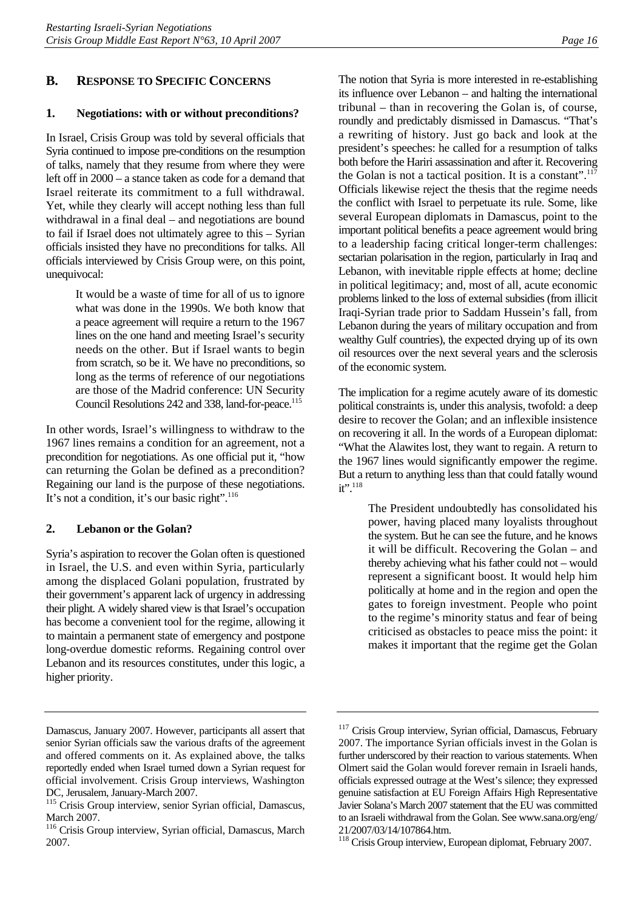### B. RESPONSE TO SPECIFIC CONCERNS

#### 1. Negotiations: with or without preconditions?

In Israel, Crisis Group was told by several officials that Syria continued to impose pre-conditions on the resumption of talks, namely that they resume from where they were left off in 2000 – a stance taken as code for a demand that Israel reiterate its commitment to a full withdrawal. Yet, while they clearly will accept nothing less than full withdrawal in a final deal – and negotiations are bound to fail if Israel does not ultimately agree to this – Syrian officials insisted they have no preconditions for talks. All officials interviewed by Crisis Group were, on this point, unequivocal:

> It would be a waste of time for all of us to ignore what was done in the 1990s. We both know that a peace agreement will require a return to the 1967 lines on the one hand and meeting Israel's security needs on the other. But if Israel wants to begin from scratch, so be it. We have no preconditions, so long as the terms of reference of our negotiations are those of the Madrid conference: UN Security Council Resolutions 242 and 338, land-for-peace.[115]

In other words, Israel's willingness to withdraw to the 1967 lines remains a condition for an agreement, not a precondition for negotiations. As one official put it, "how can returning the Golan be defined as a precondition? Regaining our land is the purpose of these negotiations. It's not a condition, it's our basic right".[116]

#### 2. Lebanon or the Golan?

Syria's aspiration to recover the Golan often is questioned in Israel, the U.S. and even within Syria, particularly among the displaced Golani population, frustrated by their government's apparent lack of urgency in addressing their plight. A widely shared view is that Israel's occupation has become a convenient tool for the regime, allowing it to maintain a permanent state of emergency and postpone long-overdue domestic reforms. Regaining control over Lebanon and its resources constitutes, under this logic, a higher priority.

The notion that Syria is more interested in re-establishing its influence over Lebanon – and halting the international tribunal – than in recovering the Golan is, of course, roundly and predictably dismissed in Damascus. "That's a rewriting of history. Just go back and look at the president's speeches: he called for a resumption of talks both before the Hariri assassination and after it. Recovering the Golan is not a tactical position. It is a constant".[117] Officials likewise reject the thesis that the regime needs the conflict with Israel to perpetuate its rule. Some, like several European diplomats in Damascus, point to the important political benefits a peace agreement would bring to a leadership facing critical longer-term challenges: sectarian polarisation in the region, particularly in Iraq and Lebanon, with inevitable ripple effects at home; decline in political legitimacy; and, most of all, acute economic problems linked to the loss of external subsidies (from illicit Iraqi-Syrian trade prior to Saddam Hussein's fall, from Lebanon during the years of military occupation and from wealthy Gulf countries), the expected drying up of its own oil resources over the next several years and the sclerosis of the economic system.

The implication for a regime acutely aware of its domestic political constraints is, under this analysis, twofold: a deep desire to recover the Golan; and an inflexible insistence on recovering it all. In the words of a European diplomat: "What the Alawites lost, they want to regain. A return to the 1967 lines would significantly empower the regime. But a return to anything less than that could fatally wound it".[118]

> The President undoubtedly has consolidated his power, having placed many loyalists throughout the system. But he can see the future, and he knows it will be difficult. Recovering the Golan – and thereby achieving what his father could not – would represent a significant boost. It would help him politically at home and in the region and open the gates to foreign investment. People who point to the regime's minority status and fear of being criticised as obstacles to peace miss the point: it makes it important that the regime get the Golan

---

Damascus, January 2007. However, participants all assert that senior Syrian officials saw the various drafts of the agreement and offered comments on it. As explained above, the talks reportedly ended when Israel turned down a Syrian request for official involvement. Crisis Group interviews, Washington DC, Jerusalem, January-March 2007.

[115] Crisis Group interview, senior Syrian official, Damascus, March 2007.

[116] Crisis Group interview, Syrian official, Damascus, March 2007.

[117] Crisis Group interview, Syrian official, Damascus, February 2007. The importance Syrian officials invest in the Golan is further underscored by their reaction to various statements. When Olmert said the Golan would forever remain in Israeli hands, officials expressed outrage at the West's silence; they expressed genuine satisfaction at EU Foreign Affairs High Representative Javier Solana's March 2007 statement that the EU was committed to an Israeli withdrawal from the Golan. See www.sana.org/eng/21/2007/03/14/107864.htm.

[118] Crisis Group interview, European diplomat, February 2007.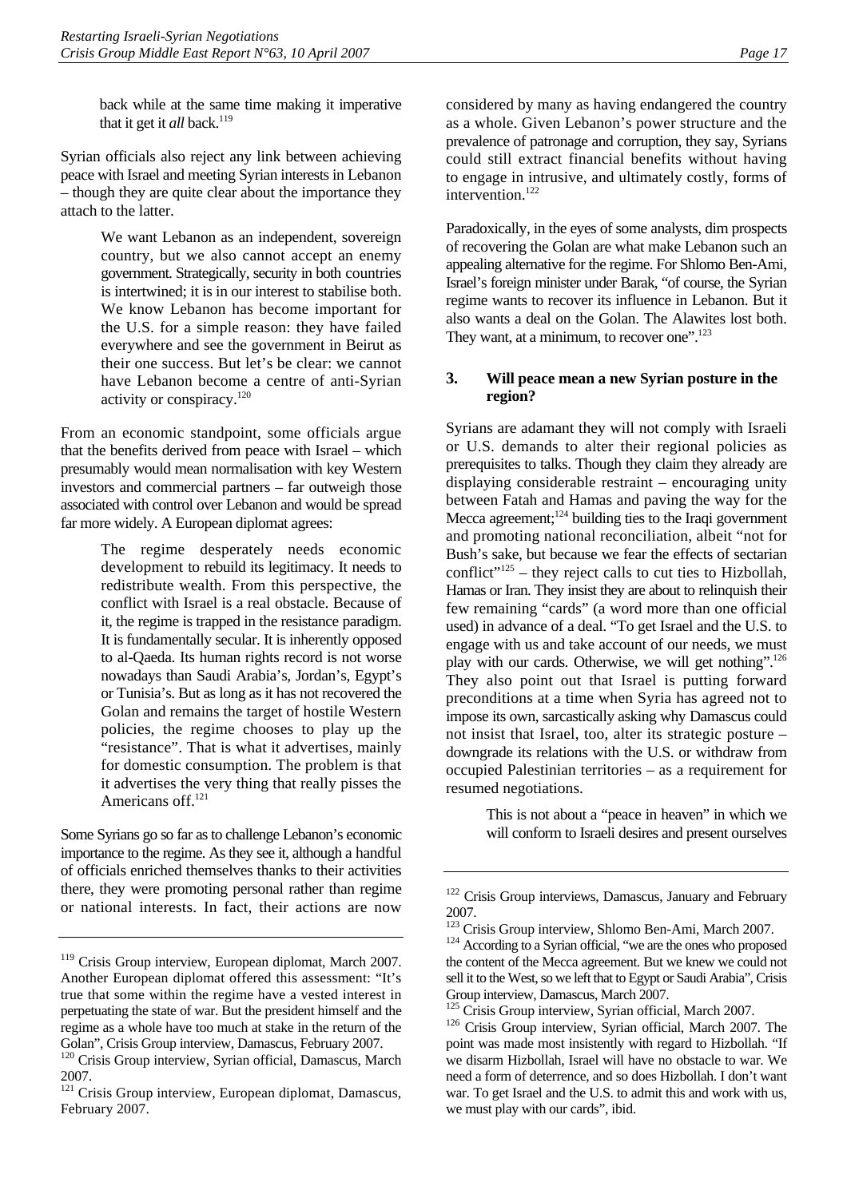> back while at the same time making it imperative that it get it *all* back.[119]

Syrian officials also reject any link between achieving peace with Israel and meeting Syrian interests in Lebanon – though they are quite clear about the importance they attach to the latter.

> We want Lebanon as an independent, sovereign country, but we also cannot accept an enemy government. Strategically, security in both countries is intertwined; it is in our interest to stabilise both. We know Lebanon has become important for the U.S. for a simple reason: they have failed everywhere and see the government in Beirut as their one success. But let's be clear: we cannot have Lebanon become a centre of anti-Syrian activity or conspiracy.[120]

From an economic standpoint, some officials argue that the benefits derived from peace with Israel – which presumably would mean normalisation with key Western investors and commercial partners – far outweigh those associated with control over Lebanon and would be spread far more widely. A European diplomat agrees:

> The regime desperately needs economic development to rebuild its legitimacy. It needs to redistribute wealth. From this perspective, the conflict with Israel is a real obstacle. Because of it, the regime is trapped in the resistance paradigm. It is fundamentally secular. It is inherently opposed to al-Qaeda. Its human rights record is not worse nowadays than Saudi Arabia's, Jordan's, Egypt's or Tunisia's. But as long as it has not recovered the Golan and remains the target of hostile Western policies, the regime chooses to play up the "resistance". That is what it advertises, mainly for domestic consumption. The problem is that it advertises the very thing that really pisses the Americans off.[121]

Some Syrians go so far as to challenge Lebanon's economic importance to the regime. As they see it, although a handful of officials enriched themselves thanks to their activities there, they were promoting personal rather than regime or national interests. In fact, their actions are now considered by many as having endangered the country as a whole. Given Lebanon's power structure and the prevalence of patronage and corruption, they say, Syrians could still extract financial benefits without having to engage in intrusive, and ultimately costly, forms of intervention.[122]

Paradoxically, in the eyes of some analysts, dim prospects of recovering the Golan are what make Lebanon such an appealing alternative for the regime. For Shlomo Ben-Ami, Israel's foreign minister under Barak, "of course, the Syrian regime wants to recover its influence in Lebanon. But it also wants a deal on the Golan. The Alawites lost both. They want, at a minimum, to recover one".[123]

### 3. Will peace mean a new Syrian posture in the region?

Syrians are adamant they will not comply with Israeli or U.S. demands to alter their regional policies as prerequisites to talks. Though they claim they already are displaying considerable restraint – encouraging unity between Fatah and Hamas and paving the way for the Mecca agreement;[124] building ties to the Iraqi government and promoting national reconciliation, albeit "not for Bush's sake, but because we fear the effects of sectarian conflict"[125] – they reject calls to cut ties to Hizbollah, Hamas or Iran. They insist they are about to relinquish their few remaining "cards" (a word more than one official used) in advance of a deal. "To get Israel and the U.S. to engage with us and take account of our needs, we must play with our cards. Otherwise, we will get nothing".[126] They also point out that Israel is putting forward preconditions at a time when Syria has agreed not to impose its own, sarcastically asking why Damascus could not insist that Israel, too, alter its strategic posture – downgrade its relations with the U.S. or withdraw from occupied Palestinian territories – as a requirement for resumed negotiations.

> This is not about a "peace in heaven" in which we will conform to Israeli desires and present ourselves

---

[119] Crisis Group interview, European diplomat, March 2007. Another European diplomat offered this assessment: "It's true that some within the regime have a vested interest in perpetuating the state of war. But the president himself and the regime as a whole have too much at stake in the return of the Golan", Crisis Group interview, Damascus, February 2007.

[120] Crisis Group interview, Syrian official, Damascus, March 2007.

[121] Crisis Group interview, European diplomat, Damascus, February 2007.

[122] Crisis Group interviews, Damascus, January and February 2007.

[123] Crisis Group interview, Shlomo Ben-Ami, March 2007.

[124] According to a Syrian official, "we are the ones who proposed the content of the Mecca agreement. But we knew we could not sell it to the West, so we left that to Egypt or Saudi Arabia", Crisis Group interview, Damascus, March 2007.

[125] Crisis Group interview, Syrian official, March 2007.

[126] Crisis Group interview, Syrian official, March 2007. The point was made most insistently with regard to Hizbollah. "If we disarm Hizbollah, Israel will have no obstacle to war. We need a form of deterrence, and so does Hizbollah. I don't want war. To get Israel and the U.S. to admit this and work with us, we must play with our cards", ibid.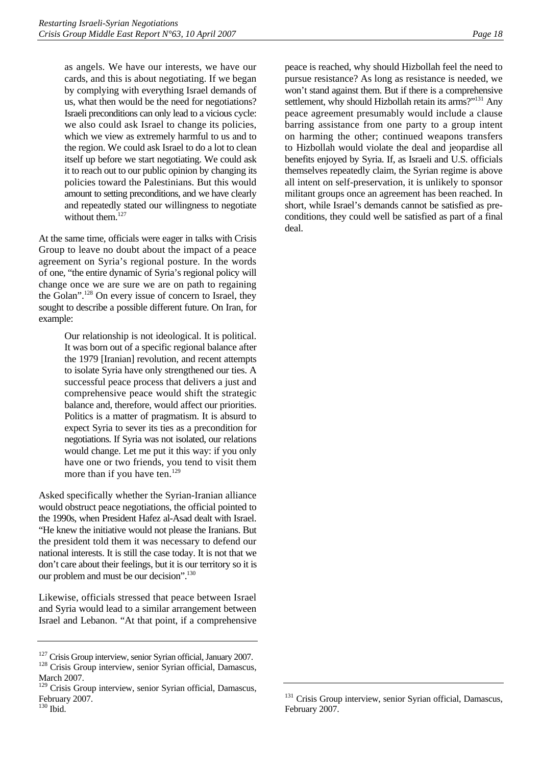> as angels. We have our interests, we have our cards, and this is about negotiating. If we began by complying with everything Israel demands of us, what then would be the need for negotiations? Israeli preconditions can only lead to a vicious cycle: we also could ask Israel to change its policies, which we view as extremely harmful to us and to the region. We could ask Israel to do a lot to clean itself up before we start negotiating. We could ask it to reach out to our public opinion by changing its policies toward the Palestinians. But this would amount to setting preconditions, and we have clearly and repeatedly stated our willingness to negotiate without them.[127]

At the same time, officials were eager in talks with Crisis Group to leave no doubt about the impact of a peace agreement on Syria's regional posture. In the words of one, "the entire dynamic of Syria's regional policy will change once we are sure we are on path to regaining the Golan".[128] On every issue of concern to Israel, they sought to describe a possible different future. On Iran, for example:

> Our relationship is not ideological. It is political. It was born out of a specific regional balance after the 1979 [Iranian] revolution, and recent attempts to isolate Syria have only strengthened our ties. A successful peace process that delivers a just and comprehensive peace would shift the strategic balance and, therefore, would affect our priorities. Politics is a matter of pragmatism. It is absurd to expect Syria to sever its ties as a precondition for negotiations. If Syria was not isolated, our relations would change. Let me put it this way: if you only have one or two friends, you tend to visit them more than if you have ten.[129]

Asked specifically whether the Syrian-Iranian alliance would obstruct peace negotiations, the official pointed to the 1990s, when President Hafez al-Asad dealt with Israel. "He knew the initiative would not please the Iranians. But the president told them it was necessary to defend our national interests. It is still the case today. It is not that we don't care about their feelings, but it is our territory so it is our problem and must be our decision".[130]

Likewise, officials stressed that peace between Israel and Syria would lead to a similar arrangement between Israel and Lebanon. "At that point, if a comprehensive peace is reached, why should Hizbollah feel the need to pursue resistance? As long as resistance is needed, we won't stand against them. But if there is a comprehensive settlement, why should Hizbollah retain its arms?"[131] Any peace agreement presumably would include a clause barring assistance from one party to a group intent on harming the other; continued weapons transfers to Hizbollah would violate the deal and jeopardise all benefits enjoyed by Syria. If, as Israeli and U.S. officials themselves repeatedly claim, the Syrian regime is above all intent on self-preservation, it is unlikely to sponsor militant groups once an agreement has been reached. In short, while Israel's demands cannot be satisfied as preconditions, they could well be satisfied as part of a final deal.

---

[127] Crisis Group interview, senior Syrian official, January 2007.

[128] Crisis Group interview, senior Syrian official, Damascus, March 2007.

[129] Crisis Group interview, senior Syrian official, Damascus, February 2007.

[130] Ibid.

[131] Crisis Group interview, senior Syrian official, Damascus, February 2007.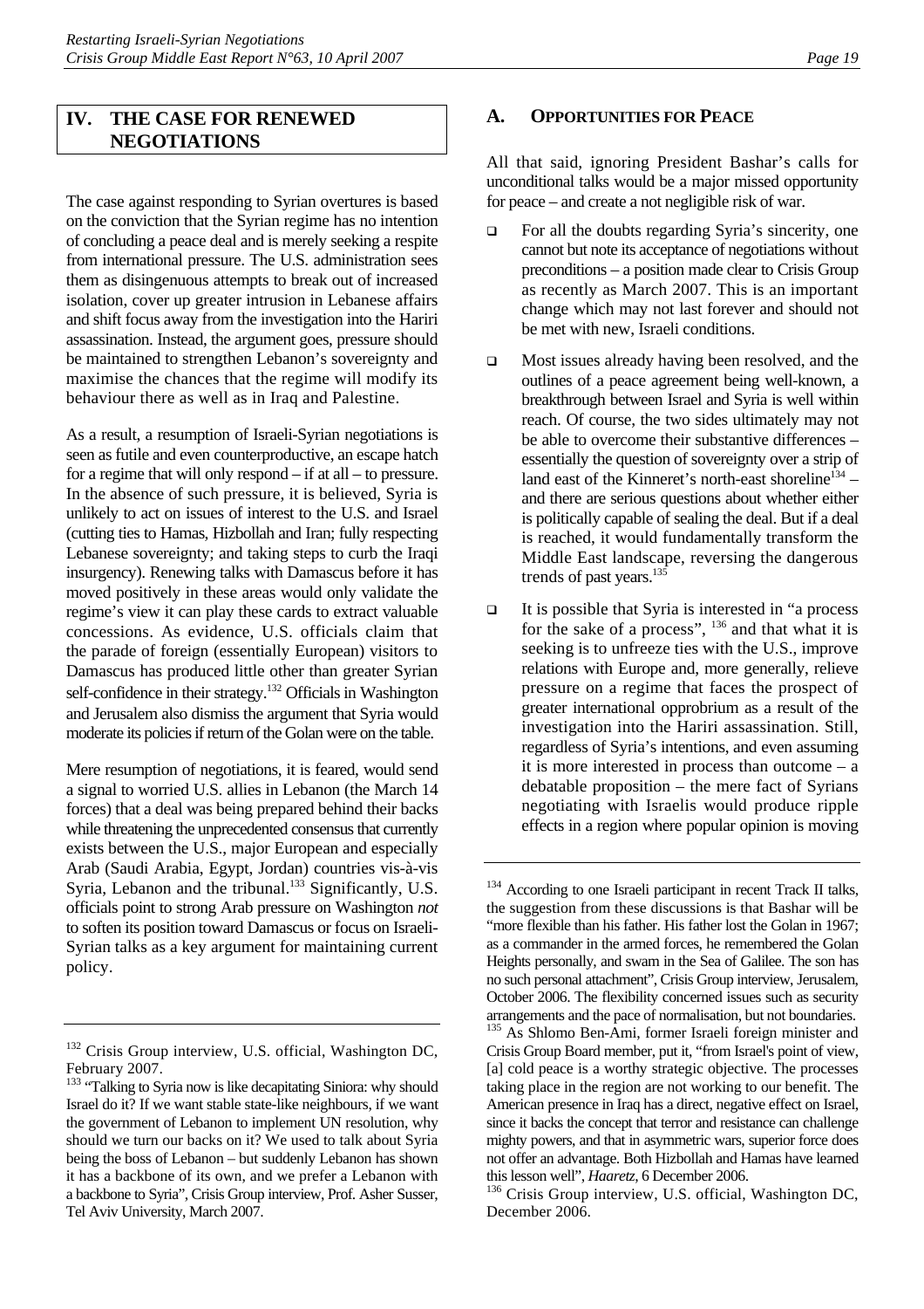## IV. THE CASE FOR RENEWED NEGOTIATIONS

The case against responding to Syrian overtures is based on the conviction that the Syrian regime has no intention of concluding a peace deal and is merely seeking a respite from international pressure. The U.S. administration sees them as disingenuous attempts to break out of increased isolation, cover up greater intrusion in Lebanese affairs and shift focus away from the investigation into the Hariri assassination. Instead, the argument goes, pressure should be maintained to strengthen Lebanon's sovereignty and maximise the chances that the regime will modify its behaviour there as well as in Iraq and Palestine.

As a result, a resumption of Israeli-Syrian negotiations is seen as futile and even counterproductive, an escape hatch for a regime that will only respond – if at all – to pressure. In the absence of such pressure, it is believed, Syria is unlikely to act on issues of interest to the U.S. and Israel (cutting ties to Hamas, Hizbollah and Iran; fully respecting Lebanese sovereignty; and taking steps to curb the Iraqi insurgency). Renewing talks with Damascus before it has moved positively in these areas would only validate the regime's view it can play these cards to extract valuable concessions. As evidence, U.S. officials claim that the parade of foreign (essentially European) visitors to Damascus has produced little other than greater Syrian self-confidence in their strategy.[132] Officials in Washington and Jerusalem also dismiss the argument that Syria would moderate its policies if return of the Golan were on the table.

Mere resumption of negotiations, it is feared, would send a signal to worried U.S. allies in Lebanon (the March 14 forces) that a deal was being prepared behind their backs while threatening the unprecedented consensus that currently exists between the U.S., major European and especially Arab (Saudi Arabia, Egypt, Jordan) countries vis-à-vis Syria, Lebanon and the tribunal.[133] Significantly, U.S. officials point to strong Arab pressure on Washington *not* to soften its position toward Damascus or focus on Israeli-Syrian talks as a key argument for maintaining current policy.

### A. Opportunities for Peace

All that said, ignoring President Bashar's calls for unconditional talks would be a major missed opportunity for peace – and create a not negligible risk of war.

- For all the doubts regarding Syria's sincerity, one cannot but note its acceptance of negotiations without preconditions – a position made clear to Crisis Group as recently as March 2007. This is an important change which may not last forever and should not be met with new, Israeli conditions.
- Most issues already having been resolved, and the outlines of a peace agreement being well-known, a breakthrough between Israel and Syria is well within reach. Of course, the two sides ultimately may not be able to overcome their substantive differences – essentially the question of sovereignty over a strip of land east of the Kinneret's north-east shoreline[134] – and there are serious questions about whether either is politically capable of sealing the deal. But if a deal is reached, it would fundamentally transform the Middle East landscape, reversing the dangerous trends of past years.[135]
- It is possible that Syria is interested in "a process for the sake of a process", [136] and that what it is seeking is to unfreeze ties with the U.S., improve relations with Europe and, more generally, relieve pressure on a regime that faces the prospect of greater international opprobrium as a result of the investigation into the Hariri assassination. Still, regardless of Syria's intentions, and even assuming it is more interested in process than outcome – a debatable proposition – the mere fact of Syrians negotiating with Israelis would produce ripple effects in a region where popular opinion is moving

---

[132] Crisis Group interview, U.S. official, Washington DC, February 2007.

[133] "Talking to Syria now is like decapitating Siniora: why should Israel do it? If we want stable state-like neighbours, if we want the government of Lebanon to implement UN resolution, why should we turn our backs on it? We used to talk about Syria being the boss of Lebanon – but suddenly Lebanon has shown it has a backbone of its own, and we prefer a Lebanon with a backbone to Syria", Crisis Group interview, Prof. Asher Susser, Tel Aviv University, March 2007.

[134] According to one Israeli participant in recent Track II talks, the suggestion from these discussions is that Bashar will be "more flexible than his father. His father lost the Golan in 1967; as a commander in the armed forces, he remembered the Golan Heights personally, and swam in the Sea of Galilee. The son has no such personal attachment", Crisis Group interview, Jerusalem, October 2006. The flexibility concerned issues such as security arrangements and the pace of normalisation, but not boundaries.

[135] As Shlomo Ben-Ami, former Israeli foreign minister and Crisis Group Board member, put it, "from Israel's point of view, [a] cold peace is a worthy strategic objective. The processes taking place in the region are not working to our benefit. The American presence in Iraq has a direct, negative effect on Israel, since it backs the concept that terror and resistance can challenge mighty powers, and that in asymmetric wars, superior force does not offer an advantage. Both Hizbollah and Hamas have learned this lesson well", *Haaretz*, 6 December 2006.

[136] Crisis Group interview, U.S. official, Washington DC, December 2006.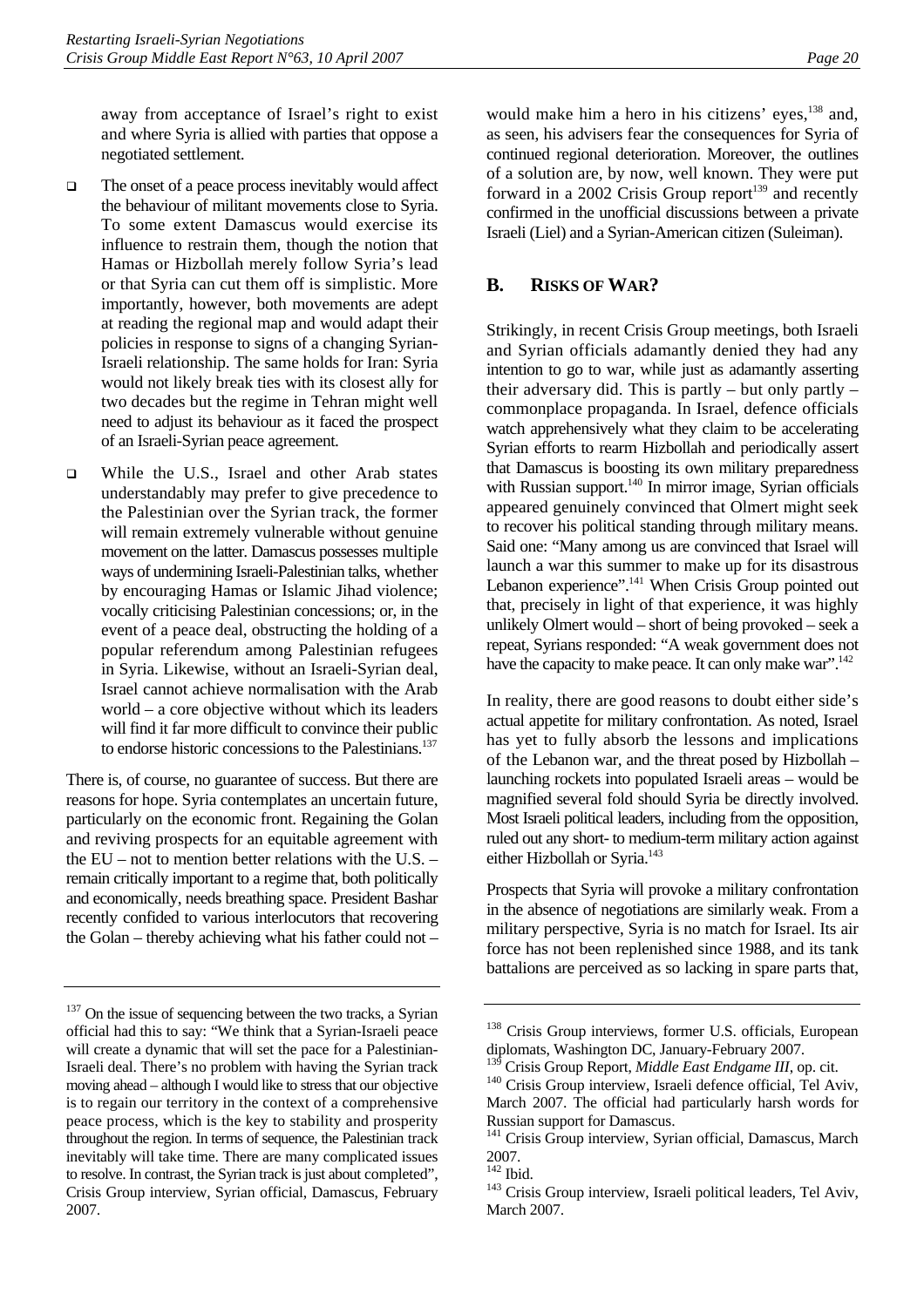away from acceptance of Israel's right to exist and where Syria is allied with parties that oppose a negotiated settlement.

- The onset of a peace process inevitably would affect the behaviour of militant movements close to Syria. To some extent Damascus would exercise its influence to restrain them, though the notion that Hamas or Hizbollah merely follow Syria's lead or that Syria can cut them off is simplistic. More importantly, however, both movements are adept at reading the regional map and would adapt their policies in response to signs of a changing Syrian-Israeli relationship. The same holds for Iran: Syria would not likely break ties with its closest ally for two decades but the regime in Tehran might well need to adjust its behaviour as it faced the prospect of an Israeli-Syrian peace agreement.

- While the U.S., Israel and other Arab states understandably may prefer to give precedence to the Palestinian over the Syrian track, the former will remain extremely vulnerable without genuine movement on the latter. Damascus possesses multiple ways of undermining Israeli-Palestinian talks, whether by encouraging Hamas or Islamic Jihad violence; vocally criticising Palestinian concessions; or, in the event of a peace deal, obstructing the holding of a popular referendum among Palestinian refugees in Syria. Likewise, without an Israeli-Syrian deal, Israel cannot achieve normalisation with the Arab world – a core objective without which its leaders will find it far more difficult to convince their public to endorse historic concessions to the Palestinians.[137]

There is, of course, no guarantee of success. But there are reasons for hope. Syria contemplates an uncertain future, particularly on the economic front. Regaining the Golan and reviving prospects for an equitable agreement with the EU – not to mention better relations with the U.S. – remain critically important to a regime that, both politically and economically, needs breathing space. President Bashar recently confided to various interlocutors that recovering the Golan – thereby achieving what his father could not – would make him a hero in his citizens' eyes,[138] and, as seen, his advisers fear the consequences for Syria of continued regional deterioration. Moreover, the outlines of a solution are, by now, well known. They were put forward in a 2002 Crisis Group report[139] and recently confirmed in the unofficial discussions between a private Israeli (Liel) and a Syrian-American citizen (Suleiman).

## B. RISKS OF WAR?

Strikingly, in recent Crisis Group meetings, both Israeli and Syrian officials adamantly denied they had any intention to go to war, while just as adamantly asserting their adversary did. This is partly – but only partly – commonplace propaganda. In Israel, defence officials watch apprehensively what they claim to be accelerating Syrian efforts to rearm Hizbollah and periodically assert that Damascus is boosting its own military preparedness with Russian support.[140] In mirror image, Syrian officials appeared genuinely convinced that Olmert might seek to recover his political standing through military means. Said one: "Many among us are convinced that Israel will launch a war this summer to make up for its disastrous Lebanon experience".[141] When Crisis Group pointed out that, precisely in light of that experience, it was highly unlikely Olmert would – short of being provoked – seek a repeat, Syrians responded: "A weak government does not have the capacity to make peace. It can only make war".[142]

In reality, there are good reasons to doubt either side's actual appetite for military confrontation. As noted, Israel has yet to fully absorb the lessons and implications of the Lebanon war, and the threat posed by Hizbollah – launching rockets into populated Israeli areas – would be magnified several fold should Syria be directly involved. Most Israeli political leaders, including from the opposition, ruled out any short- to medium-term military action against either Hizbollah or Syria.[143]

Prospects that Syria will provoke a military confrontation in the absence of negotiations are similarly weak. From a military perspective, Syria is no match for Israel. Its air force has not been replenished since 1988, and its tank battalions are perceived as so lacking in spare parts that,

---

[137] On the issue of sequencing between the two tracks, a Syrian official had this to say: "We think that a Syrian-Israeli peace will create a dynamic that will set the pace for a Palestinian-Israeli deal. There's no problem with having the Syrian track moving ahead – although I would like to stress that our objective is to regain our territory in the context of a comprehensive peace process, which is the key to stability and prosperity throughout the region. In terms of sequence, the Palestinian track inevitably will take time. There are many complicated issues to resolve. In contrast, the Syrian track is just about completed", Crisis Group interview, Syrian official, Damascus, February 2007.

[138] Crisis Group interviews, former U.S. officials, European diplomats, Washington DC, January-February 2007.

[139] Crisis Group Report, *Middle East Endgame III*, op. cit.

[140] Crisis Group interview, Israeli defence official, Tel Aviv, March 2007. The official had particularly harsh words for Russian support for Damascus.

[141] Crisis Group interview, Syrian official, Damascus, March 2007.

[142] Ibid.

[143] Crisis Group interview, Israeli political leaders, Tel Aviv, March 2007.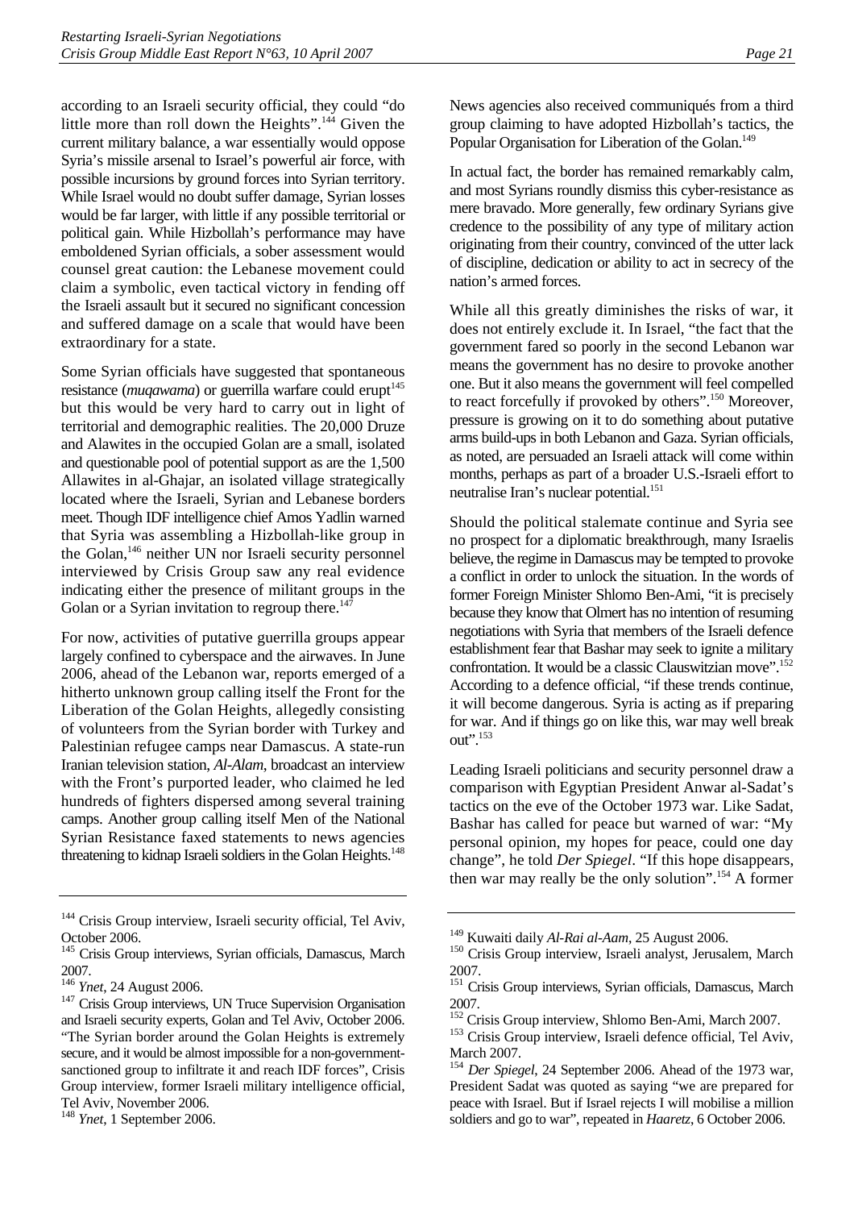according to an Israeli security official, they could "do little more than roll down the Heights".[144] Given the current military balance, a war essentially would oppose Syria's missile arsenal to Israel's powerful air force, with possible incursions by ground forces into Syrian territory. While Israel would no doubt suffer damage, Syrian losses would be far larger, with little if any possible territorial or political gain. While Hizbollah's performance may have emboldened Syrian officials, a sober assessment would counsel great caution: the Lebanese movement could claim a symbolic, even tactical victory in fending off the Israeli assault but it secured no significant concession and suffered damage on a scale that would have been extraordinary for a state.

Some Syrian officials have suggested that spontaneous resistance (*muqawama*) or guerrilla warfare could erupt[145] but this would be very hard to carry out in light of territorial and demographic realities. The 20,000 Druze and Alawites in the occupied Golan are a small, isolated and questionable pool of potential support as are the 1,500 Allawites in al-Ghajar, an isolated village strategically located where the Israeli, Syrian and Lebanese borders meet. Though IDF intelligence chief Amos Yadlin warned that Syria was assembling a Hizbollah-like group in the Golan,[146] neither UN nor Israeli security personnel interviewed by Crisis Group saw any real evidence indicating either the presence of militant groups in the Golan or a Syrian invitation to regroup there.[147]

For now, activities of putative guerrilla groups appear largely confined to cyberspace and the airwaves. In June 2006, ahead of the Lebanon war, reports emerged of a hitherto unknown group calling itself the Front for the Liberation of the Golan Heights, allegedly consisting of volunteers from the Syrian border with Turkey and Palestinian refugee camps near Damascus. A state-run Iranian television station, *Al-Alam*, broadcast an interview with the Front's purported leader, who claimed he led hundreds of fighters dispersed among several training camps. Another group calling itself Men of the National Syrian Resistance faxed statements to news agencies threatening to kidnap Israeli soldiers in the Golan Heights.[148] News agencies also received communiqués from a third group claiming to have adopted Hizbollah's tactics, the Popular Organisation for Liberation of the Golan.[149]

In actual fact, the border has remained remarkably calm, and most Syrians roundly dismiss this cyber-resistance as mere bravado. More generally, few ordinary Syrians give credence to the possibility of any type of military action originating from their country, convinced of the utter lack of discipline, dedication or ability to act in secrecy of the nation's armed forces.

While all this greatly diminishes the risks of war, it does not entirely exclude it. In Israel, "the fact that the government fared so poorly in the second Lebanon war means the government has no desire to provoke another one. But it also means the government will feel compelled to react forcefully if provoked by others".[150] Moreover, pressure is growing on it to do something about putative arms build-ups in both Lebanon and Gaza. Syrian officials, as noted, are persuaded an Israeli attack will come within months, perhaps as part of a broader U.S.-Israeli effort to neutralise Iran's nuclear potential.[151]

Should the political stalemate continue and Syria see no prospect for a diplomatic breakthrough, many Israelis believe, the regime in Damascus may be tempted to provoke a conflict in order to unlock the situation. In the words of former Foreign Minister Shlomo Ben-Ami, "it is precisely because they know that Olmert has no intention of resuming negotiations with Syria that members of the Israeli defence establishment fear that Bashar may seek to ignite a military confrontation. It would be a classic Clauswitzian move".[152] According to a defence official, "if these trends continue, it will become dangerous. Syria is acting as if preparing for war. And if things go on like this, war may well break out".[153]

Leading Israeli politicians and security personnel draw a comparison with Egyptian President Anwar al-Sadat's tactics on the eve of the October 1973 war. Like Sadat, Bashar has called for peace but warned of war: "My personal opinion, my hopes for peace, could one day change", he told *Der Spiegel*. "If this hope disappears, then war may really be the only solution".[154] A former

---

[144] Crisis Group interview, Israeli security official, Tel Aviv, October 2006.

[145] Crisis Group interviews, Syrian officials, Damascus, March 2007.

[146] *Ynet*, 24 August 2006.

[147] Crisis Group interviews, UN Truce Supervision Organisation and Israeli security experts, Golan and Tel Aviv, October 2006. "The Syrian border around the Golan Heights is extremely secure, and it would be almost impossible for a non-government-sanctioned group to infiltrate it and reach IDF forces", Crisis Group interview, former Israeli military intelligence official, Tel Aviv, November 2006.

[148] *Ynet*, 1 September 2006.

[149] Kuwaiti daily *Al-Rai al-Aam*, 25 August 2006.

[150] Crisis Group interview, Israeli analyst, Jerusalem, March 2007.

[151] Crisis Group interviews, Syrian officials, Damascus, March 2007.

[152] Crisis Group interview, Shlomo Ben-Ami, March 2007.

[153] Crisis Group interview, Israeli defence official, Tel Aviv, March 2007.

[154] *Der Spiegel*, 24 September 2006. Ahead of the 1973 war, President Sadat was quoted as saying "we are prepared for peace with Israel. But if Israel rejects I will mobilise a million soldiers and go to war", repeated in *Haaretz*, 6 October 2006.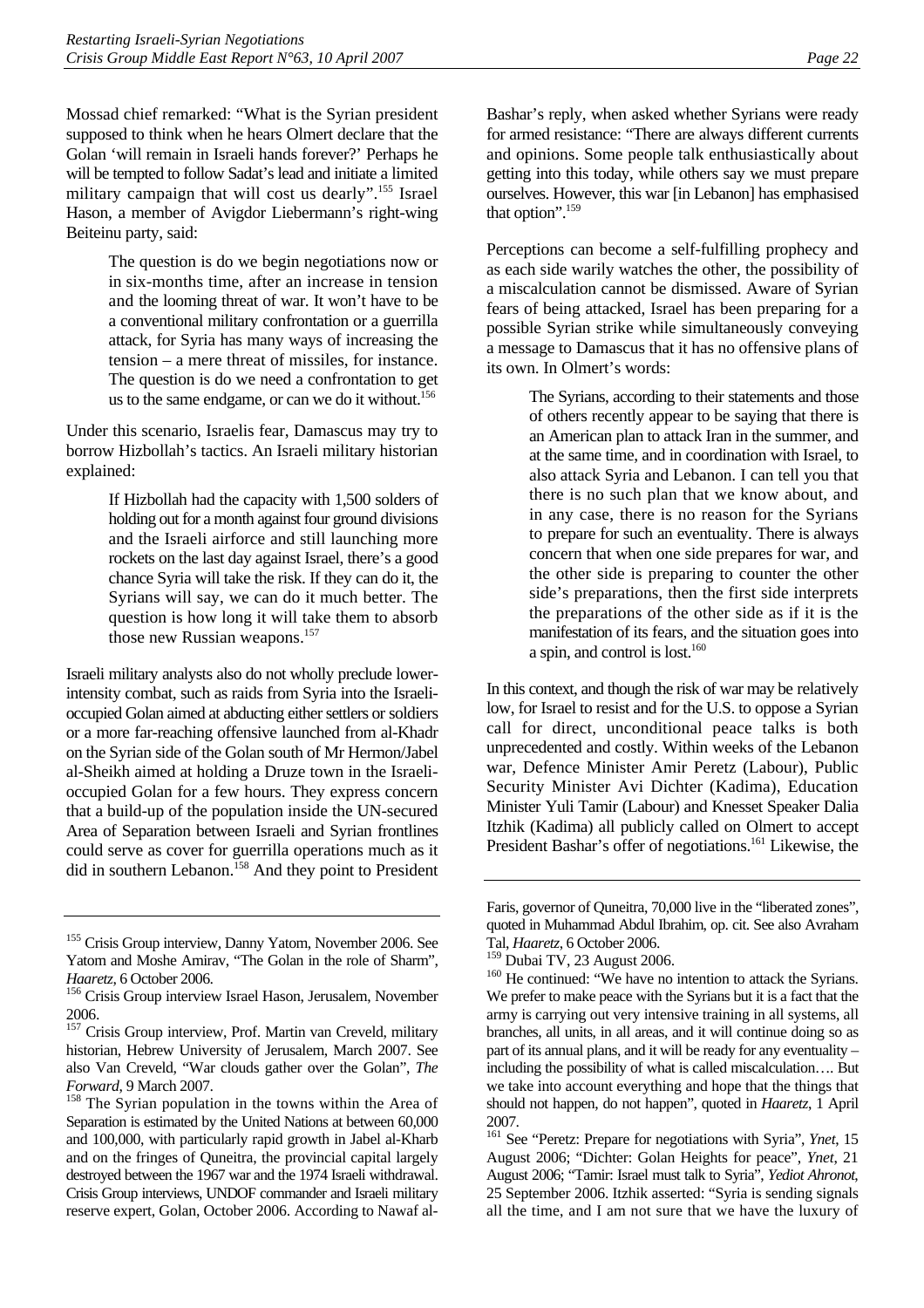Mossad chief remarked: "What is the Syrian president supposed to think when he hears Olmert declare that the Golan 'will remain in Israeli hands forever?' Perhaps he will be tempted to follow Sadat's lead and initiate a limited military campaign that will cost us dearly".[155] Israel Hason, a member of Avigdor Liebermann's right-wing Beiteinu party, said:

> The question is do we begin negotiations now or in six-months time, after an increase in tension and the looming threat of war. It won't have to be a conventional military confrontation or a guerrilla attack, for Syria has many ways of increasing the tension – a mere threat of missiles, for instance. The question is do we need a confrontation to get us to the same endgame, or can we do it without.[156]

Under this scenario, Israelis fear, Damascus may try to borrow Hizbollah's tactics. An Israeli military historian explained:

> If Hizbollah had the capacity with 1,500 solders of holding out for a month against four ground divisions and the Israeli airforce and still launching more rockets on the last day against Israel, there's a good chance Syria will take the risk. If they can do it, the Syrians will say, we can do it much better. The question is how long it will take them to absorb those new Russian weapons.[157]

Israeli military analysts also do not wholly preclude lower-intensity combat, such as raids from Syria into the Israeli-occupied Golan aimed at abducting either settlers or soldiers or a more far-reaching offensive launched from al-Khadr on the Syrian side of the Golan south of Mr Hermon/Jabel al-Sheikh aimed at holding a Druze town in the Israeli-occupied Golan for a few hours. They express concern that a build-up of the population inside the UN-secured Area of Separation between Israeli and Syrian frontlines could serve as cover for guerrilla operations much as it did in southern Lebanon.[158] And they point to President Bashar's reply, when asked whether Syrians were ready for armed resistance: "There are always different currents and opinions. Some people talk enthusiastically about getting into this today, while others say we must prepare ourselves. However, this war [in Lebanon] has emphasised that option".[159]

Perceptions can become a self-fulfilling prophecy and as each side warily watches the other, the possibility of a miscalculation cannot be dismissed. Aware of Syrian fears of being attacked, Israel has been preparing for a possible Syrian strike while simultaneously conveying a message to Damascus that it has no offensive plans of its own. In Olmert's words:

> The Syrians, according to their statements and those of others recently appear to be saying that there is an American plan to attack Iran in the summer, and at the same time, and in coordination with Israel, to also attack Syria and Lebanon. I can tell you that there is no such plan that we know about, and in any case, there is no reason for the Syrians to prepare for such an eventuality. There is always concern that when one side prepares for war, and the other side is preparing to counter the other side's preparations, then the first side interprets the preparations of the other side as if it is the manifestation of its fears, and the situation goes into a spin, and control is lost.[160]

In this context, and though the risk of war may be relatively low, for Israel to resist and for the U.S. to oppose a Syrian call for direct, unconditional peace talks is both unprecedented and costly. Within weeks of the Lebanon war, Defence Minister Amir Peretz (Labour), Public Security Minister Avi Dichter (Kadima), Education Minister Yuli Tamir (Labour) and Knesset Speaker Dalia Itzhik (Kadima) all publicly called on Olmert to accept President Bashar's offer of negotiations.[161] Likewise, the

---

[155] Crisis Group interview, Danny Yatom, November 2006. See Yatom and Moshe Amirav, "The Golan in the role of Sharm", *Haaretz*, 6 October 2006.

[156] Crisis Group interview Israel Hason, Jerusalem, November 2006.

[157] Crisis Group interview, Prof. Martin van Creveld, military historian, Hebrew University of Jerusalem, March 2007. See also Van Creveld, "War clouds gather over the Golan", *The Forward*, 9 March 2007.

[158] The Syrian population in the towns within the Area of Separation is estimated by the United Nations at between 60,000 and 100,000, with particularly rapid growth in Jabel al-Kharb and on the fringes of Quneitra, the provincial capital largely destroyed between the 1967 war and the 1974 Israeli withdrawal. Crisis Group interviews, UNDOF commander and Israeli military reserve expert, Golan, October 2006. According to Nawaf al-Faris, governor of Quneitra, 70,000 live in the "liberated zones", quoted in Muhammad Abdul Ibrahim, op. cit. See also Avraham Tal, *Haaretz*, 6 October 2006.

[159] Dubai TV, 23 August 2006.

[160] He continued: "We have no intention to attack the Syrians. We prefer to make peace with the Syrians but it is a fact that the army is carrying out very intensive training in all systems, all branches, all units, in all areas, and it will continue doing so as part of its annual plans, and it will be ready for any eventuality – including the possibility of what is called miscalculation…. But we take into account everything and hope that the things that should not happen, do not happen", quoted in *Haaretz*, 1 April 2007.

[161] See "Peretz: Prepare for negotiations with Syria", *Ynet*, 15 August 2006; "Dichter: Golan Heights for peace", *Ynet*, 21 August 2006; "Tamir: Israel must talk to Syria", *Yediot Ahronot*, 25 September 2006. Itzhik asserted: "Syria is sending signals all the time, and I am not sure that we have the luxury of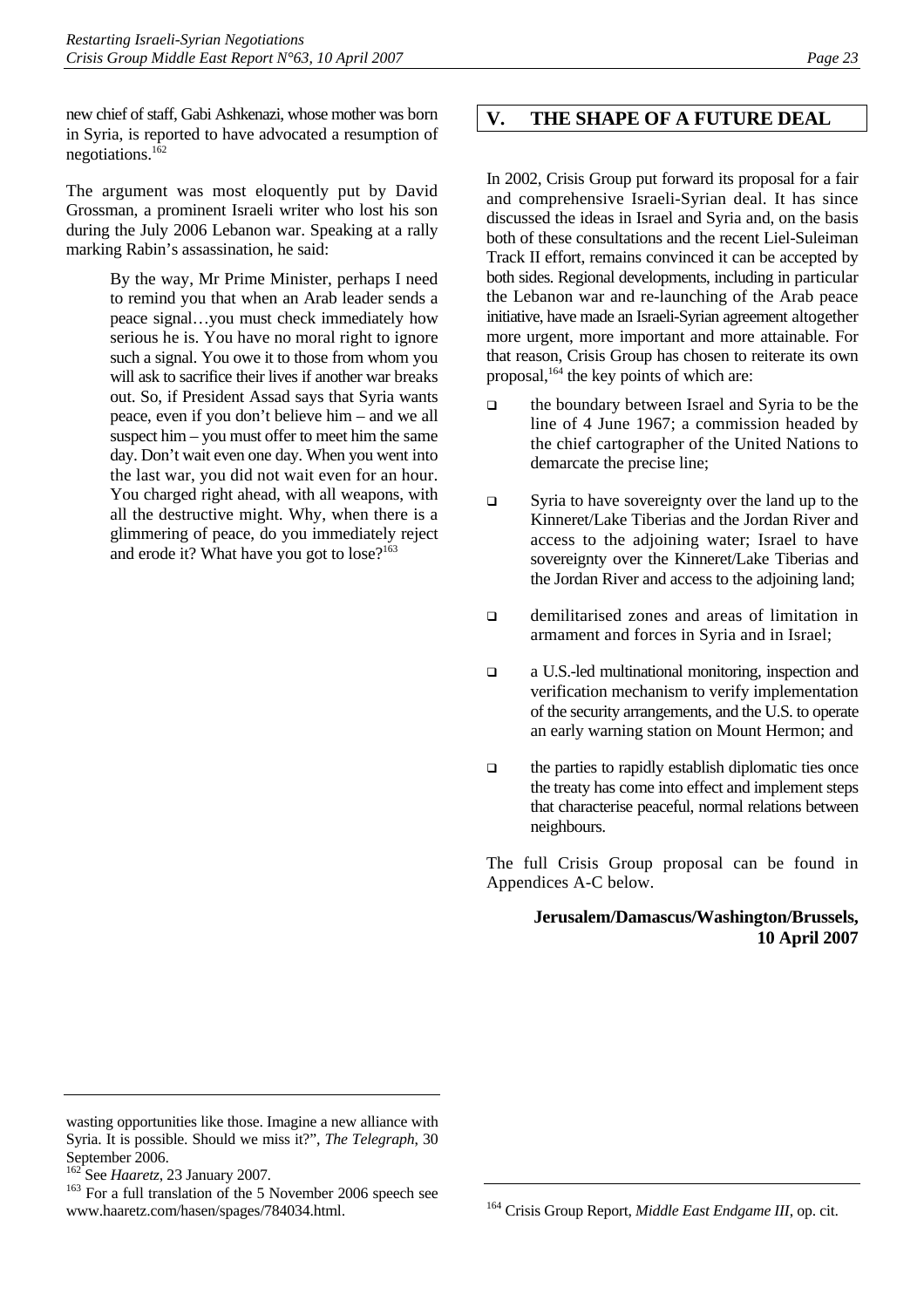new chief of staff, Gabi Ashkenazi, whose mother was born in Syria, is reported to have advocated a resumption of negotiations.[162]

The argument was most eloquently put by David Grossman, a prominent Israeli writer who lost his son during the July 2006 Lebanon war. Speaking at a rally marking Rabin's assassination, he said:

> By the way, Mr Prime Minister, perhaps I need to remind you that when an Arab leader sends a peace signal…you must check immediately how serious he is. You have no moral right to ignore such a signal. You owe it to those from whom you will ask to sacrifice their lives if another war breaks out. So, if President Assad says that Syria wants peace, even if you don't believe him – and we all suspect him – you must offer to meet him the same day. Don't wait even one day. When you went into the last war, you did not wait even for an hour. You charged right ahead, with all weapons, with all the destructive might. Why, when there is a glimmering of peace, do you immediately reject and erode it? What have you got to lose?[163]

## V. THE SHAPE OF A FUTURE DEAL

In 2002, Crisis Group put forward its proposal for a fair and comprehensive Israeli-Syrian deal. It has since discussed the ideas in Israel and Syria and, on the basis both of these consultations and the recent Liel-Suleiman Track II effort, remains convinced it can be accepted by both sides. Regional developments, including in particular the Lebanon war and re-launching of the Arab peace initiative, have made an Israeli-Syrian agreement altogether more urgent, more important and more attainable. For that reason, Crisis Group has chosen to reiterate its own proposal,[164] the key points of which are:

- the boundary between Israel and Syria to be the line of 4 June 1967; a commission headed by the chief cartographer of the United Nations to demarcate the precise line;
- Syria to have sovereignty over the land up to the Kinneret/Lake Tiberias and the Jordan River and access to the adjoining water; Israel to have sovereignty over the Kinneret/Lake Tiberias and the Jordan River and access to the adjoining land;
- demilitarised zones and areas of limitation in armament and forces in Syria and in Israel;
- a U.S.-led multinational monitoring, inspection and verification mechanism to verify implementation of the security arrangements, and the U.S. to operate an early warning station on Mount Hermon; and
- the parties to rapidly establish diplomatic ties once the treaty has come into effect and implement steps that characterise peaceful, normal relations between neighbours.

The full Crisis Group proposal can be found in Appendices A-C below.

**Jerusalem/Damascus/Washington/Brussels, 10 April 2007**

---

wasting opportunities like those. Imagine a new alliance with Syria. It is possible. Should we miss it?", *The Telegraph*, 30 September 2006.

[162] See *Haaretz*, 23 January 2007.

[163] For a full translation of the 5 November 2006 speech see www.haaretz.com/hasen/spages/784034.html.

[164] Crisis Group Report, *Middle East Endgame III*, op. cit.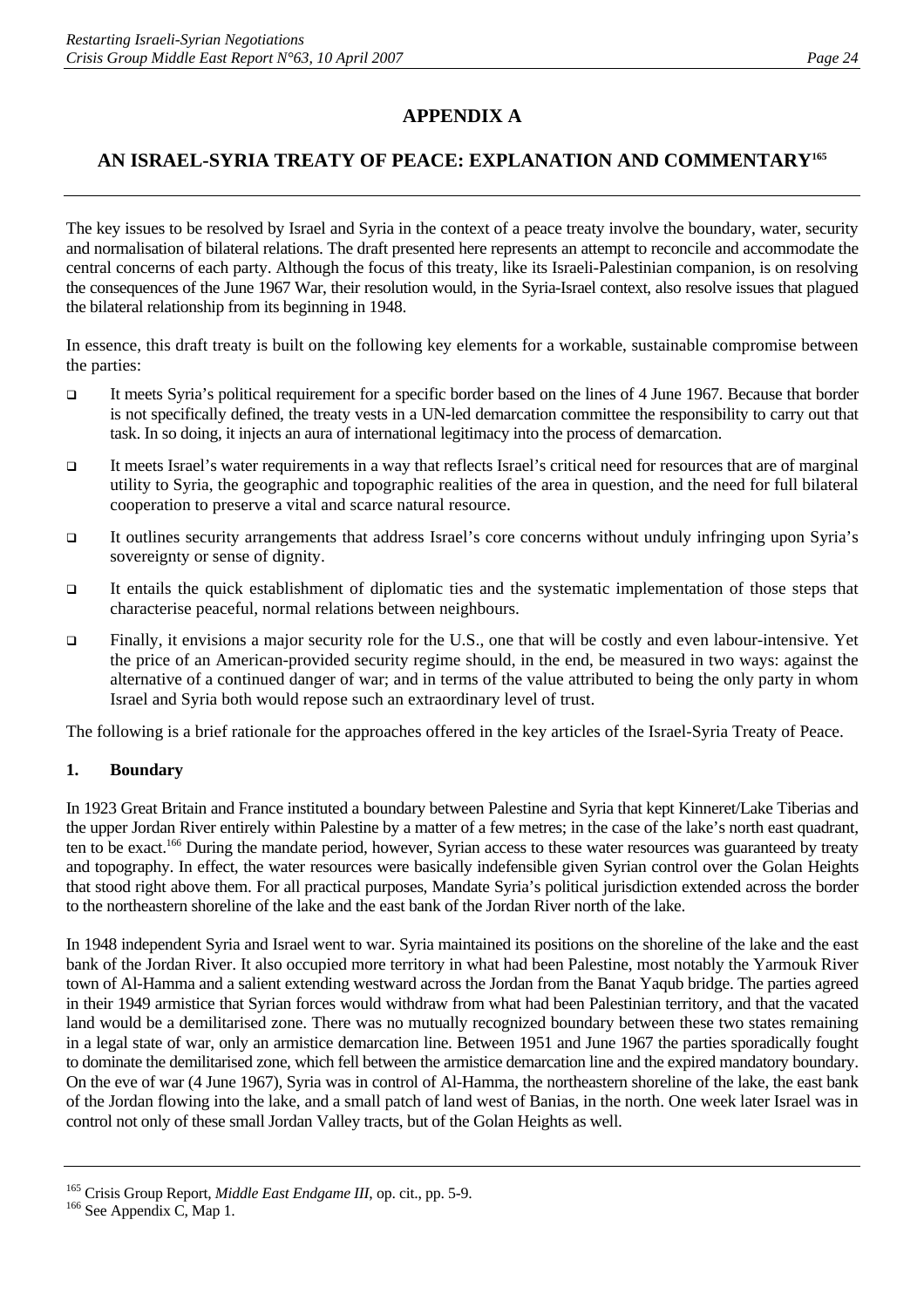## APPENDIX A

## AN ISRAEL-SYRIA TREATY OF PEACE: EXPLANATION AND COMMENTARY[165]

The key issues to be resolved by Israel and Syria in the context of a peace treaty involve the boundary, water, security and normalisation of bilateral relations. The draft presented here represents an attempt to reconcile and accommodate the central concerns of each party. Although the focus of this treaty, like its Israeli-Palestinian companion, is on resolving the consequences of the June 1967 War, their resolution would, in the Syria-Israel context, also resolve issues that plagued the bilateral relationship from its beginning in 1948.

In essence, this draft treaty is built on the following key elements for a workable, sustainable compromise between the parties:

- It meets Syria's political requirement for a specific border based on the lines of 4 June 1967. Because that border is not specifically defined, the treaty vests in a UN-led demarcation committee the responsibility to carry out that task. In so doing, it injects an aura of international legitimacy into the process of demarcation.
- It meets Israel's water requirements in a way that reflects Israel's critical need for resources that are of marginal utility to Syria, the geographic and topographic realities of the area in question, and the need for full bilateral cooperation to preserve a vital and scarce natural resource.
- It outlines security arrangements that address Israel's core concerns without unduly infringing upon Syria's sovereignty or sense of dignity.
- It entails the quick establishment of diplomatic ties and the systematic implementation of those steps that characterise peaceful, normal relations between neighbours.
- Finally, it envisions a major security role for the U.S., one that will be costly and even labour-intensive. Yet the price of an American-provided security regime should, in the end, be measured in two ways: against the alternative of a continued danger of war; and in terms of the value attributed to being the only party in whom Israel and Syria both would repose such an extraordinary level of trust.

The following is a brief rationale for the approaches offered in the key articles of the Israel-Syria Treaty of Peace.

### 1. Boundary

In 1923 Great Britain and France instituted a boundary between Palestine and Syria that kept Kinneret/Lake Tiberias and the upper Jordan River entirely within Palestine by a matter of a few metres; in the case of the lake's north east quadrant, ten to be exact.[166] During the mandate period, however, Syrian access to these water resources was guaranteed by treaty and topography. In effect, the water resources were basically indefensible given Syrian control over the Golan Heights that stood right above them. For all practical purposes, Mandate Syria's political jurisdiction extended across the border to the northeastern shoreline of the lake and the east bank of the Jordan River north of the lake.

In 1948 independent Syria and Israel went to war. Syria maintained its positions on the shoreline of the lake and the east bank of the Jordan River. It also occupied more territory in what had been Palestine, most notably the Yarmouk River town of Al-Hamma and a salient extending westward across the Jordan from the Banat Yaqub bridge. The parties agreed in their 1949 armistice that Syrian forces would withdraw from what had been Palestinian territory, and that the vacated land would be a demilitarised zone. There was no mutually recognized boundary between these two states remaining in a legal state of war, only an armistice demarcation line. Between 1951 and June 1967 the parties sporadically fought to dominate the demilitarised zone, which fell between the armistice demarcation line and the expired mandatory boundary. On the eve of war (4 June 1967), Syria was in control of Al-Hamma, the northeastern shoreline of the lake, the east bank of the Jordan flowing into the lake, and a small patch of land west of Banias, in the north. One week later Israel was in control not only of these small Jordan Valley tracts, but of the Golan Heights as well.

---

[165] Crisis Group Report, *Middle East Endgame III*, op. cit., pp. 5-9.

[166] See Appendix C, Map 1.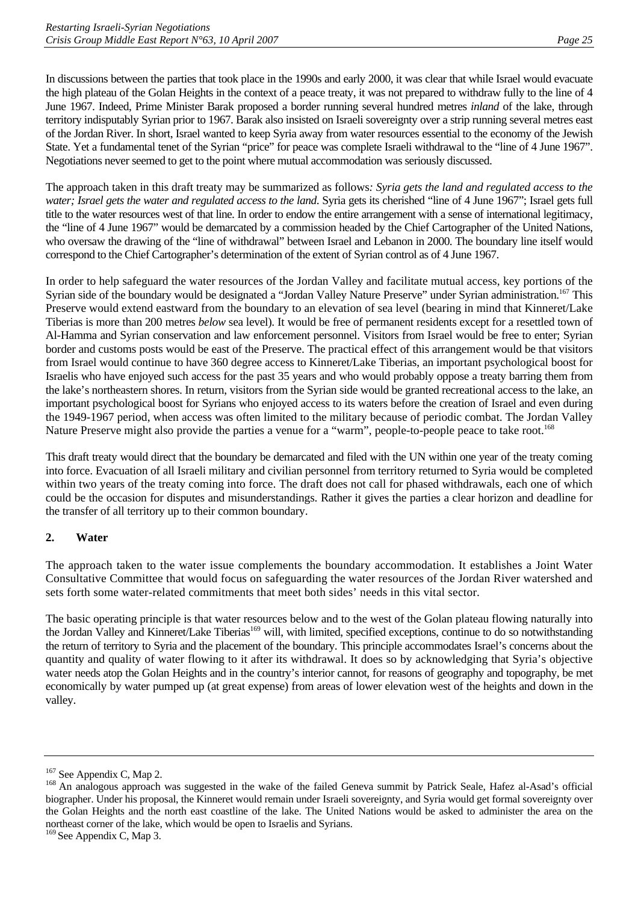In discussions between the parties that took place in the 1990s and early 2000, it was clear that while Israel would evacuate the high plateau of the Golan Heights in the context of a peace treaty, it was not prepared to withdraw fully to the line of 4 June 1967. Indeed, Prime Minister Barak proposed a border running several hundred metres *inland* of the lake, through territory indisputably Syrian prior to 1967. Barak also insisted on Israeli sovereignty over a strip running several metres east of the Jordan River. In short, Israel wanted to keep Syria away from water resources essential to the economy of the Jewish State. Yet a fundamental tenet of the Syrian "price" for peace was complete Israeli withdrawal to the "line of 4 June 1967". Negotiations never seemed to get to the point where mutual accommodation was seriously discussed.

The approach taken in this draft treaty may be summarized as follows*: Syria gets the land and regulated access to the water; Israel gets the water and regulated access to the land.* Syria gets its cherished "line of 4 June 1967"; Israel gets full title to the water resources west of that line. In order to endow the entire arrangement with a sense of international legitimacy, the "line of 4 June 1967" would be demarcated by a commission headed by the Chief Cartographer of the United Nations, who oversaw the drawing of the "line of withdrawal" between Israel and Lebanon in 2000. The boundary line itself would correspond to the Chief Cartographer's determination of the extent of Syrian control as of 4 June 1967.

In order to help safeguard the water resources of the Jordan Valley and facilitate mutual access, key portions of the Syrian side of the boundary would be designated a "Jordan Valley Nature Preserve" under Syrian administration.[167] This Preserve would extend eastward from the boundary to an elevation of sea level (bearing in mind that Kinneret/Lake Tiberias is more than 200 metres *below* sea level). It would be free of permanent residents except for a resettled town of Al-Hamma and Syrian conservation and law enforcement personnel. Visitors from Israel would be free to enter; Syrian border and customs posts would be east of the Preserve. The practical effect of this arrangement would be that visitors from Israel would continue to have 360 degree access to Kinneret/Lake Tiberias, an important psychological boost for Israelis who have enjoyed such access for the past 35 years and who would probably oppose a treaty barring them from the lake's northeastern shores. In return, visitors from the Syrian side would be granted recreational access to the lake, an important psychological boost for Syrians who enjoyed access to its waters before the creation of Israel and even during the 1949-1967 period, when access was often limited to the military because of periodic combat. The Jordan Valley Nature Preserve might also provide the parties a venue for a "warm", people-to-people peace to take root.[168]

This draft treaty would direct that the boundary be demarcated and filed with the UN within one year of the treaty coming into force. Evacuation of all Israeli military and civilian personnel from territory returned to Syria would be completed within two years of the treaty coming into force. The draft does not call for phased withdrawals, each one of which could be the occasion for disputes and misunderstandings. Rather it gives the parties a clear horizon and deadline for the transfer of all territory up to their common boundary.

### 2. Water

The approach taken to the water issue complements the boundary accommodation. It establishes a Joint Water Consultative Committee that would focus on safeguarding the water resources of the Jordan River watershed and sets forth some water-related commitments that meet both sides' needs in this vital sector.

The basic operating principle is that water resources below and to the west of the Golan plateau flowing naturally into the Jordan Valley and Kinneret/Lake Tiberias[169] will, with limited, specified exceptions, continue to do so notwithstanding the return of territory to Syria and the placement of the boundary. This principle accommodates Israel's concerns about the quantity and quality of water flowing to it after its withdrawal. It does so by acknowledging that Syria's objective water needs atop the Golan Heights and in the country's interior cannot, for reasons of geography and topography, be met economically by water pumped up (at great expense) from areas of lower elevation west of the heights and down in the valley.

---

[167] See Appendix C, Map 2.

[168] An analogous approach was suggested in the wake of the failed Geneva summit by Patrick Seale, Hafez al-Asad's official biographer. Under his proposal, the Kinneret would remain under Israeli sovereignty, and Syria would get formal sovereignty over the Golan Heights and the north east coastline of the lake. The United Nations would be asked to administer the area on the northeast corner of the lake, which would be open to Israelis and Syrians.

[169] See Appendix C, Map 3.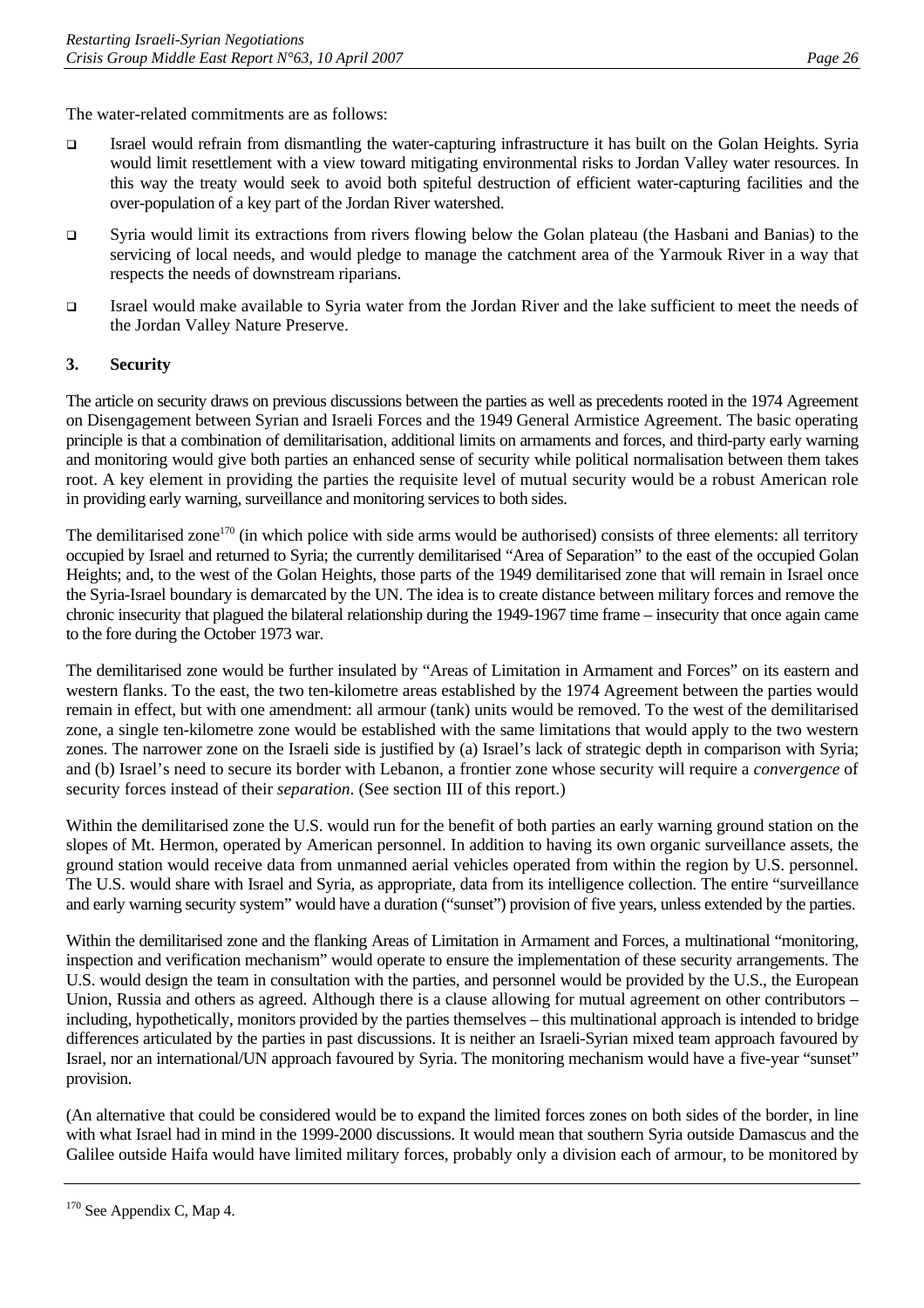The water-related commitments are as follows:

- Israel would refrain from dismantling the water-capturing infrastructure it has built on the Golan Heights. Syria would limit resettlement with a view toward mitigating environmental risks to Jordan Valley water resources. In this way the treaty would seek to avoid both spiteful destruction of efficient water-capturing facilities and the over-population of a key part of the Jordan River watershed.
- Syria would limit its extractions from rivers flowing below the Golan plateau (the Hasbani and Banias) to the servicing of local needs, and would pledge to manage the catchment area of the Yarmouk River in a way that respects the needs of downstream riparians.
- Israel would make available to Syria water from the Jordan River and the lake sufficient to meet the needs of the Jordan Valley Nature Preserve.

### 3. Security

The article on security draws on previous discussions between the parties as well as precedents rooted in the 1974 Agreement on Disengagement between Syrian and Israeli Forces and the 1949 General Armistice Agreement. The basic operating principle is that a combination of demilitarisation, additional limits on armaments and forces, and third-party early warning and monitoring would give both parties an enhanced sense of security while political normalisation between them takes root. A key element in providing the parties the requisite level of mutual security would be a robust American role in providing early warning, surveillance and monitoring services to both sides.

The demilitarised zone[170] (in which police with side arms would be authorised) consists of three elements: all territory occupied by Israel and returned to Syria; the currently demilitarised "Area of Separation" to the east of the occupied Golan Heights; and, to the west of the Golan Heights, those parts of the 1949 demilitarised zone that will remain in Israel once the Syria-Israel boundary is demarcated by the UN. The idea is to create distance between military forces and remove the chronic insecurity that plagued the bilateral relationship during the 1949-1967 time frame – insecurity that once again came to the fore during the October 1973 war.

The demilitarised zone would be further insulated by "Areas of Limitation in Armament and Forces" on its eastern and western flanks. To the east, the two ten-kilometre areas established by the 1974 Agreement between the parties would remain in effect, but with one amendment: all armour (tank) units would be removed. To the west of the demilitarised zone, a single ten-kilometre zone would be established with the same limitations that would apply to the two western zones. The narrower zone on the Israeli side is justified by (a) Israel's lack of strategic depth in comparison with Syria; and (b) Israel's need to secure its border with Lebanon, a frontier zone whose security will require a *convergence* of security forces instead of their *separation*. (See section III of this report.)

Within the demilitarised zone the U.S. would run for the benefit of both parties an early warning ground station on the slopes of Mt. Hermon, operated by American personnel. In addition to having its own organic surveillance assets, the ground station would receive data from unmanned aerial vehicles operated from within the region by U.S. personnel. The U.S. would share with Israel and Syria, as appropriate, data from its intelligence collection. The entire "surveillance and early warning security system" would have a duration ("sunset") provision of five years, unless extended by the parties.

Within the demilitarised zone and the flanking Areas of Limitation in Armament and Forces, a multinational "monitoring, inspection and verification mechanism" would operate to ensure the implementation of these security arrangements. The U.S. would design the team in consultation with the parties, and personnel would be provided by the U.S., the European Union, Russia and others as agreed. Although there is a clause allowing for mutual agreement on other contributors – including, hypothetically, monitors provided by the parties themselves – this multinational approach is intended to bridge differences articulated by the parties in past discussions. It is neither an Israeli-Syrian mixed team approach favoured by Israel, nor an international/UN approach favoured by Syria. The monitoring mechanism would have a five-year "sunset" provision.

(An alternative that could be considered would be to expand the limited forces zones on both sides of the border, in line with what Israel had in mind in the 1999-2000 discussions. It would mean that southern Syria outside Damascus and the Galilee outside Haifa would have limited military forces, probably only a division each of armour, to be monitored by

---

[170] See Appendix C, Map 4.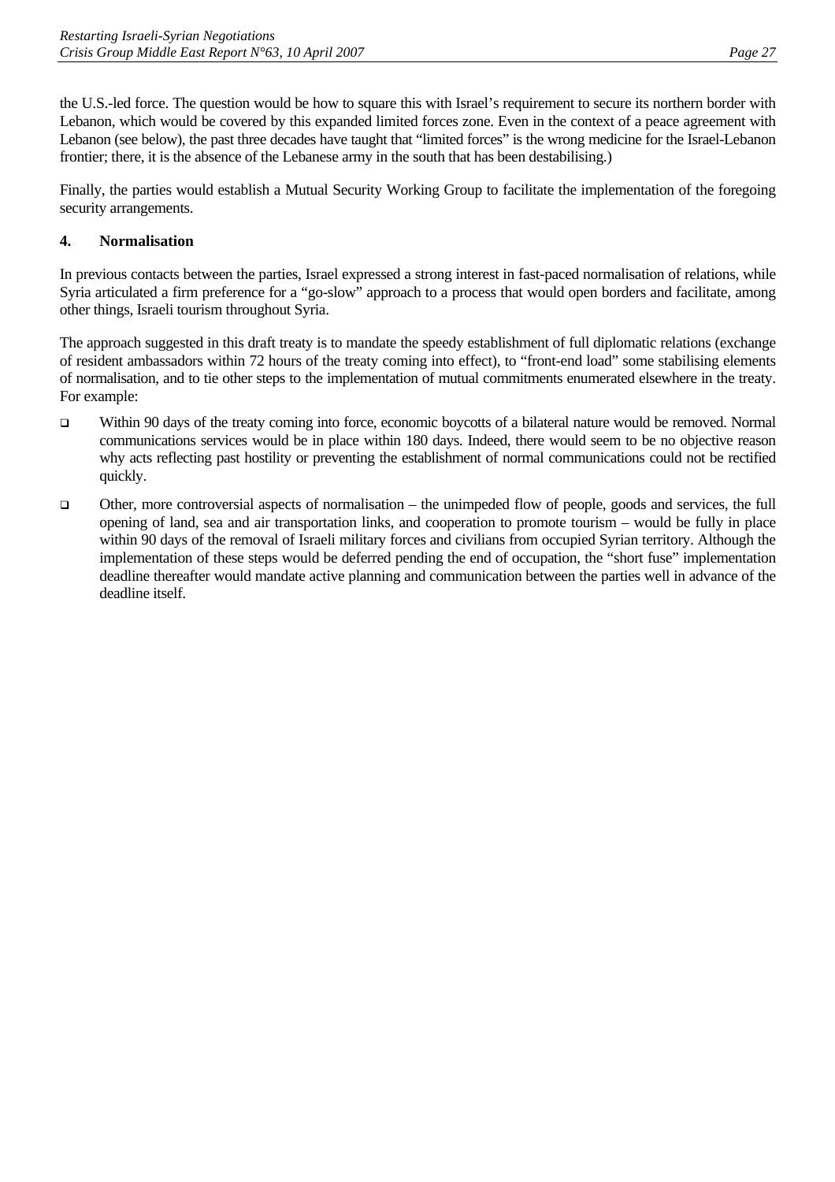the U.S.-led force. The question would be how to square this with Israel's requirement to secure its northern border with Lebanon, which would be covered by this expanded limited forces zone. Even in the context of a peace agreement with Lebanon (see below), the past three decades have taught that "limited forces" is the wrong medicine for the Israel-Lebanon frontier; there, it is the absence of the Lebanese army in the south that has been destabilising.)

Finally, the parties would establish a Mutual Security Working Group to facilitate the implementation of the foregoing security arrangements.

### 4. Normalisation

In previous contacts between the parties, Israel expressed a strong interest in fast-paced normalisation of relations, while Syria articulated a firm preference for a "go-slow" approach to a process that would open borders and facilitate, among other things, Israeli tourism throughout Syria.

The approach suggested in this draft treaty is to mandate the speedy establishment of full diplomatic relations (exchange of resident ambassadors within 72 hours of the treaty coming into effect), to "front-end load" some stabilising elements of normalisation, and to tie other steps to the implementation of mutual commitments enumerated elsewhere in the treaty. For example:

- Within 90 days of the treaty coming into force, economic boycotts of a bilateral nature would be removed. Normal communications services would be in place within 180 days. Indeed, there would seem to be no objective reason why acts reflecting past hostility or preventing the establishment of normal communications could not be rectified quickly.
- Other, more controversial aspects of normalisation – the unimpeded flow of people, goods and services, the full opening of land, sea and air transportation links, and cooperation to promote tourism – would be fully in place within 90 days of the removal of Israeli military forces and civilians from occupied Syrian territory. Although the implementation of these steps would be deferred pending the end of occupation, the "short fuse" implementation deadline thereafter would mandate active planning and communication between the parties well in advance of the deadline itself.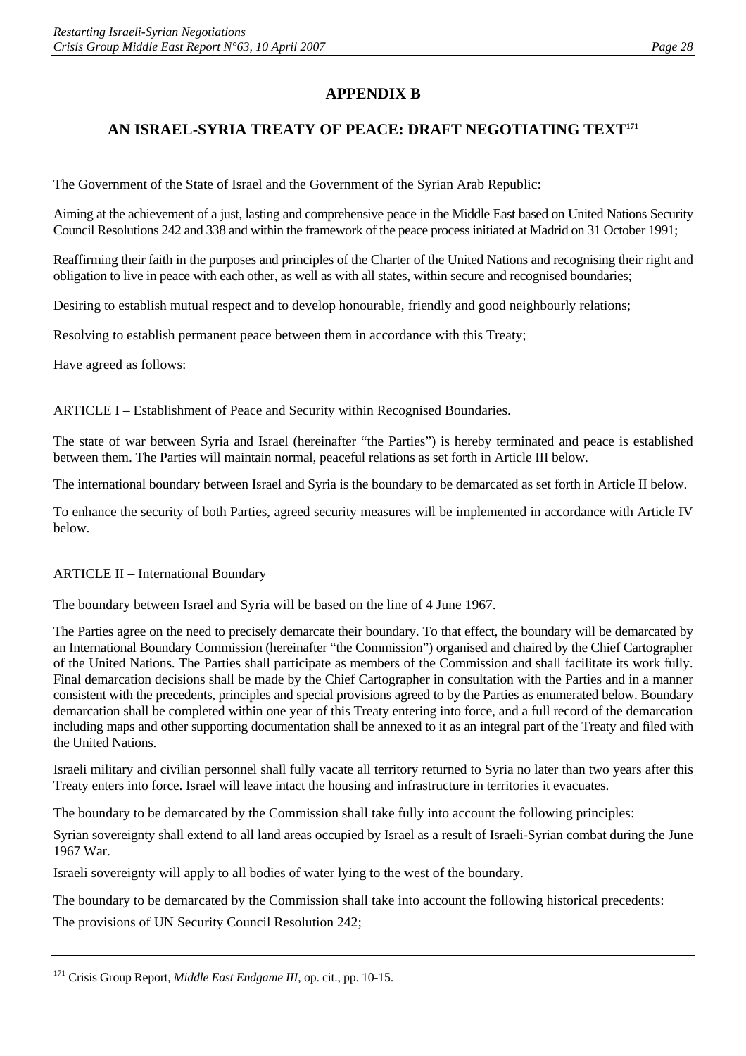## APPENDIX B

## AN ISRAEL-SYRIA TREATY OF PEACE: DRAFT NEGOTIATING TEXT[171]

The Government of the State of Israel and the Government of the Syrian Arab Republic:

Aiming at the achievement of a just, lasting and comprehensive peace in the Middle East based on United Nations Security Council Resolutions 242 and 338 and within the framework of the peace process initiated at Madrid on 31 October 1991;

Reaffirming their faith in the purposes and principles of the Charter of the United Nations and recognising their right and obligation to live in peace with each other, as well as with all states, within secure and recognised boundaries;

Desiring to establish mutual respect and to develop honourable, friendly and good neighbourly relations;

Resolving to establish permanent peace between them in accordance with this Treaty;

Have agreed as follows:

ARTICLE I – Establishment of Peace and Security within Recognised Boundaries.

The state of war between Syria and Israel (hereinafter "the Parties") is hereby terminated and peace is established between them. The Parties will maintain normal, peaceful relations as set forth in Article III below.

The international boundary between Israel and Syria is the boundary to be demarcated as set forth in Article II below.

To enhance the security of both Parties, agreed security measures will be implemented in accordance with Article IV below.

ARTICLE II – International Boundary

The boundary between Israel and Syria will be based on the line of 4 June 1967.

The Parties agree on the need to precisely demarcate their boundary. To that effect, the boundary will be demarcated by an International Boundary Commission (hereinafter "the Commission") organised and chaired by the Chief Cartographer of the United Nations. The Parties shall participate as members of the Commission and shall facilitate its work fully. Final demarcation decisions shall be made by the Chief Cartographer in consultation with the Parties and in a manner consistent with the precedents, principles and special provisions agreed to by the Parties as enumerated below. Boundary demarcation shall be completed within one year of this Treaty entering into force, and a full record of the demarcation including maps and other supporting documentation shall be annexed to it as an integral part of the Treaty and filed with the United Nations.

Israeli military and civilian personnel shall fully vacate all territory returned to Syria no later than two years after this Treaty enters into force. Israel will leave intact the housing and infrastructure in territories it evacuates.

The boundary to be demarcated by the Commission shall take fully into account the following principles:

Syrian sovereignty shall extend to all land areas occupied by Israel as a result of Israeli-Syrian combat during the June 1967 War.

Israeli sovereignty will apply to all bodies of water lying to the west of the boundary.

The boundary to be demarcated by the Commission shall take into account the following historical precedents:

The provisions of UN Security Council Resolution 242;

---

[171] Crisis Group Report, *Middle East Endgame III*, op. cit., pp. 10-15.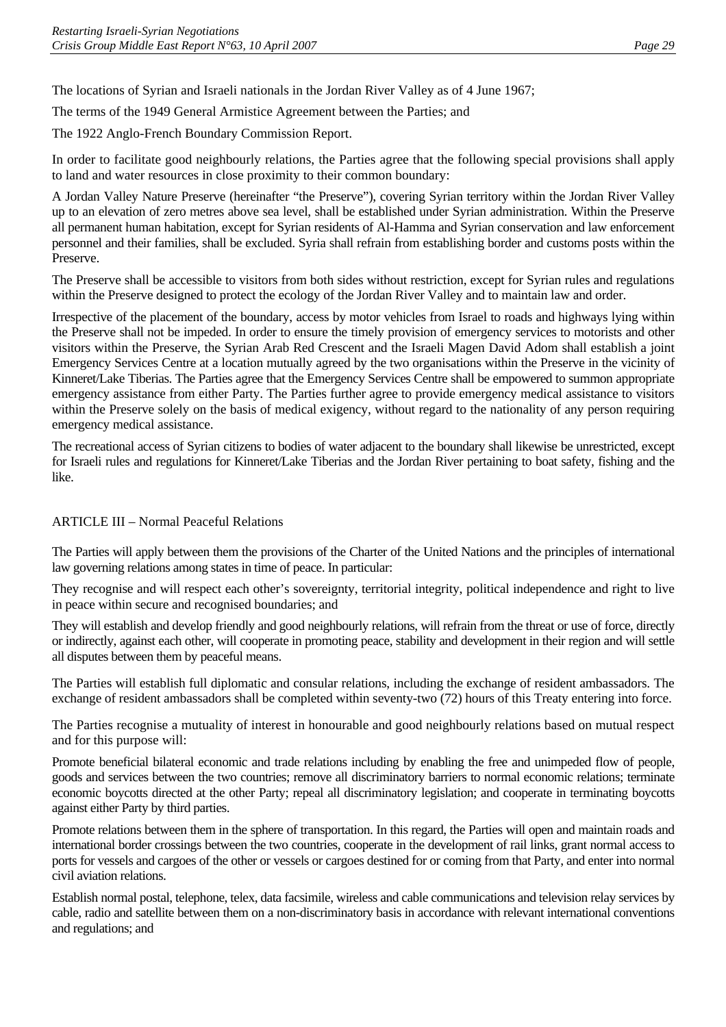The locations of Syrian and Israeli nationals in the Jordan River Valley as of 4 June 1967;

The terms of the 1949 General Armistice Agreement between the Parties; and

The 1922 Anglo-French Boundary Commission Report.

In order to facilitate good neighbourly relations, the Parties agree that the following special provisions shall apply to land and water resources in close proximity to their common boundary:

A Jordan Valley Nature Preserve (hereinafter "the Preserve"), covering Syrian territory within the Jordan River Valley up to an elevation of zero metres above sea level, shall be established under Syrian administration. Within the Preserve all permanent human habitation, except for Syrian residents of Al-Hamma and Syrian conservation and law enforcement personnel and their families, shall be excluded. Syria shall refrain from establishing border and customs posts within the Preserve.

The Preserve shall be accessible to visitors from both sides without restriction, except for Syrian rules and regulations within the Preserve designed to protect the ecology of the Jordan River Valley and to maintain law and order.

Irrespective of the placement of the boundary, access by motor vehicles from Israel to roads and highways lying within the Preserve shall not be impeded. In order to ensure the timely provision of emergency services to motorists and other visitors within the Preserve, the Syrian Arab Red Crescent and the Israeli Magen David Adom shall establish a joint Emergency Services Centre at a location mutually agreed by the two organisations within the Preserve in the vicinity of Kinneret/Lake Tiberias. The Parties agree that the Emergency Services Centre shall be empowered to summon appropriate emergency assistance from either Party. The Parties further agree to provide emergency medical assistance to visitors within the Preserve solely on the basis of medical exigency, without regard to the nationality of any person requiring emergency medical assistance.

The recreational access of Syrian citizens to bodies of water adjacent to the boundary shall likewise be unrestricted, except for Israeli rules and regulations for Kinneret/Lake Tiberias and the Jordan River pertaining to boat safety, fishing and the like.

ARTICLE III – Normal Peaceful Relations

The Parties will apply between them the provisions of the Charter of the United Nations and the principles of international law governing relations among states in time of peace. In particular:

They recognise and will respect each other's sovereignty, territorial integrity, political independence and right to live in peace within secure and recognised boundaries; and

They will establish and develop friendly and good neighbourly relations, will refrain from the threat or use of force, directly or indirectly, against each other, will cooperate in promoting peace, stability and development in their region and will settle all disputes between them by peaceful means.

The Parties will establish full diplomatic and consular relations, including the exchange of resident ambassadors. The exchange of resident ambassadors shall be completed within seventy-two (72) hours of this Treaty entering into force.

The Parties recognise a mutuality of interest in honourable and good neighbourly relations based on mutual respect and for this purpose will:

Promote beneficial bilateral economic and trade relations including by enabling the free and unimpeded flow of people, goods and services between the two countries; remove all discriminatory barriers to normal economic relations; terminate economic boycotts directed at the other Party; repeal all discriminatory legislation; and cooperate in terminating boycotts against either Party by third parties.

Promote relations between them in the sphere of transportation. In this regard, the Parties will open and maintain roads and international border crossings between the two countries, cooperate in the development of rail links, grant normal access to ports for vessels and cargoes of the other or vessels or cargoes destined for or coming from that Party, and enter into normal civil aviation relations.

Establish normal postal, telephone, telex, data facsimile, wireless and cable communications and television relay services by cable, radio and satellite between them on a non-discriminatory basis in accordance with relevant international conventions and regulations; and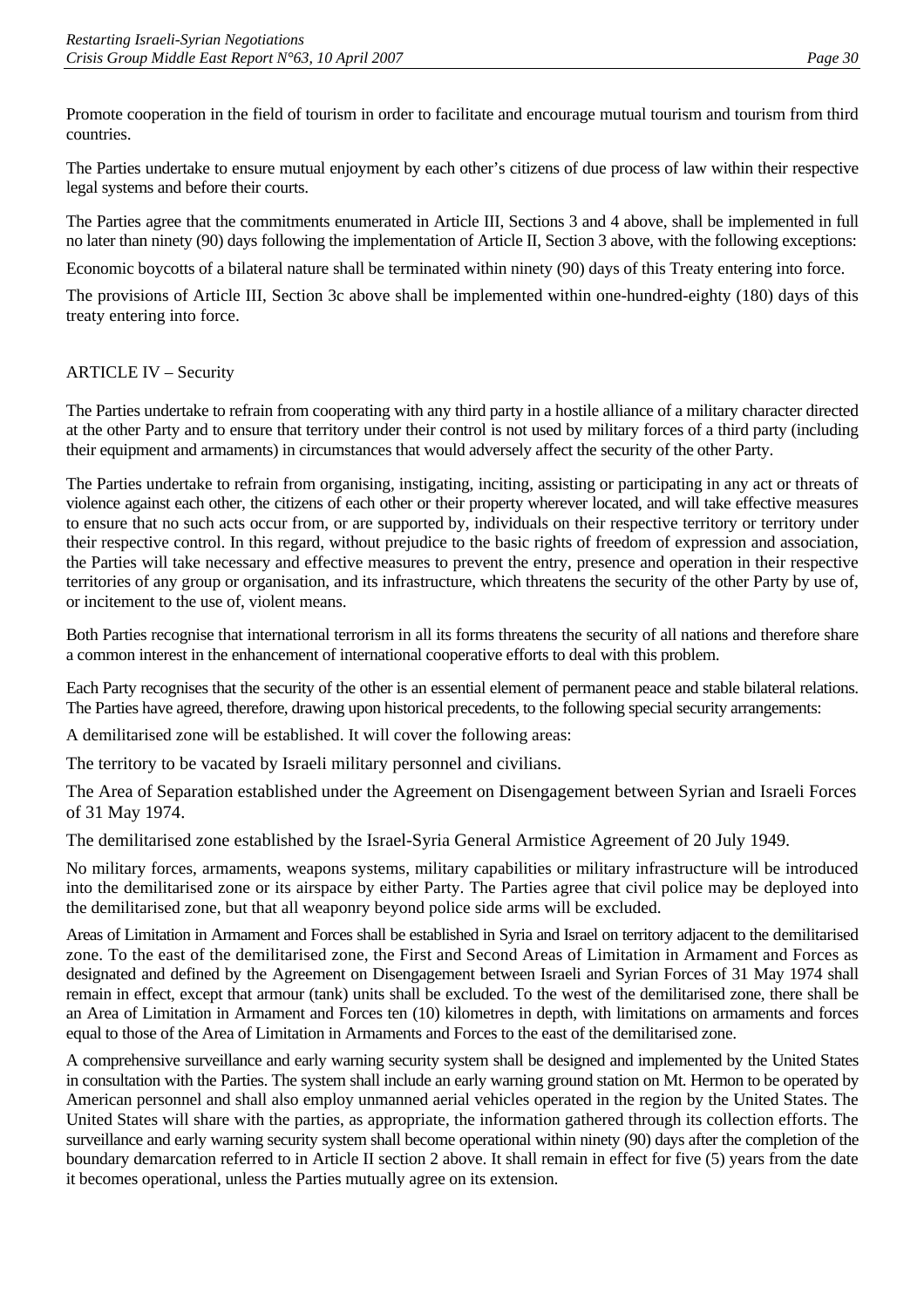Promote cooperation in the field of tourism in order to facilitate and encourage mutual tourism and tourism from third countries.

The Parties undertake to ensure mutual enjoyment by each other's citizens of due process of law within their respective legal systems and before their courts.

The Parties agree that the commitments enumerated in Article III, Sections 3 and 4 above, shall be implemented in full no later than ninety (90) days following the implementation of Article II, Section 3 above, with the following exceptions:

Economic boycotts of a bilateral nature shall be terminated within ninety (90) days of this Treaty entering into force.

The provisions of Article III, Section 3c above shall be implemented within one-hundred-eighty (180) days of this treaty entering into force.

ARTICLE IV – Security

The Parties undertake to refrain from cooperating with any third party in a hostile alliance of a military character directed at the other Party and to ensure that territory under their control is not used by military forces of a third party (including their equipment and armaments) in circumstances that would adversely affect the security of the other Party.

The Parties undertake to refrain from organising, instigating, inciting, assisting or participating in any act or threats of violence against each other, the citizens of each other or their property wherever located, and will take effective measures to ensure that no such acts occur from, or are supported by, individuals on their respective territory or territory under their respective control. In this regard, without prejudice to the basic rights of freedom of expression and association, the Parties will take necessary and effective measures to prevent the entry, presence and operation in their respective territories of any group or organisation, and its infrastructure, which threatens the security of the other Party by use of, or incitement to the use of, violent means.

Both Parties recognise that international terrorism in all its forms threatens the security of all nations and therefore share a common interest in the enhancement of international cooperative efforts to deal with this problem.

Each Party recognises that the security of the other is an essential element of permanent peace and stable bilateral relations. The Parties have agreed, therefore, drawing upon historical precedents, to the following special security arrangements:

A demilitarised zone will be established. It will cover the following areas:

The territory to be vacated by Israeli military personnel and civilians.

The Area of Separation established under the Agreement on Disengagement between Syrian and Israeli Forces of 31 May 1974.

The demilitarised zone established by the Israel-Syria General Armistice Agreement of 20 July 1949.

No military forces, armaments, weapons systems, military capabilities or military infrastructure will be introduced into the demilitarised zone or its airspace by either Party. The Parties agree that civil police may be deployed into the demilitarised zone, but that all weaponry beyond police side arms will be excluded.

Areas of Limitation in Armament and Forces shall be established in Syria and Israel on territory adjacent to the demilitarised zone. To the east of the demilitarised zone, the First and Second Areas of Limitation in Armament and Forces as designated and defined by the Agreement on Disengagement between Israeli and Syrian Forces of 31 May 1974 shall remain in effect, except that armour (tank) units shall be excluded. To the west of the demilitarised zone, there shall be an Area of Limitation in Armament and Forces ten (10) kilometres in depth, with limitations on armaments and forces equal to those of the Area of Limitation in Armaments and Forces to the east of the demilitarised zone.

A comprehensive surveillance and early warning security system shall be designed and implemented by the United States in consultation with the Parties. The system shall include an early warning ground station on Mt. Hermon to be operated by American personnel and shall also employ unmanned aerial vehicles operated in the region by the United States. The United States will share with the parties, as appropriate, the information gathered through its collection efforts. The surveillance and early warning security system shall become operational within ninety (90) days after the completion of the boundary demarcation referred to in Article II section 2 above. It shall remain in effect for five (5) years from the date it becomes operational, unless the Parties mutually agree on its extension.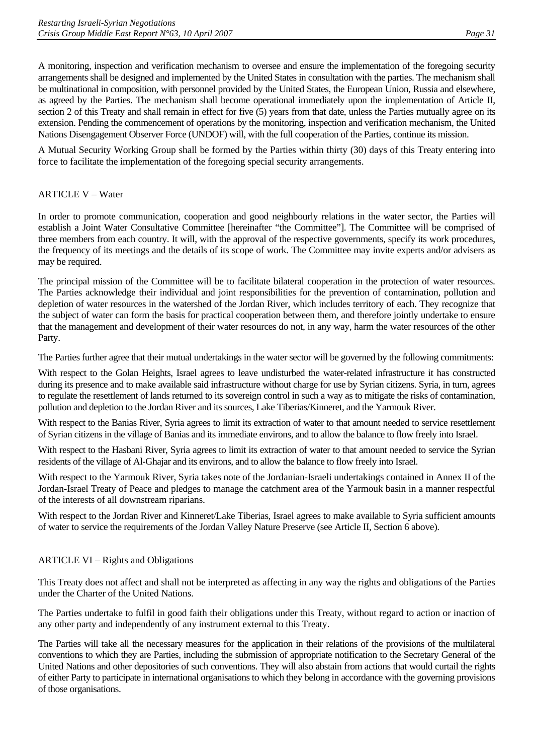A monitoring, inspection and verification mechanism to oversee and ensure the implementation of the foregoing security arrangements shall be designed and implemented by the United States in consultation with the parties. The mechanism shall be multinational in composition, with personnel provided by the United States, the European Union, Russia and elsewhere, as agreed by the Parties. The mechanism shall become operational immediately upon the implementation of Article II, section 2 of this Treaty and shall remain in effect for five (5) years from that date, unless the Parties mutually agree on its extension. Pending the commencement of operations by the monitoring, inspection and verification mechanism, the United Nations Disengagement Observer Force (UNDOF) will, with the full cooperation of the Parties, continue its mission.

A Mutual Security Working Group shall be formed by the Parties within thirty (30) days of this Treaty entering into force to facilitate the implementation of the foregoing special security arrangements.

## ARTICLE V – Water

In order to promote communication, cooperation and good neighbourly relations in the water sector, the Parties will establish a Joint Water Consultative Committee [hereinafter "the Committee"]. The Committee will be comprised of three members from each country. It will, with the approval of the respective governments, specify its work procedures, the frequency of its meetings and the details of its scope of work. The Committee may invite experts and/or advisers as may be required.

The principal mission of the Committee will be to facilitate bilateral cooperation in the protection of water resources. The Parties acknowledge their individual and joint responsibilities for the prevention of contamination, pollution and depletion of water resources in the watershed of the Jordan River, which includes territory of each. They recognize that the subject of water can form the basis for practical cooperation between them, and therefore jointly undertake to ensure that the management and development of their water resources do not, in any way, harm the water resources of the other Party.

The Parties further agree that their mutual undertakings in the water sector will be governed by the following commitments:

With respect to the Golan Heights, Israel agrees to leave undisturbed the water-related infrastructure it has constructed during its presence and to make available said infrastructure without charge for use by Syrian citizens. Syria, in turn, agrees to regulate the resettlement of lands returned to its sovereign control in such a way as to mitigate the risks of contamination, pollution and depletion to the Jordan River and its sources, Lake Tiberias/Kinneret, and the Yarmouk River.

With respect to the Banias River, Syria agrees to limit its extraction of water to that amount needed to service resettlement of Syrian citizens in the village of Banias and its immediate environs, and to allow the balance to flow freely into Israel.

With respect to the Hasbani River, Syria agrees to limit its extraction of water to that amount needed to service the Syrian residents of the village of Al-Ghajar and its environs, and to allow the balance to flow freely into Israel.

With respect to the Yarmouk River, Syria takes note of the Jordanian-Israeli undertakings contained in Annex II of the Jordan-Israel Treaty of Peace and pledges to manage the catchment area of the Yarmouk basin in a manner respectful of the interests of all downstream riparians.

With respect to the Jordan River and Kinneret/Lake Tiberias, Israel agrees to make available to Syria sufficient amounts of water to service the requirements of the Jordan Valley Nature Preserve (see Article II, Section 6 above).

## ARTICLE VI – Rights and Obligations

This Treaty does not affect and shall not be interpreted as affecting in any way the rights and obligations of the Parties under the Charter of the United Nations.

The Parties undertake to fulfil in good faith their obligations under this Treaty, without regard to action or inaction of any other party and independently of any instrument external to this Treaty.

The Parties will take all the necessary measures for the application in their relations of the provisions of the multilateral conventions to which they are Parties, including the submission of appropriate notification to the Secretary General of the United Nations and other depositories of such conventions. They will also abstain from actions that would curtail the rights of either Party to participate in international organisations to which they belong in accordance with the governing provisions of those organisations.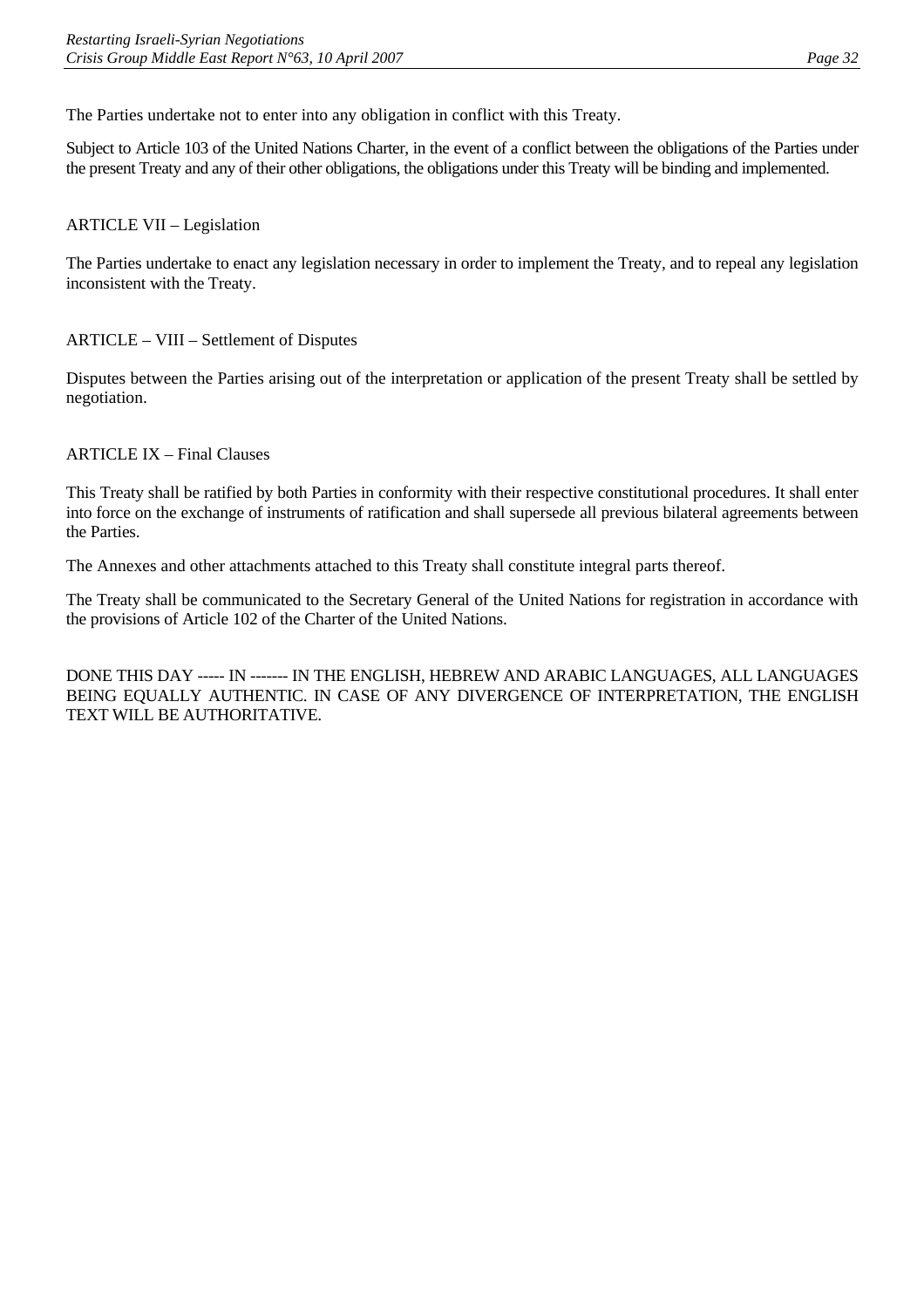The Parties undertake not to enter into any obligation in conflict with this Treaty.

Subject to Article 103 of the United Nations Charter, in the event of a conflict between the obligations of the Parties under the present Treaty and any of their other obligations, the obligations under this Treaty will be binding and implemented.

ARTICLE VII – Legislation

The Parties undertake to enact any legislation necessary in order to implement the Treaty, and to repeal any legislation inconsistent with the Treaty.

ARTICLE – VIII – Settlement of Disputes

Disputes between the Parties arising out of the interpretation or application of the present Treaty shall be settled by negotiation.

ARTICLE IX – Final Clauses

This Treaty shall be ratified by both Parties in conformity with their respective constitutional procedures. It shall enter into force on the exchange of instruments of ratification and shall supersede all previous bilateral agreements between the Parties.

The Annexes and other attachments attached to this Treaty shall constitute integral parts thereof.

The Treaty shall be communicated to the Secretary General of the United Nations for registration in accordance with the provisions of Article 102 of the Charter of the United Nations.

DONE THIS DAY ----- IN ------- IN THE ENGLISH, HEBREW AND ARABIC LANGUAGES, ALL LANGUAGES BEING EQUALLY AUTHENTIC. IN CASE OF ANY DIVERGENCE OF INTERPRETATION, THE ENGLISH TEXT WILL BE AUTHORITATIVE.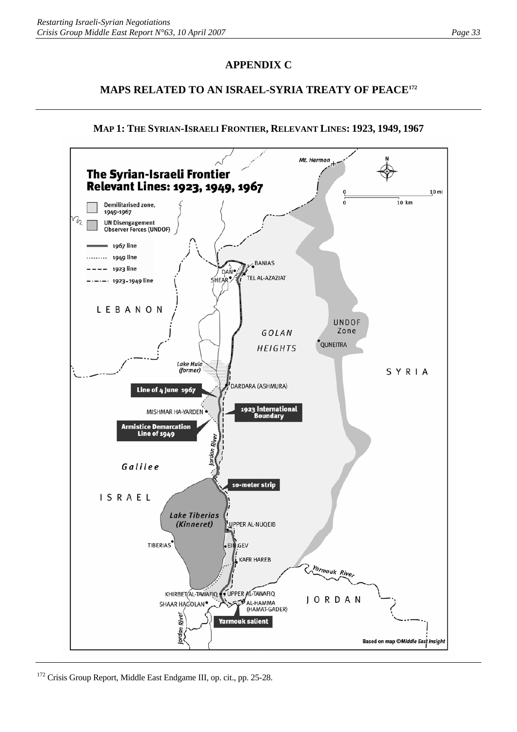# APPENDIX C

## MAPS RELATED TO AN ISRAEL-SYRIA TREATY OF PEACE[172]

### MAP 1: THE SYRIAN-ISRAELI FRONTIER, RELEVANT LINES: 1923, 1949, 1967

[172] Crisis Group Report, Middle East Endgame III, op. cit., pp. 25-28.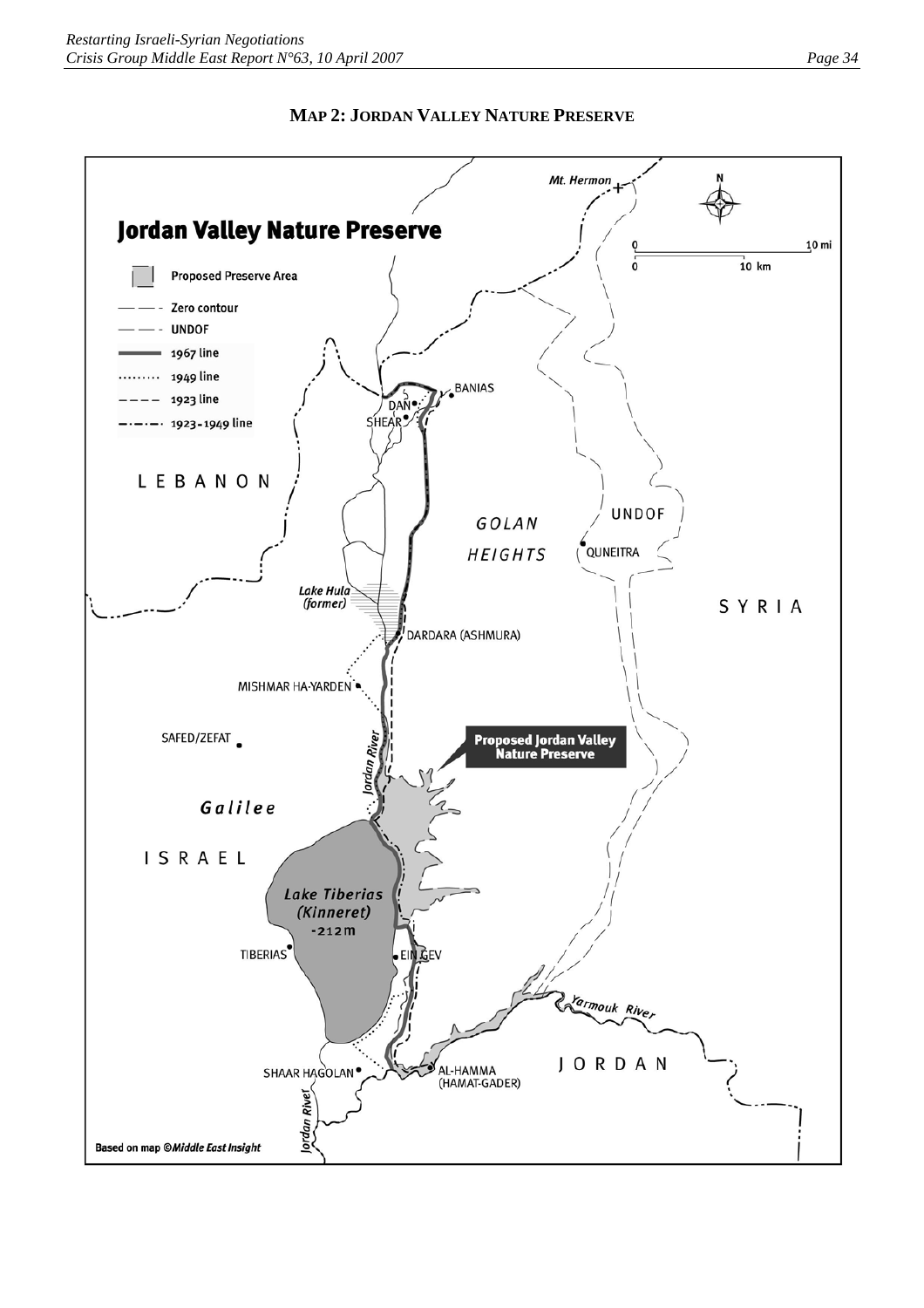**MAP 2: JORDAN VALLEY NATURE PRESERVE**

## Jordan Valley Nature Preserve

- Proposed Preserve Area
- Zero contour
- UNDOF
- 1967 line
- 1949 line
- 1923 line
- 1923-1949 line

Mt. Hermon

0 — 10 mi
0 — 10 km

BANIAS
DAN
SHEAR

LEBANON

GOLAN HEIGHTS

UNDOF

QUNEITRA

Lake Hula (former)

SYRIA

DARDARA (ASHMURA)

MISHMAR HA-YARDEN

SAFED/ZEFAT

Jordan River

Proposed Jordan Valley Nature Preserve

Galilee

ISRAEL

Lake Tiberias (Kinneret) -212m

TIBERIAS

EIN GEV

Yarmouk River

JORDAN

SHAAR HAGOLAN

AL-HAMMA (HAMAT-GADER)

Jordan River

Based on map ©*Middle East Insight*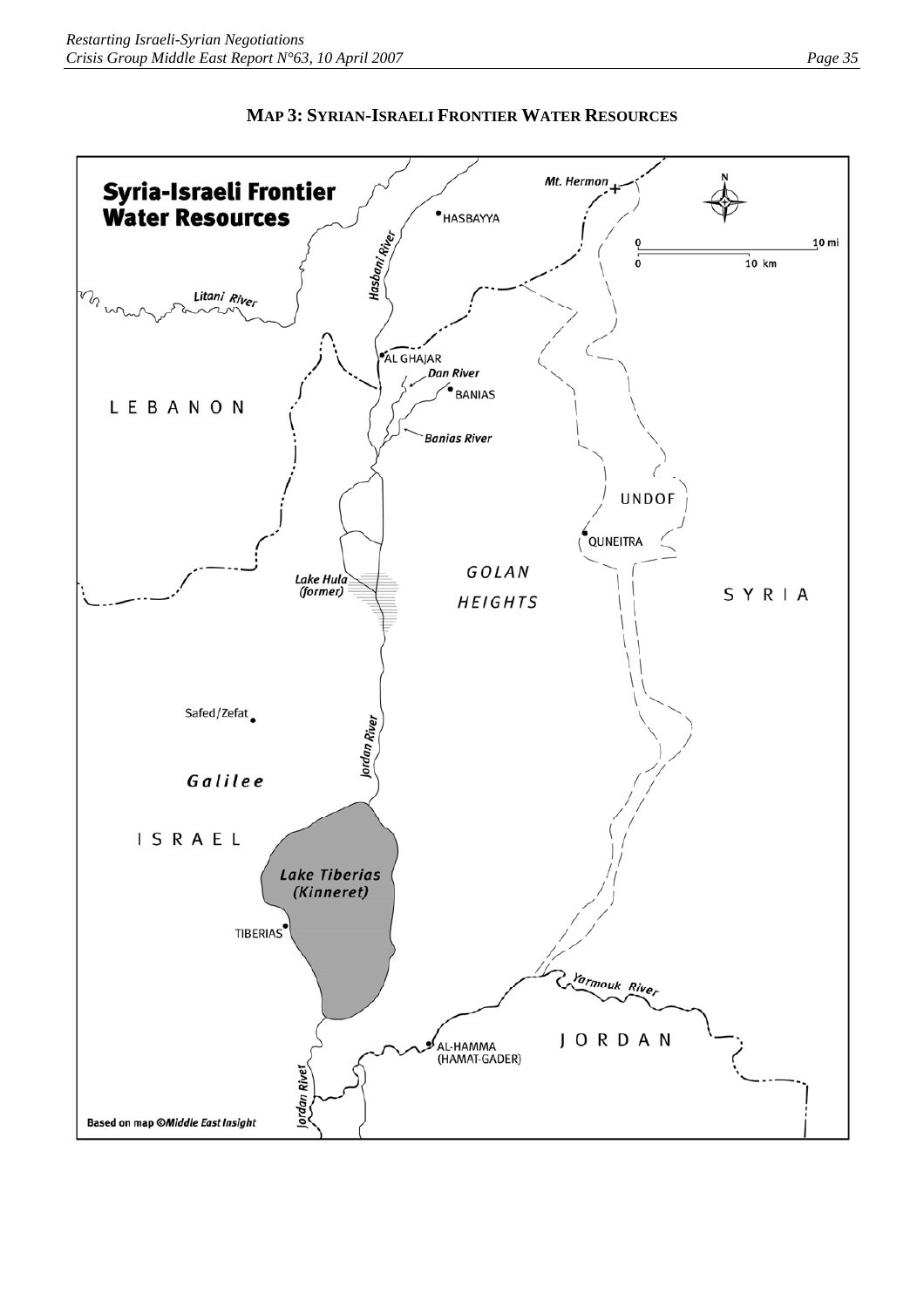## MAP 3: SYRIAN-ISRAELI FRONTIER WATER RESOURCES

**Syria-Israeli Frontier Water Resources**

Mt. Hermon

HASBAYYA

Hasbani River

Litani River

AL GHAJAR

Dan River

BANIAS

Banias River

LEBANON

UNDOF

QUNEITRA

GOLAN HEIGHTS

SYRIA

Lake Hula (former)

Safed/Zefat

Jordan River

Galilee

ISRAEL

Lake Tiberias (Kinneret)

TIBERIAS

Yarmouk River

AL-HAMMA (HAMAT-GADER)

JORDAN

Jordan River

0 10 mi

0 10 km

Based on map ©*Middle East Insight*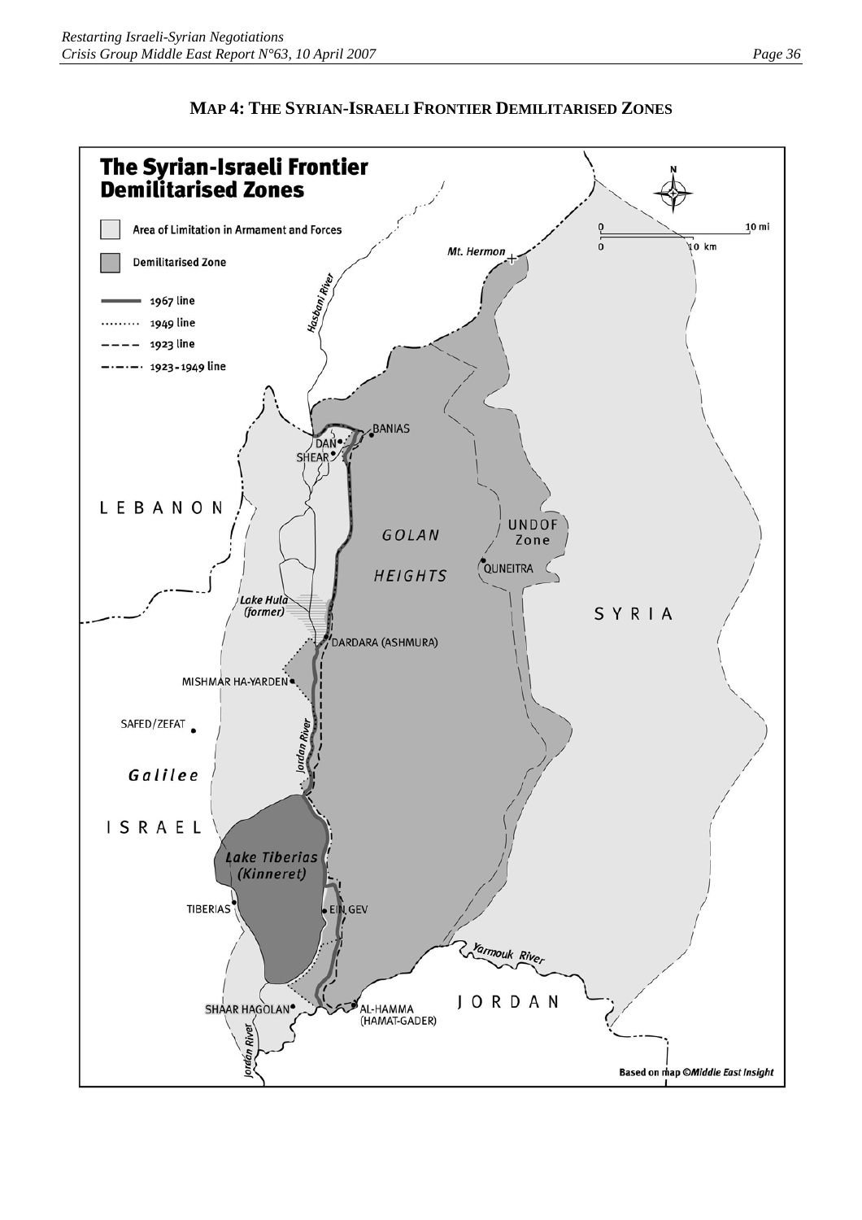## MAP 4: THE SYRIAN-ISRAELI FRONTIER DEMILITARISED ZONES

**The Syrian-Israeli Frontier Demilitarised Zones**

Area of Limitation in Armament and Forces

Demilitarised Zone

1967 line

1949 line

1923 line

1923-1949 line

Mt. Hermon

Hasbani River

BANIAS

DAN

SHEAR

LEBANON

GOLAN

HEIGHTS

UNDOF Zone

QUNEITRA

Lake Hula (former)

SYRIA

DARDARA (ASHMURA)

MISHMAR HA-YARDEN

SAFED/ZEFAT

Jordan River

Galilee

ISRAEL

Lake Tiberias (Kinneret)

TIBERIAS

EIN GEV

Yarmouk River

JORDAN

SHAAR HAGOLAN

AL-HAMMA (HAMAT-GADER)

Jordan River

Based on map ©Middle East Insight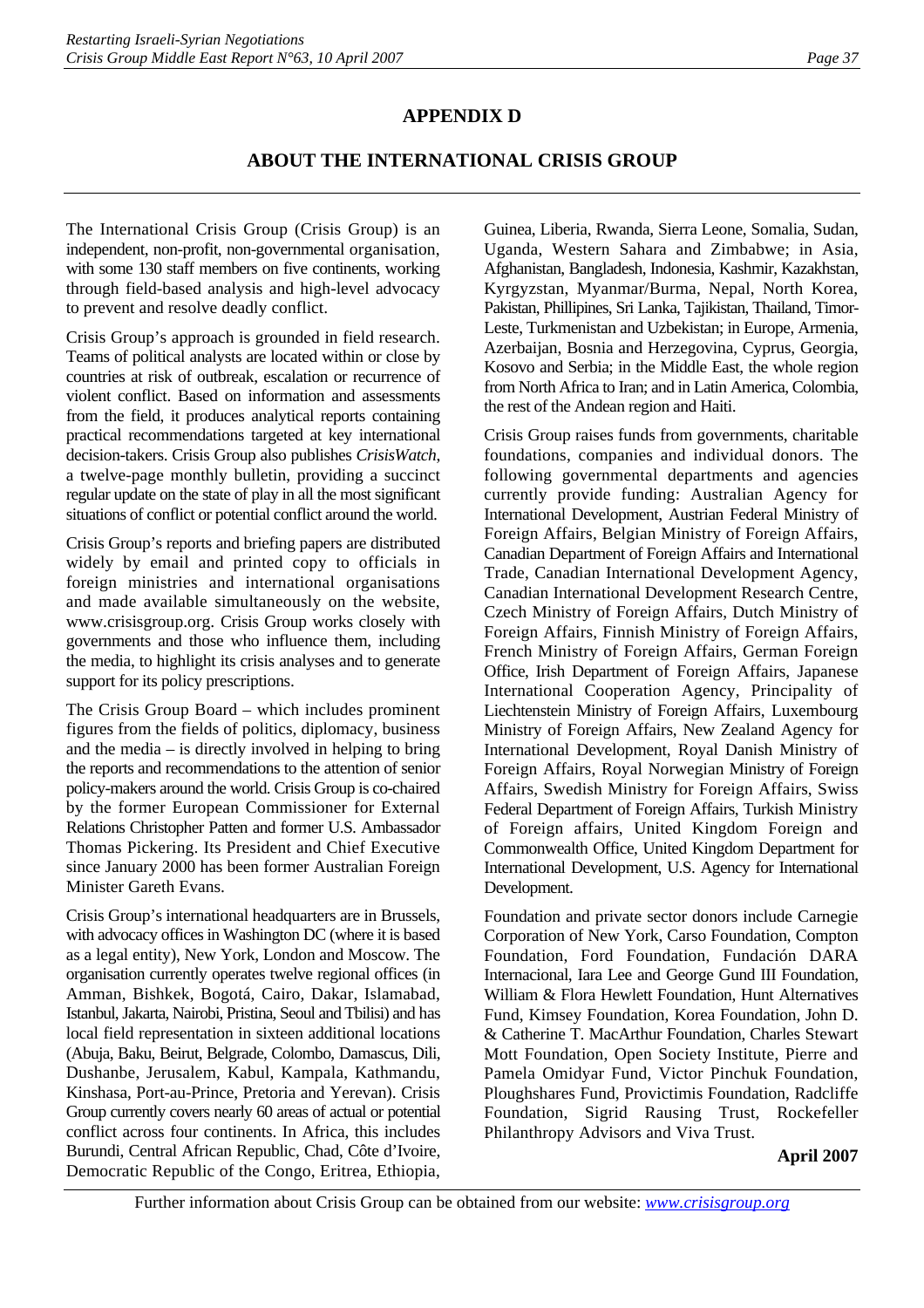# APPENDIX D

## ABOUT THE INTERNATIONAL CRISIS GROUP

The International Crisis Group (Crisis Group) is an independent, non-profit, non-governmental organisation, with some 130 staff members on five continents, working through field-based analysis and high-level advocacy to prevent and resolve deadly conflict.

Crisis Group's approach is grounded in field research. Teams of political analysts are located within or close by countries at risk of outbreak, escalation or recurrence of violent conflict. Based on information and assessments from the field, it produces analytical reports containing practical recommendations targeted at key international decision-takers. Crisis Group also publishes *CrisisWatch*, a twelve-page monthly bulletin, providing a succinct regular update on the state of play in all the most significant situations of conflict or potential conflict around the world.

Crisis Group's reports and briefing papers are distributed widely by email and printed copy to officials in foreign ministries and international organisations and made available simultaneously on the website, www.crisisgroup.org. Crisis Group works closely with governments and those who influence them, including the media, to highlight its crisis analyses and to generate support for its policy prescriptions.

The Crisis Group Board – which includes prominent figures from the fields of politics, diplomacy, business and the media – is directly involved in helping to bring the reports and recommendations to the attention of senior policy-makers around the world. Crisis Group is co-chaired by the former European Commissioner for External Relations Christopher Patten and former U.S. Ambassador Thomas Pickering. Its President and Chief Executive since January 2000 has been former Australian Foreign Minister Gareth Evans.

Crisis Group's international headquarters are in Brussels, with advocacy offices in Washington DC (where it is based as a legal entity), New York, London and Moscow. The organisation currently operates twelve regional offices (in Amman, Bishkek, Bogotá, Cairo, Dakar, Islamabad, Istanbul, Jakarta, Nairobi, Pristina, Seoul and Tbilisi) and has local field representation in sixteen additional locations (Abuja, Baku, Beirut, Belgrade, Colombo, Damascus, Dili, Dushanbe, Jerusalem, Kabul, Kampala, Kathmandu, Kinshasa, Port-au-Prince, Pretoria and Yerevan). Crisis Group currently covers nearly 60 areas of actual or potential conflict across four continents. In Africa, this includes Burundi, Central African Republic, Chad, Côte d'Ivoire, Democratic Republic of the Congo, Eritrea, Ethiopia, Guinea, Liberia, Rwanda, Sierra Leone, Somalia, Sudan, Uganda, Western Sahara and Zimbabwe; in Asia, Afghanistan, Bangladesh, Indonesia, Kashmir, Kazakhstan, Kyrgyzstan, Myanmar/Burma, Nepal, North Korea, Pakistan, Phillipines, Sri Lanka, Tajikistan, Thailand, Timor-Leste, Turkmenistan and Uzbekistan; in Europe, Armenia, Azerbaijan, Bosnia and Herzegovina, Cyprus, Georgia, Kosovo and Serbia; in the Middle East, the whole region from North Africa to Iran; and in Latin America, Colombia, the rest of the Andean region and Haiti.

Crisis Group raises funds from governments, charitable foundations, companies and individual donors. The following governmental departments and agencies currently provide funding: Australian Agency for International Development, Austrian Federal Ministry of Foreign Affairs, Belgian Ministry of Foreign Affairs, Canadian Department of Foreign Affairs and International Trade, Canadian International Development Agency, Canadian International Development Research Centre, Czech Ministry of Foreign Affairs, Dutch Ministry of Foreign Affairs, Finnish Ministry of Foreign Affairs, French Ministry of Foreign Affairs, German Foreign Office, Irish Department of Foreign Affairs, Japanese International Cooperation Agency, Principality of Liechtenstein Ministry of Foreign Affairs, Luxembourg Ministry of Foreign Affairs, New Zealand Agency for International Development, Royal Danish Ministry of Foreign Affairs, Royal Norwegian Ministry of Foreign Affairs, Swedish Ministry for Foreign Affairs, Swiss Federal Department of Foreign Affairs, Turkish Ministry of Foreign affairs, United Kingdom Foreign and Commonwealth Office, United Kingdom Department for International Development, U.S. Agency for International Development.

Foundation and private sector donors include Carnegie Corporation of New York, Carso Foundation, Compton Foundation, Ford Foundation, Fundación DARA Internacional, Iara Lee and George Gund III Foundation, William & Flora Hewlett Foundation, Hunt Alternatives Fund, Kimsey Foundation, Korea Foundation, John D. & Catherine T. MacArthur Foundation, Charles Stewart Mott Foundation, Open Society Institute, Pierre and Pamela Omidyar Fund, Victor Pinchuk Foundation, Ploughshares Fund, Provictimis Foundation, Radcliffe Foundation, Sigrid Rausing Trust, Rockefeller Philanthropy Advisors and Viva Trust.

**April 2007**

Further information about Crisis Group can be obtained from our website: *www.crisisgroup.org*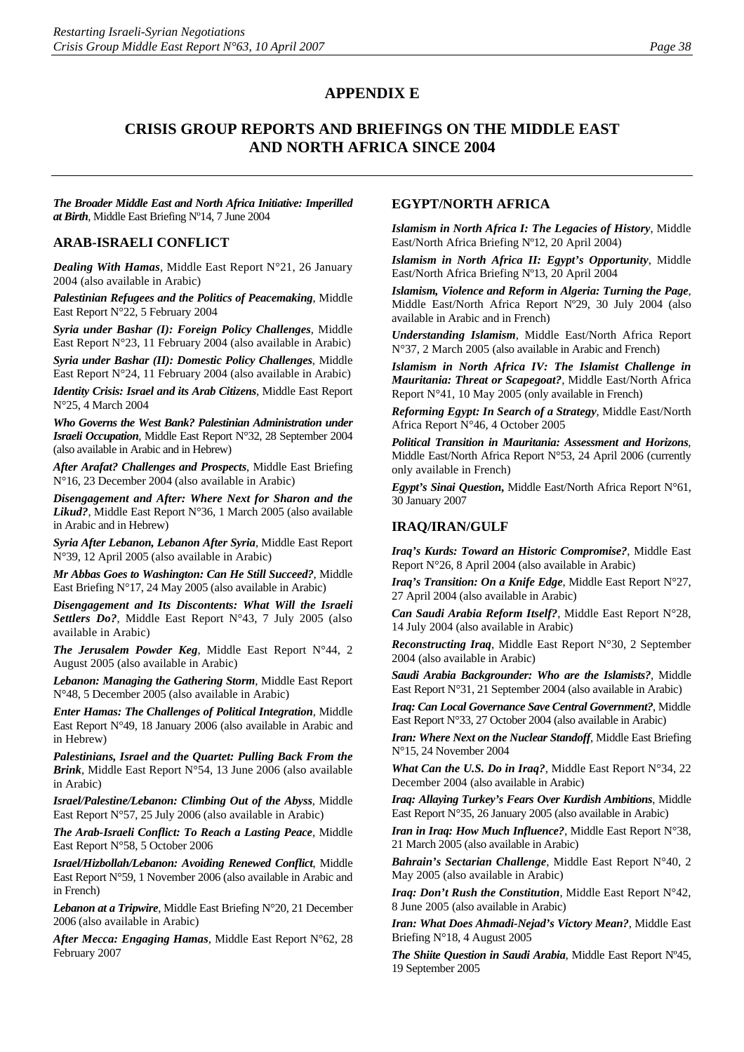# APPENDIX E

## CRISIS GROUP REPORTS AND BRIEFINGS ON THE MIDDLE EAST AND NORTH AFRICA SINCE 2004

***The Broader Middle East and North Africa Initiative: Imperilled at Birth***, Middle East Briefing Nº14, 7 June 2004

### ARAB-ISRAELI CONFLICT

***Dealing With Hamas***, Middle East Report N°21, 26 January 2004 (also available in Arabic)

***Palestinian Refugees and the Politics of Peacemaking***, Middle East Report N°22, 5 February 2004

***Syria under Bashar (I): Foreign Policy Challenges***, Middle East Report N°23, 11 February 2004 (also available in Arabic)

***Syria under Bashar (II): Domestic Policy Challenges***, Middle East Report N°24, 11 February 2004 (also available in Arabic)

***Identity Crisis: Israel and its Arab Citizens***, Middle East Report N°25, 4 March 2004

***Who Governs the West Bank? Palestinian Administration under Israeli Occupation***, Middle East Report Nº32, 28 September 2004 (also available in Arabic and in Hebrew)

***After Arafat? Challenges and Prospects***, Middle East Briefing N°16, 23 December 2004 (also available in Arabic)

***Disengagement and After: Where Next for Sharon and the Likud?***, Middle East Report N°36, 1 March 2005 (also available in Arabic and in Hebrew)

***Syria After Lebanon, Lebanon After Syria***, Middle East Report N°39, 12 April 2005 (also available in Arabic)

***Mr Abbas Goes to Washington: Can He Still Succeed?***, Middle East Briefing N°17, 24 May 2005 (also available in Arabic)

***Disengagement and Its Discontents: What Will the Israeli Settlers Do?***, Middle East Report N°43, 7 July 2005 (also available in Arabic)

***The Jerusalem Powder Keg***, Middle East Report N°44, 2 August 2005 (also available in Arabic)

***Lebanon: Managing the Gathering Storm***, Middle East Report N°48, 5 December 2005 (also available in Arabic)

***Enter Hamas: The Challenges of Political Integration***, Middle East Report N°49, 18 January 2006 (also available in Arabic and in Hebrew)

***Palestinians, Israel and the Quartet: Pulling Back From the Brink***, Middle East Report N°54, 13 June 2006 (also available in Arabic)

***Israel/Palestine/Lebanon: Climbing Out of the Abyss***, Middle East Report N°57, 25 July 2006 (also available in Arabic)

***The Arab-Israeli Conflict: To Reach a Lasting Peace***, Middle East Report N°58, 5 October 2006

***Israel/Hizbollah/Lebanon: Avoiding Renewed Conflict***, Middle East Report N°59, 1 November 2006 (also available in Arabic and in French)

***Lebanon at a Tripwire***, Middle East Briefing N°20, 21 December 2006 (also available in Arabic)

***After Mecca: Engaging Hamas***, Middle East Report N°62, 28 February 2007

### EGYPT/NORTH AFRICA

***Islamism in North Africa I: The Legacies of History***, Middle East/North Africa Briefing Nº12, 20 April 2004)

***Islamism in North Africa II: Egypt's Opportunity***, Middle East/North Africa Briefing Nº13, 20 April 2004

***Islamism, Violence and Reform in Algeria: Turning the Page***, Middle East/North Africa Report Nº29, 30 July 2004 (also available in Arabic and in French)

***Understanding Islamism***, Middle East/North Africa Report N°37, 2 March 2005 (also available in Arabic and French)

***Islamism in North Africa IV: The Islamist Challenge in Mauritania: Threat or Scapegoat?***, Middle East/North Africa Report N°41, 10 May 2005 (only available in French)

***Reforming Egypt: In Search of a Strategy***, Middle East/North Africa Report N°46, 4 October 2005

***Political Transition in Mauritania: Assessment and Horizons***, Middle East/North Africa Report N°53, 24 April 2006 (currently only available in French)

***Egypt's Sinai Question***, Middle East/North Africa Report N°61, 30 January 2007

### IRAQ/IRAN/GULF

***Iraq's Kurds: Toward an Historic Compromise?***, Middle East Report N°26, 8 April 2004 (also available in Arabic)

***Iraq's Transition: On a Knife Edge***, Middle East Report N°27, 27 April 2004 (also available in Arabic)

***Can Saudi Arabia Reform Itself?***, Middle East Report N°28, 14 July 2004 (also available in Arabic)

***Reconstructing Iraq***, Middle East Report N°30, 2 September 2004 (also available in Arabic)

***Saudi Arabia Backgrounder: Who are the Islamists?***, Middle East Report N°31, 21 September 2004 (also available in Arabic)

***Iraq: Can Local Governance Save Central Government?***, Middle East Report N°33, 27 October 2004 (also available in Arabic)

***Iran: Where Next on the Nuclear Standoff***, Middle East Briefing N°15, 24 November 2004

***What Can the U.S. Do in Iraq?***, Middle East Report N°34, 22 December 2004 (also available in Arabic)

***Iraq: Allaying Turkey's Fears Over Kurdish Ambitions***, Middle East Report N°35, 26 January 2005 (also available in Arabic)

***Iran in Iraq: How Much Influence?***, Middle East Report N°38, 21 March 2005 (also available in Arabic)

***Bahrain's Sectarian Challenge***, Middle East Report N°40, 2 May 2005 (also available in Arabic)

***Iraq: Don't Rush the Constitution***, Middle East Report N°42, 8 June 2005 (also available in Arabic)

***Iran: What Does Ahmadi-Nejad's Victory Mean?***, Middle East Briefing N°18, 4 August 2005

***The Shiite Question in Saudi Arabia***, Middle East Report Nº45, 19 September 2005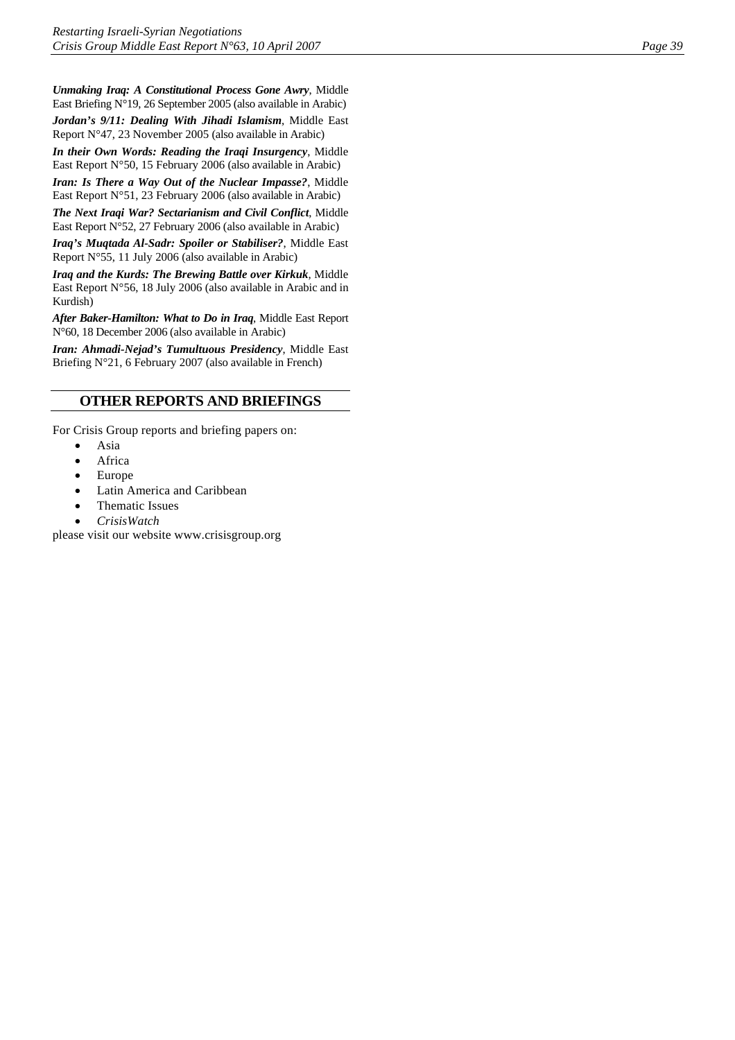***Unmaking Iraq: A Constitutional Process Gone Awry***, Middle East Briefing N°19, 26 September 2005 (also available in Arabic)

***Jordan's 9/11: Dealing With Jihadi Islamism***, Middle East Report N°47, 23 November 2005 (also available in Arabic)

***In their Own Words: Reading the Iraqi Insurgency***, Middle East Report N°50, 15 February 2006 (also available in Arabic)

***Iran: Is There a Way Out of the Nuclear Impasse?***, Middle East Report N°51, 23 February 2006 (also available in Arabic)

***The Next Iraqi War? Sectarianism and Civil Conflict***, Middle East Report N°52, 27 February 2006 (also available in Arabic)

***Iraq's Muqtada Al-Sadr: Spoiler or Stabiliser?***, Middle East Report N°55, 11 July 2006 (also available in Arabic)

***Iraq and the Kurds: The Brewing Battle over Kirkuk***, Middle East Report N°56, 18 July 2006 (also available in Arabic and in Kurdish)

***After Baker-Hamilton: What to Do in Iraq***, Middle East Report N°60, 18 December 2006 (also available in Arabic)

***Iran: Ahmadi-Nejad's Tumultuous Presidency***, Middle East Briefing N°21, 6 February 2007 (also available in French)

## OTHER REPORTS AND BRIEFINGS

For Crisis Group reports and briefing papers on:

- Asia
- Africa
- Europe
- Latin America and Caribbean
- Thematic Issues
- *CrisisWatch*

please visit our website www.crisisgroup.org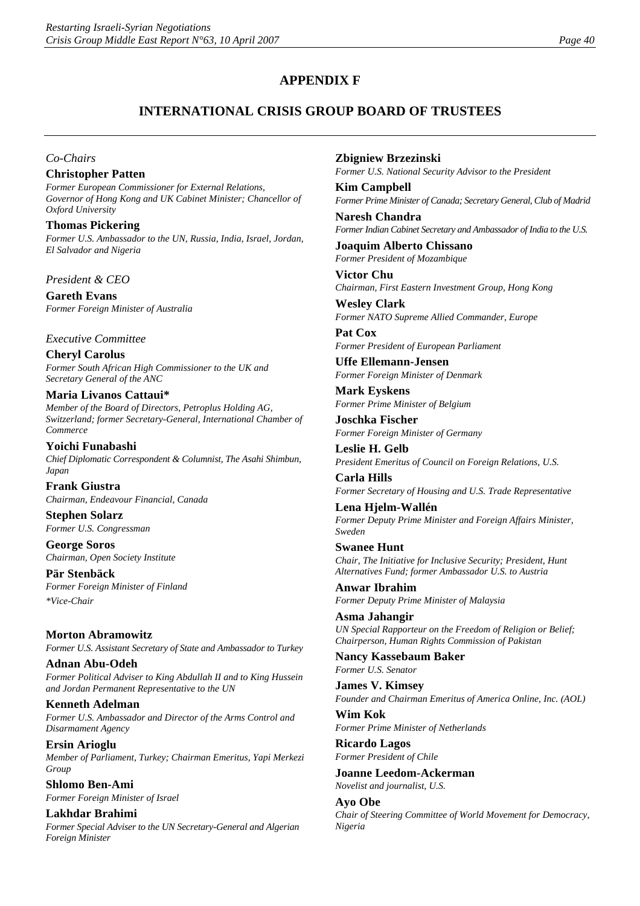## APPENDIX F

## INTERNATIONAL CRISIS GROUP BOARD OF TRUSTEES

*Co-Chairs*

**Christopher Patten**
*Former European Commissioner for External Relations, Governor of Hong Kong and UK Cabinet Minister; Chancellor of Oxford University*

**Thomas Pickering**
*Former U.S. Ambassador to the UN, Russia, India, Israel, Jordan, El Salvador and Nigeria*

*President & CEO*

**Gareth Evans**
*Former Foreign Minister of Australia*

*Executive Committee*

**Cheryl Carolus**
*Former South African High Commissioner to the UK and Secretary General of the ANC*

**Maria Livanos Cattaui***
*Member of the Board of Directors, Petroplus Holding AG, Switzerland; former Secretary-General, International Chamber of Commerce*

**Yoichi Funabashi**
*Chief Diplomatic Correspondent & Columnist, The Asahi Shimbun, Japan*

**Frank Giustra**
*Chairman, Endeavour Financial, Canada*

**Stephen Solarz**
*Former U.S. Congressman*

**George Soros**
*Chairman, Open Society Institute*

**Pär Stenbäck**
*Former Foreign Minister of Finland*

**Vice-Chair*

**Morton Abramowitz**
*Former U.S. Assistant Secretary of State and Ambassador to Turkey*

**Adnan Abu-Odeh**
*Former Political Adviser to King Abdullah II and to King Hussein and Jordan Permanent Representative to the UN*

**Kenneth Adelman**
*Former U.S. Ambassador and Director of the Arms Control and Disarmament Agency*

**Ersin Arioglu**
*Member of Parliament, Turkey; Chairman Emeritus, Yapi Merkezi Group*

**Shlomo Ben-Ami**
*Former Foreign Minister of Israel*

**Lakhdar Brahimi**
*Former Special Adviser to the UN Secretary-General and Algerian Foreign Minister*

**Zbigniew Brzezinski**
*Former U.S. National Security Advisor to the President*

**Kim Campbell**
*Former Prime Minister of Canada; Secretary General, Club of Madrid*

**Naresh Chandra**
*Former Indian Cabinet Secretary and Ambassador of India to the U.S.*

**Joaquim Alberto Chissano**
*Former President of Mozambique*

**Victor Chu**
*Chairman, First Eastern Investment Group, Hong Kong*

**Wesley Clark**
*Former NATO Supreme Allied Commander, Europe*

**Pat Cox**
*Former President of European Parliament*

**Uffe Ellemann-Jensen**
*Former Foreign Minister of Denmark*

**Mark Eyskens**
*Former Prime Minister of Belgium*

**Joschka Fischer**
*Former Foreign Minister of Germany*

**Leslie H. Gelb**
*President Emeritus of Council on Foreign Relations, U.S.*

**Carla Hills**
*Former Secretary of Housing and U.S. Trade Representative*

**Lena Hjelm-Wallén**
*Former Deputy Prime Minister and Foreign Affairs Minister, Sweden*

**Swanee Hunt**
*Chair, The Initiative for Inclusive Security; President, Hunt Alternatives Fund; former Ambassador U.S. to Austria*

**Anwar Ibrahim**
*Former Deputy Prime Minister of Malaysia*

**Asma Jahangir**
*UN Special Rapporteur on the Freedom of Religion or Belief; Chairperson, Human Rights Commission of Pakistan*

**Nancy Kassebaum Baker**
*Former U.S. Senator*

**James V. Kimsey**
*Founder and Chairman Emeritus of America Online, Inc. (AOL)*

**Wim Kok**
*Former Prime Minister of Netherlands*

**Ricardo Lagos**
*Former President of Chile*

**Joanne Leedom-Ackerman**
*Novelist and journalist, U.S.*

**Ayo Obe**
*Chair of Steering Committee of World Movement for Democracy, Nigeria*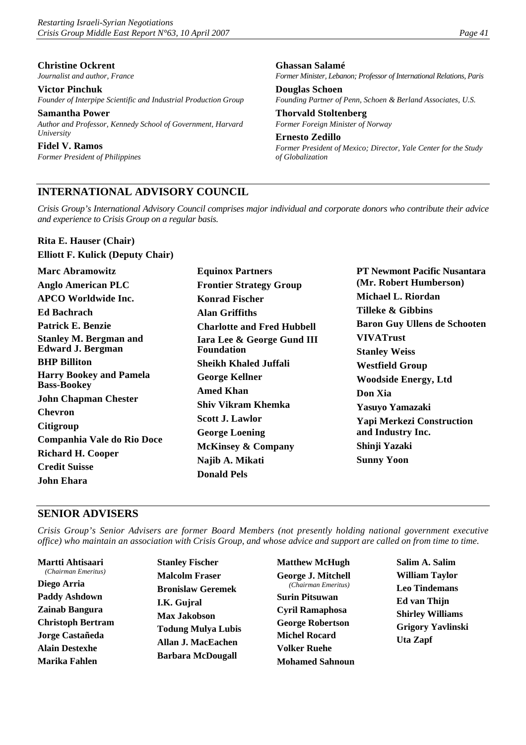**Christine Ockrent**
*Journalist and author, France*

**Victor Pinchuk**
*Founder of Interpipe Scientific and Industrial Production Group*

**Samantha Power**
*Author and Professor, Kennedy School of Government, Harvard University*

**Fidel V. Ramos**
*Former President of Philippines*

**Ghassan Salamé**
*Former Minister, Lebanon; Professor of International Relations, Paris*

**Douglas Schoen**
*Founding Partner of Penn, Schoen & Berland Associates, U.S.*

**Thorvald Stoltenberg**
*Former Foreign Minister of Norway*

**Ernesto Zedillo**
*Former President of Mexico; Director, Yale Center for the Study of Globalization*

## INTERNATIONAL ADVISORY COUNCIL

*Crisis Group's International Advisory Council comprises major individual and corporate donors who contribute their advice and experience to Crisis Group on a regular basis.*

**Rita E. Hauser (Chair)**
**Elliott F. Kulick (Deputy Chair)**

**Marc Abramowitz**
**Anglo American PLC**
**APCO Worldwide Inc.**
**Ed Bachrach**
**Patrick E. Benzie**
**Stanley M. Bergman and Edward J. Bergman**
**BHP Billiton**
**Harry Bookey and Pamela Bass-Bookey**
**John Chapman Chester**
**Chevron**
**Citigroup**
**Companhia Vale do Rio Doce**
**Richard H. Cooper**
**Credit Suisse**
**John Ehara**
**Equinox Partners**
**Frontier Strategy Group**
**Konrad Fischer**
**Alan Griffiths**
**Charlotte and Fred Hubbell**
**Iara Lee & George Gund III Foundation**
**Sheikh Khaled Juffali**
**George Kellner**
**Amed Khan**
**Shiv Vikram Khemka**
**Scott J. Lawlor**
**George Loening**
**McKinsey & Company**
**Najib A. Mikati**
**Donald Pels**
**PT Newmont Pacific Nusantara (Mr. Robert Humberson)**
**Michael L. Riordan**
**Tilleke & Gibbins**
**Baron Guy Ullens de Schooten**
**VIVATrust**
**Stanley Weiss**
**Westfield Group**
**Woodside Energy, Ltd**
**Don Xia**
**Yasuyo Yamazaki**
**Yapi Merkezi Construction and Industry Inc.**
**Shinji Yazaki**
**Sunny Yoon**

## SENIOR ADVISERS

*Crisis Group's Senior Advisers are former Board Members (not presently holding national government executive office) who maintain an association with Crisis Group, and whose advice and support are called on from time to time.*

**Martti Ahtisaari**
*(Chairman Emeritus)*
**Diego Arria**
**Paddy Ashdown**
**Zainab Bangura**
**Christoph Bertram**
**Jorge Castañeda**
**Alain Destexhe**
**Marika Fahlen**
**Stanley Fischer**
**Malcolm Fraser**
**Bronislaw Geremek**
**I.K. Gujral**
**Max Jakobson**
**Todung Mulya Lubis**
**Allan J. MacEachen**
**Barbara McDougall**
**Matthew McHugh**
**George J. Mitchell**
*(Chairman Emeritus)*
**Surin Pitsuwan**
**Cyril Ramaphosa**
**George Robertson**
**Michel Rocard**
**Volker Ruehe**
**Mohamed Sahnoun**
**Salim A. Salim**
**William Taylor**
**Leo Tindemans**
**Ed van Thijn**
**Shirley Williams**
**Grigory Yavlinski**
**Uta Zapf**